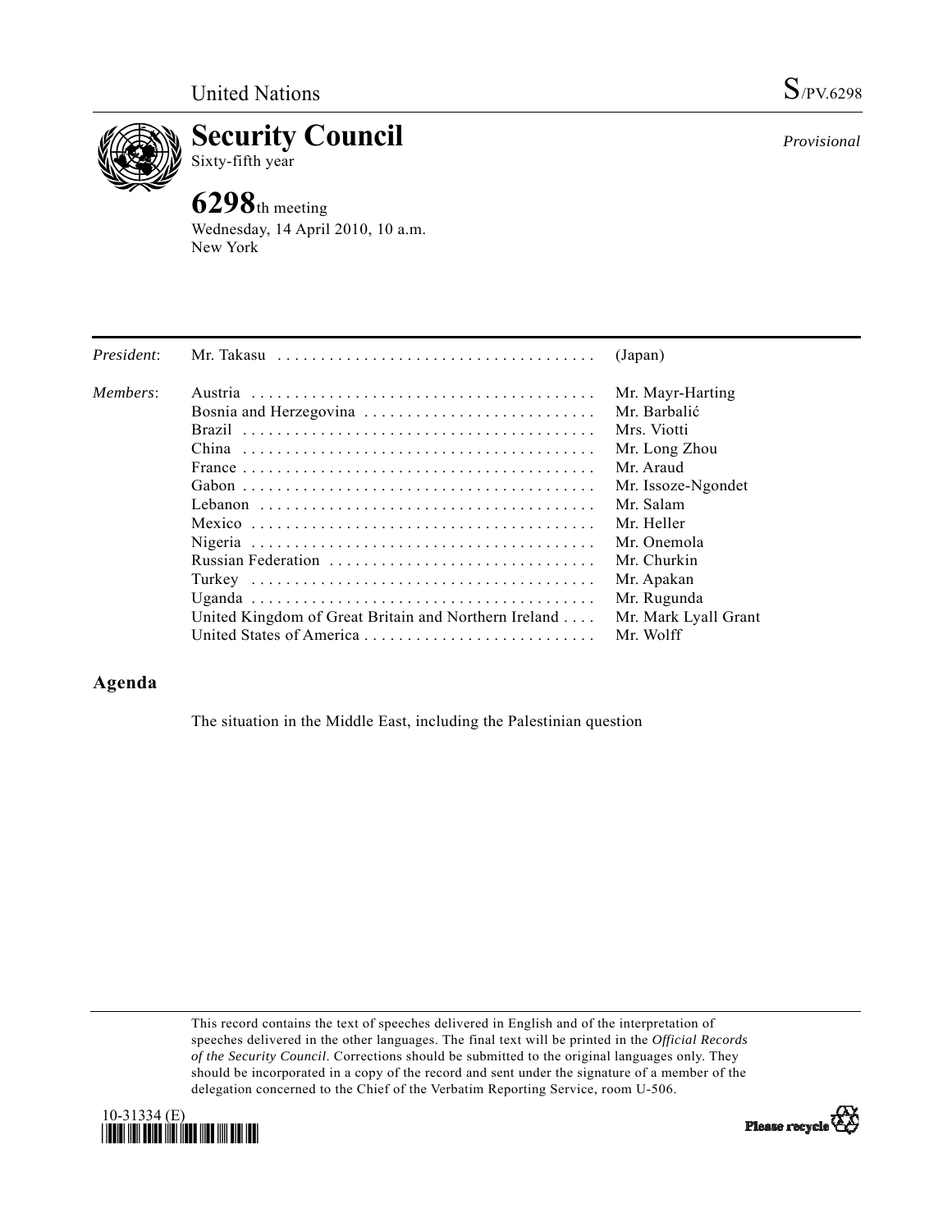United Nations S/PV.6298

# Security Council

Sixty-fifth year

*Provisional*

## 6298th meeting

Wednesday, 14 April 2010, 10 a.m.
New York

| | | |
|---|---|---|
| *President*: | Mr. Takasu | (Japan) |
| *Members*: | Austria | Mr. Mayr-Harting |
| | Bosnia and Herzegovina | Mr. Barbalić |
| | Brazil | Mrs. Viotti |
| | China | Mr. Long Zhou |
| | France | Mr. Araud |
| | Gabon | Mr. Issoze-Ngondet |
| | Lebanon | Mr. Salam |
| | Mexico | Mr. Heller |
| | Nigeria | Mr. Onemola |
| | Russian Federation | Mr. Churkin |
| | Turkey | Mr. Apakan |
| | Uganda | Mr. Rugunda |
| | United Kingdom of Great Britain and Northern Ireland | Mr. Mark Lyall Grant |
| | United States of America | Mr. Wolff |

## Agenda

The situation in the Middle East, including the Palestinian question

This record contains the text of speeches delivered in English and of the interpretation of speeches delivered in the other languages. The final text will be printed in the *Official Records of the Security Council*. Corrections should be submitted to the original languages only. They should be incorporated in a copy of the record and sent under the signature of a member of the delegation concerned to the Chief of the Verbatim Reporting Service, room U-506.

10-31334 (E)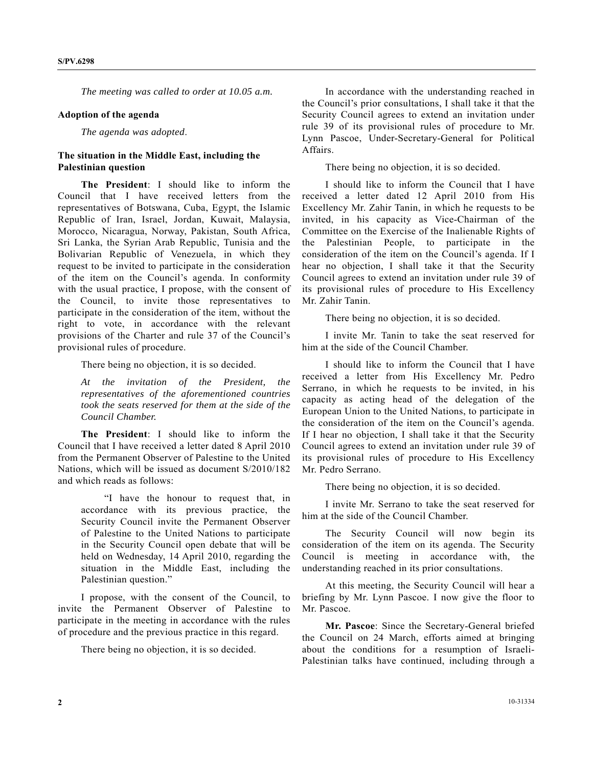*The meeting was called to order at 10.05 a.m.*

**Adoption of the agenda**

*The agenda was adopted*.

**The situation in the Middle East, including the Palestinian question**

**The President**: I should like to inform the Council that I have received letters from the representatives of Botswana, Cuba, Egypt, the Islamic Republic of Iran, Israel, Jordan, Kuwait, Malaysia, Morocco, Nicaragua, Norway, Pakistan, South Africa, Sri Lanka, the Syrian Arab Republic, Tunisia and the Bolivarian Republic of Venezuela, in which they request to be invited to participate in the consideration of the item on the Council's agenda. In conformity with the usual practice, I propose, with the consent of the Council, to invite those representatives to participate in the consideration of the item, without the right to vote, in accordance with the relevant provisions of the Charter and rule 37 of the Council's provisional rules of procedure.

There being no objection, it is so decided.

*At the invitation of the President, the representatives of the aforementioned countries took the seats reserved for them at the side of the Council Chamber.*

**The President**: I should like to inform the Council that I have received a letter dated 8 April 2010 from the Permanent Observer of Palestine to the United Nations, which will be issued as document S/2010/182 and which reads as follows:

> "I have the honour to request that, in accordance with its previous practice, the Security Council invite the Permanent Observer of Palestine to the United Nations to participate in the Security Council open debate that will be held on Wednesday, 14 April 2010, regarding the situation in the Middle East, including the Palestinian question."

I propose, with the consent of the Council, to invite the Permanent Observer of Palestine to participate in the meeting in accordance with the rules of procedure and the previous practice in this regard.

There being no objection, it is so decided.

In accordance with the understanding reached in the Council's prior consultations, I shall take it that the Security Council agrees to extend an invitation under rule 39 of its provisional rules of procedure to Mr. Lynn Pascoe, Under-Secretary-General for Political Affairs.

There being no objection, it is so decided.

I should like to inform the Council that I have received a letter dated 12 April 2010 from His Excellency Mr. Zahir Tanin, in which he requests to be invited, in his capacity as Vice-Chairman of the Committee on the Exercise of the Inalienable Rights of the Palestinian People, to participate in the consideration of the item on the Council's agenda. If I hear no objection, I shall take it that the Security Council agrees to extend an invitation under rule 39 of its provisional rules of procedure to His Excellency Mr. Zahir Tanin.

There being no objection, it is so decided.

I invite Mr. Tanin to take the seat reserved for him at the side of the Council Chamber.

I should like to inform the Council that I have received a letter from His Excellency Mr. Pedro Serrano, in which he requests to be invited, in his capacity as acting head of the delegation of the European Union to the United Nations, to participate in the consideration of the item on the Council's agenda. If I hear no objection, I shall take it that the Security Council agrees to extend an invitation under rule 39 of its provisional rules of procedure to His Excellency Mr. Pedro Serrano.

There being no objection, it is so decided.

I invite Mr. Serrano to take the seat reserved for him at the side of the Council Chamber.

The Security Council will now begin its consideration of the item on its agenda. The Security Council is meeting in accordance with, the understanding reached in its prior consultations.

At this meeting, the Security Council will hear a briefing by Mr. Lynn Pascoe. I now give the floor to Mr. Pascoe.

**Mr. Pascoe**: Since the Secretary-General briefed the Council on 24 March, efforts aimed at bringing about the conditions for a resumption of Israeli-Palestinian talks have continued, including through a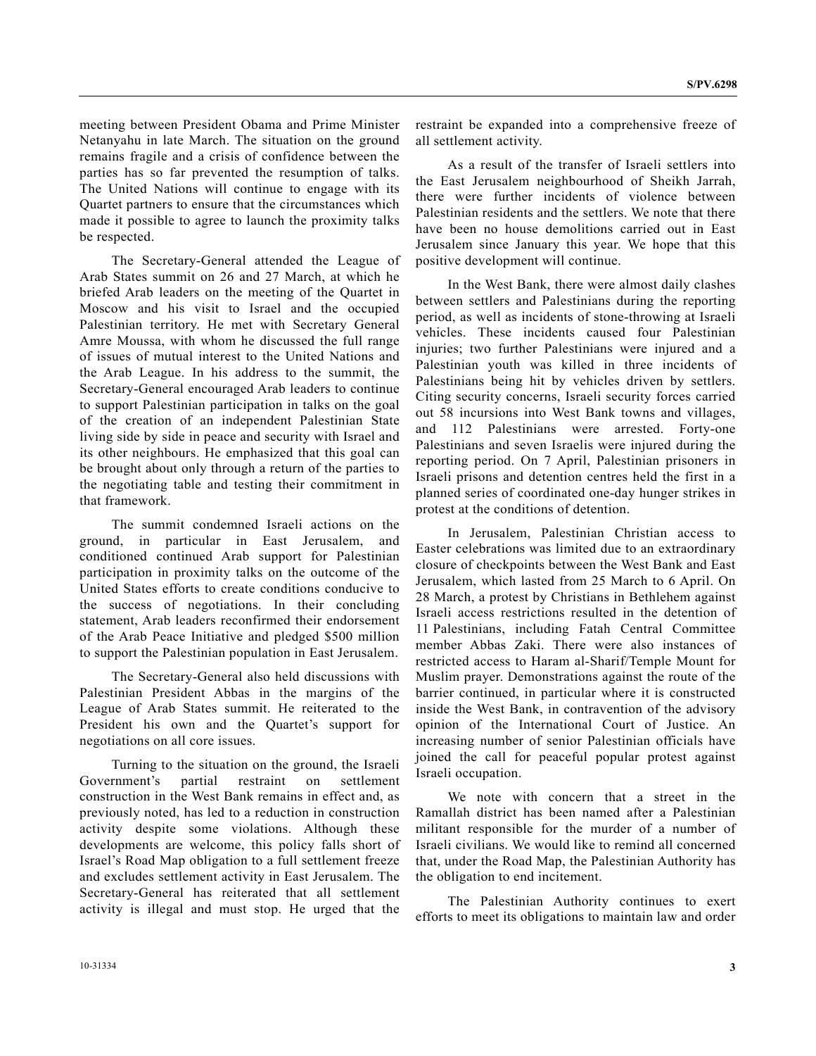meeting between President Obama and Prime Minister Netanyahu in late March. The situation on the ground remains fragile and a crisis of confidence between the parties has so far prevented the resumption of talks. The United Nations will continue to engage with its Quartet partners to ensure that the circumstances which made it possible to agree to launch the proximity talks be respected.

The Secretary-General attended the League of Arab States summit on 26 and 27 March, at which he briefed Arab leaders on the meeting of the Quartet in Moscow and his visit to Israel and the occupied Palestinian territory. He met with Secretary General Amre Moussa, with whom he discussed the full range of issues of mutual interest to the United Nations and the Arab League. In his address to the summit, the Secretary-General encouraged Arab leaders to continue to support Palestinian participation in talks on the goal of the creation of an independent Palestinian State living side by side in peace and security with Israel and its other neighbours. He emphasized that this goal can be brought about only through a return of the parties to the negotiating table and testing their commitment in that framework.

The summit condemned Israeli actions on the ground, in particular in East Jerusalem, and conditioned continued Arab support for Palestinian participation in proximity talks on the outcome of the United States efforts to create conditions conducive to the success of negotiations. In their concluding statement, Arab leaders reconfirmed their endorsement of the Arab Peace Initiative and pledged $500 million to support the Palestinian population in East Jerusalem.

The Secretary-General also held discussions with Palestinian President Abbas in the margins of the League of Arab States summit. He reiterated to the President his own and the Quartet's support for negotiations on all core issues.

Turning to the situation on the ground, the Israeli Government's partial restraint on settlement construction in the West Bank remains in effect and, as previously noted, has led to a reduction in construction activity despite some violations. Although these developments are welcome, this policy falls short of Israel's Road Map obligation to a full settlement freeze and excludes settlement activity in East Jerusalem. The Secretary-General has reiterated that all settlement activity is illegal and must stop. He urged that the restraint be expanded into a comprehensive freeze of all settlement activity.

As a result of the transfer of Israeli settlers into the East Jerusalem neighbourhood of Sheikh Jarrah, there were further incidents of violence between Palestinian residents and the settlers. We note that there have been no house demolitions carried out in East Jerusalem since January this year. We hope that this positive development will continue.

In the West Bank, there were almost daily clashes between settlers and Palestinians during the reporting period, as well as incidents of stone-throwing at Israeli vehicles. These incidents caused four Palestinian injuries; two further Palestinians were injured and a Palestinian youth was killed in three incidents of Palestinians being hit by vehicles driven by settlers. Citing security concerns, Israeli security forces carried out 58 incursions into West Bank towns and villages, and 112 Palestinians were arrested. Forty-one Palestinians and seven Israelis were injured during the reporting period. On 7 April, Palestinian prisoners in Israeli prisons and detention centres held the first in a planned series of coordinated one-day hunger strikes in protest at the conditions of detention.

In Jerusalem, Palestinian Christian access to Easter celebrations was limited due to an extraordinary closure of checkpoints between the West Bank and East Jerusalem, which lasted from 25 March to 6 April. On 28 March, a protest by Christians in Bethlehem against Israeli access restrictions resulted in the detention of 11 Palestinians, including Fatah Central Committee member Abbas Zaki. There were also instances of restricted access to Haram al-Sharif/Temple Mount for Muslim prayer. Demonstrations against the route of the barrier continued, in particular where it is constructed inside the West Bank, in contravention of the advisory opinion of the International Court of Justice. An increasing number of senior Palestinian officials have joined the call for peaceful popular protest against Israeli occupation.

We note with concern that a street in the Ramallah district has been named after a Palestinian militant responsible for the murder of a number of Israeli civilians. We would like to remind all concerned that, under the Road Map, the Palestinian Authority has the obligation to end incitement.

The Palestinian Authority continues to exert efforts to meet its obligations to maintain law and order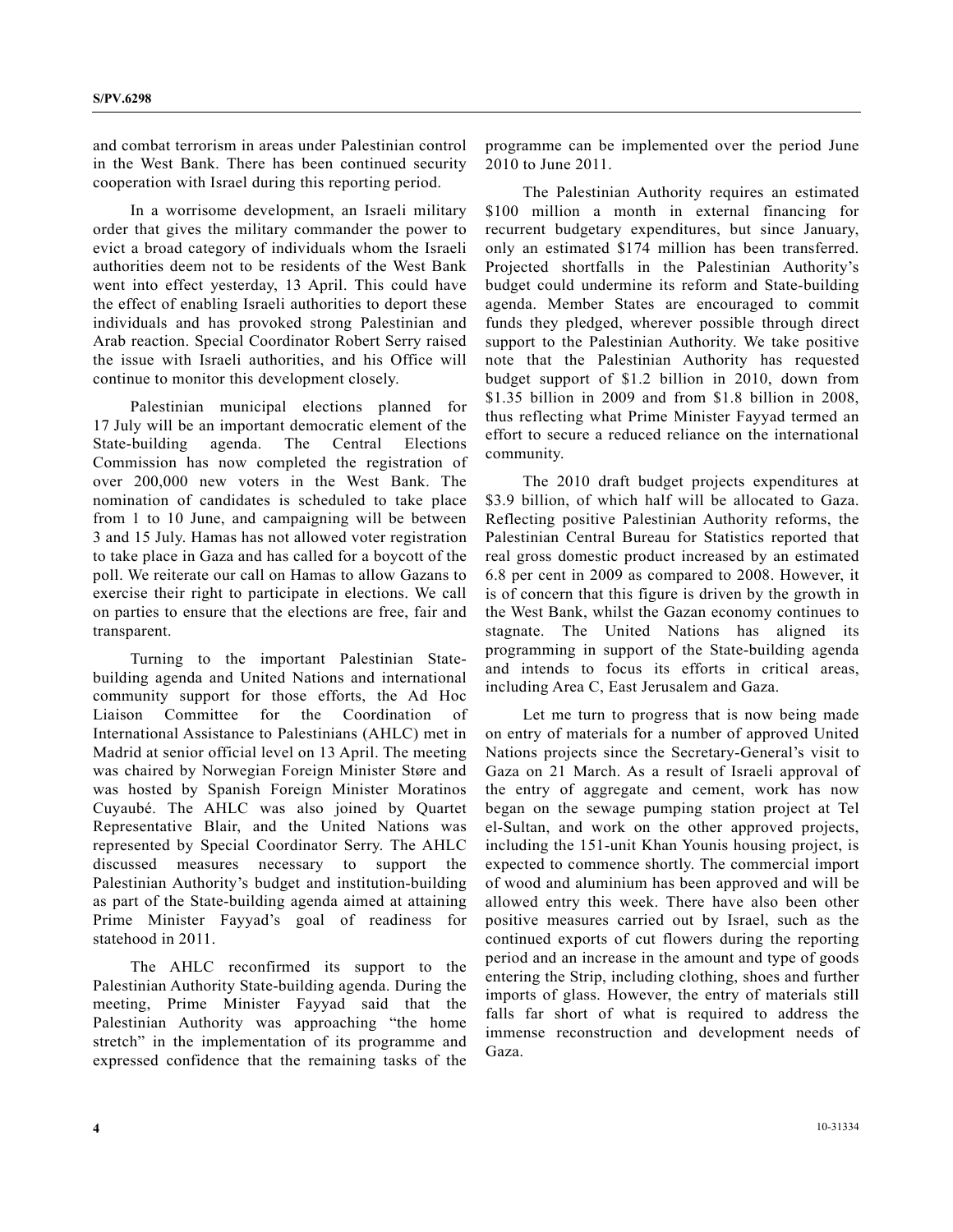and combat terrorism in areas under Palestinian control in the West Bank. There has been continued security cooperation with Israel during this reporting period.

In a worrisome development, an Israeli military order that gives the military commander the power to evict a broad category of individuals whom the Israeli authorities deem not to be residents of the West Bank went into effect yesterday, 13 April. This could have the effect of enabling Israeli authorities to deport these individuals and has provoked strong Palestinian and Arab reaction. Special Coordinator Robert Serry raised the issue with Israeli authorities, and his Office will continue to monitor this development closely.

Palestinian municipal elections planned for 17 July will be an important democratic element of the State-building agenda. The Central Elections Commission has now completed the registration of over 200,000 new voters in the West Bank. The nomination of candidates is scheduled to take place from 1 to 10 June, and campaigning will be between 3 and 15 July. Hamas has not allowed voter registration to take place in Gaza and has called for a boycott of the poll. We reiterate our call on Hamas to allow Gazans to exercise their right to participate in elections. We call on parties to ensure that the elections are free, fair and transparent.

Turning to the important Palestinian State-building agenda and United Nations and international community support for those efforts, the Ad Hoc Liaison Committee for the Coordination of International Assistance to Palestinians (AHLC) met in Madrid at senior official level on 13 April. The meeting was chaired by Norwegian Foreign Minister Støre and was hosted by Spanish Foreign Minister Moratinos Cuyaubé. The AHLC was also joined by Quartet Representative Blair, and the United Nations was represented by Special Coordinator Serry. The AHLC discussed measures necessary to support the Palestinian Authority's budget and institution-building as part of the State-building agenda aimed at attaining Prime Minister Fayyad's goal of readiness for statehood in 2011.

The AHLC reconfirmed its support to the Palestinian Authority State-building agenda. During the meeting, Prime Minister Fayyad said that the Palestinian Authority was approaching "the home stretch" in the implementation of its programme and expressed confidence that the remaining tasks of the programme can be implemented over the period June 2010 to June 2011.

The Palestinian Authority requires an estimated $100 million a month in external financing for recurrent budgetary expenditures, but since January, only an estimated $174 million has been transferred. Projected shortfalls in the Palestinian Authority's budget could undermine its reform and State-building agenda. Member States are encouraged to commit funds they pledged, wherever possible through direct support to the Palestinian Authority. We take positive note that the Palestinian Authority has requested budget support of $1.2 billion in 2010, down from $1.35 billion in 2009 and from $1.8 billion in 2008, thus reflecting what Prime Minister Fayyad termed an effort to secure a reduced reliance on the international community.

The 2010 draft budget projects expenditures at $3.9 billion, of which half will be allocated to Gaza. Reflecting positive Palestinian Authority reforms, the Palestinian Central Bureau for Statistics reported that real gross domestic product increased by an estimated 6.8 per cent in 2009 as compared to 2008. However, it is of concern that this figure is driven by the growth in the West Bank, whilst the Gazan economy continues to stagnate. The United Nations has aligned its programming in support of the State-building agenda and intends to focus its efforts in critical areas, including Area C, East Jerusalem and Gaza.

Let me turn to progress that is now being made on entry of materials for a number of approved United Nations projects since the Secretary-General's visit to Gaza on 21 March. As a result of Israeli approval of the entry of aggregate and cement, work has now began on the sewage pumping station project at Tel el-Sultan, and work on the other approved projects, including the 151-unit Khan Younis housing project, is expected to commence shortly. The commercial import of wood and aluminium has been approved and will be allowed entry this week. There have also been other positive measures carried out by Israel, such as the continued exports of cut flowers during the reporting period and an increase in the amount and type of goods entering the Strip, including clothing, shoes and further imports of glass. However, the entry of materials still falls far short of what is required to address the immense reconstruction and development needs of Gaza.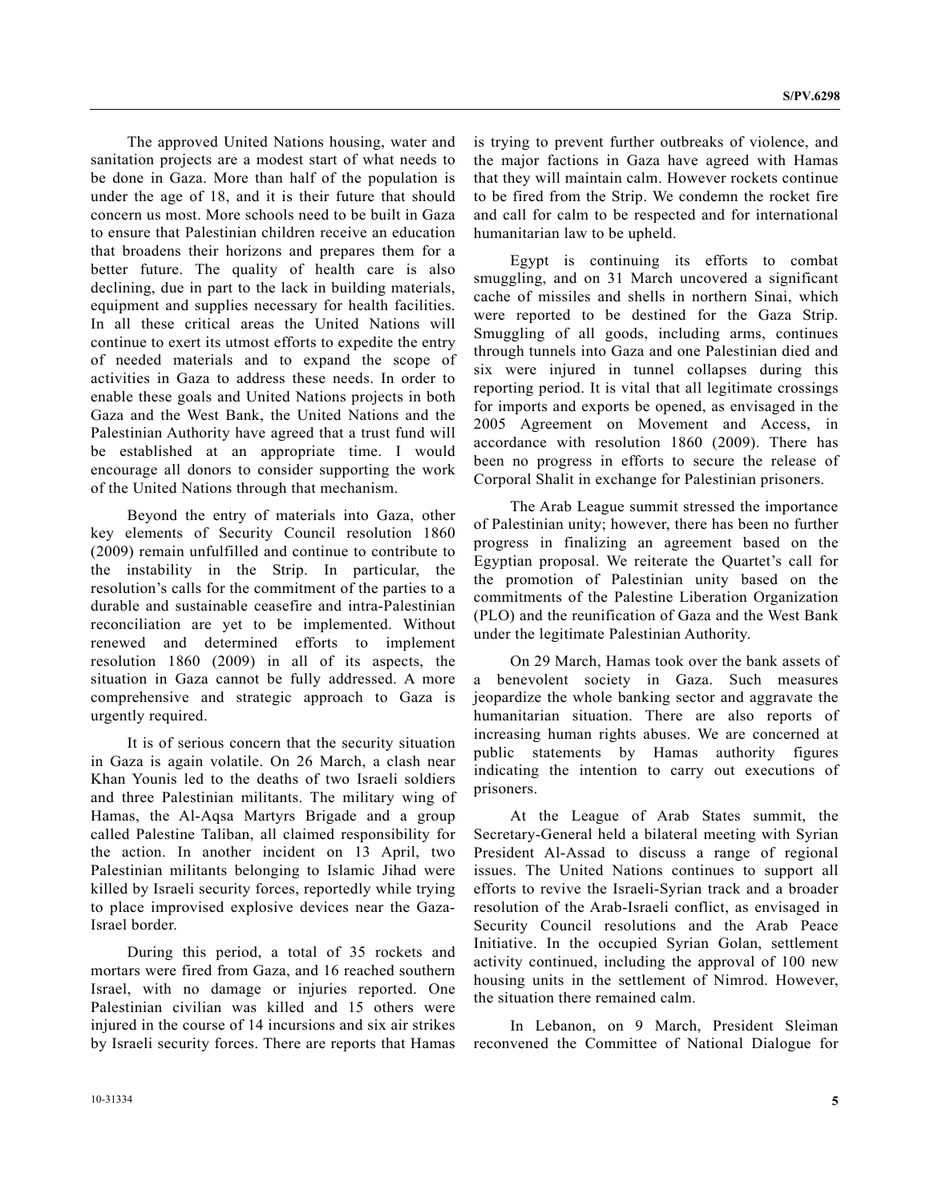The approved United Nations housing, water and sanitation projects are a modest start of what needs to be done in Gaza. More than half of the population is under the age of 18, and it is their future that should concern us most. More schools need to be built in Gaza to ensure that Palestinian children receive an education that broadens their horizons and prepares them for a better future. The quality of health care is also declining, due in part to the lack in building materials, equipment and supplies necessary for health facilities. In all these critical areas the United Nations will continue to exert its utmost efforts to expedite the entry of needed materials and to expand the scope of activities in Gaza to address these needs. In order to enable these goals and United Nations projects in both Gaza and the West Bank, the United Nations and the Palestinian Authority have agreed that a trust fund will be established at an appropriate time. I would encourage all donors to consider supporting the work of the United Nations through that mechanism.

Beyond the entry of materials into Gaza, other key elements of Security Council resolution 1860 (2009) remain unfulfilled and continue to contribute to the instability in the Strip. In particular, the resolution's calls for the commitment of the parties to a durable and sustainable ceasefire and intra-Palestinian reconciliation are yet to be implemented. Without renewed and determined efforts to implement resolution 1860 (2009) in all of its aspects, the situation in Gaza cannot be fully addressed. A more comprehensive and strategic approach to Gaza is urgently required.

It is of serious concern that the security situation in Gaza is again volatile. On 26 March, a clash near Khan Younis led to the deaths of two Israeli soldiers and three Palestinian militants. The military wing of Hamas, the Al-Aqsa Martyrs Brigade and a group called Palestine Taliban, all claimed responsibility for the action. In another incident on 13 April, two Palestinian militants belonging to Islamic Jihad were killed by Israeli security forces, reportedly while trying to place improvised explosive devices near the Gaza-Israel border.

During this period, a total of 35 rockets and mortars were fired from Gaza, and 16 reached southern Israel, with no damage or injuries reported. One Palestinian civilian was killed and 15 others were injured in the course of 14 incursions and six air strikes by Israeli security forces. There are reports that Hamas is trying to prevent further outbreaks of violence, and the major factions in Gaza have agreed with Hamas that they will maintain calm. However rockets continue to be fired from the Strip. We condemn the rocket fire and call for calm to be respected and for international humanitarian law to be upheld.

Egypt is continuing its efforts to combat smuggling, and on 31 March uncovered a significant cache of missiles and shells in northern Sinai, which were reported to be destined for the Gaza Strip. Smuggling of all goods, including arms, continues through tunnels into Gaza and one Palestinian died and six were injured in tunnel collapses during this reporting period. It is vital that all legitimate crossings for imports and exports be opened, as envisaged in the 2005 Agreement on Movement and Access, in accordance with resolution 1860 (2009). There has been no progress in efforts to secure the release of Corporal Shalit in exchange for Palestinian prisoners.

The Arab League summit stressed the importance of Palestinian unity; however, there has been no further progress in finalizing an agreement based on the Egyptian proposal. We reiterate the Quartet's call for the promotion of Palestinian unity based on the commitments of the Palestine Liberation Organization (PLO) and the reunification of Gaza and the West Bank under the legitimate Palestinian Authority.

On 29 March, Hamas took over the bank assets of a benevolent society in Gaza. Such measures jeopardize the whole banking sector and aggravate the humanitarian situation. There are also reports of increasing human rights abuses. We are concerned at public statements by Hamas authority figures indicating the intention to carry out executions of prisoners.

At the League of Arab States summit, the Secretary-General held a bilateral meeting with Syrian President Al-Assad to discuss a range of regional issues. The United Nations continues to support all efforts to revive the Israeli-Syrian track and a broader resolution of the Arab-Israeli conflict, as envisaged in Security Council resolutions and the Arab Peace Initiative. In the occupied Syrian Golan, settlement activity continued, including the approval of 100 new housing units in the settlement of Nimrod. However, the situation there remained calm.

In Lebanon, on 9 March, President Sleiman reconvened the Committee of National Dialogue for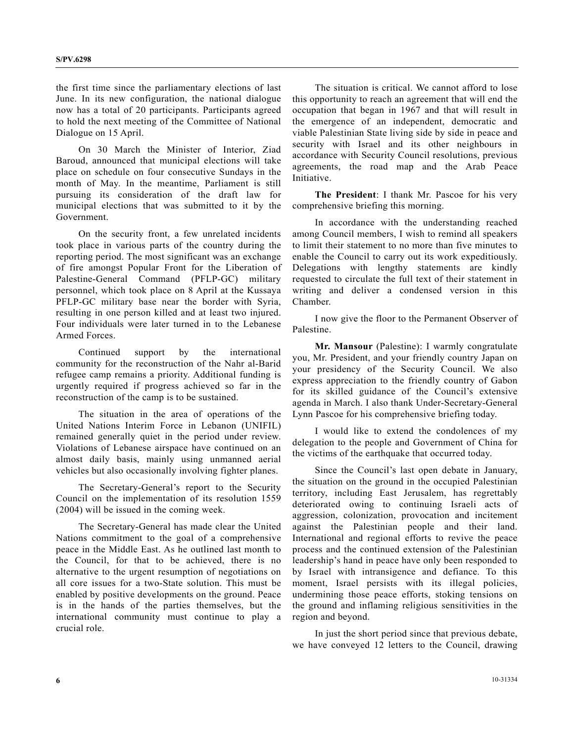the first time since the parliamentary elections of last June. In its new configuration, the national dialogue now has a total of 20 participants. Participants agreed to hold the next meeting of the Committee of National Dialogue on 15 April.

On 30 March the Minister of Interior, Ziad Baroud, announced that municipal elections will take place on schedule on four consecutive Sundays in the month of May. In the meantime, Parliament is still pursuing its consideration of the draft law for municipal elections that was submitted to it by the Government.

On the security front, a few unrelated incidents took place in various parts of the country during the reporting period. The most significant was an exchange of fire amongst Popular Front for the Liberation of Palestine-General Command (PFLP-GC) military personnel, which took place on 8 April at the Kussaya PFLP-GC military base near the border with Syria, resulting in one person killed and at least two injured. Four individuals were later turned in to the Lebanese Armed Forces.

Continued support by the international community for the reconstruction of the Nahr al-Barid refugee camp remains a priority. Additional funding is urgently required if progress achieved so far in the reconstruction of the camp is to be sustained.

The situation in the area of operations of the United Nations Interim Force in Lebanon (UNIFIL) remained generally quiet in the period under review. Violations of Lebanese airspace have continued on an almost daily basis, mainly using unmanned aerial vehicles but also occasionally involving fighter planes.

The Secretary-General's report to the Security Council on the implementation of its resolution 1559 (2004) will be issued in the coming week.

The Secretary-General has made clear the United Nations commitment to the goal of a comprehensive peace in the Middle East. As he outlined last month to the Council, for that to be achieved, there is no alternative to the urgent resumption of negotiations on all core issues for a two-State solution. This must be enabled by positive developments on the ground. Peace is in the hands of the parties themselves, but the international community must continue to play a crucial role.

The situation is critical. We cannot afford to lose this opportunity to reach an agreement that will end the occupation that began in 1967 and that will result in the emergence of an independent, democratic and viable Palestinian State living side by side in peace and security with Israel and its other neighbours in accordance with Security Council resolutions, previous agreements, the road map and the Arab Peace Initiative.

**The President**: I thank Mr. Pascoe for his very comprehensive briefing this morning.

In accordance with the understanding reached among Council members, I wish to remind all speakers to limit their statement to no more than five minutes to enable the Council to carry out its work expeditiously. Delegations with lengthy statements are kindly requested to circulate the full text of their statement in writing and deliver a condensed version in this Chamber.

I now give the floor to the Permanent Observer of Palestine.

**Mr. Mansour** (Palestine): I warmly congratulate you, Mr. President, and your friendly country Japan on your presidency of the Security Council. We also express appreciation to the friendly country of Gabon for its skilled guidance of the Council's extensive agenda in March. I also thank Under-Secretary-General Lynn Pascoe for his comprehensive briefing today.

I would like to extend the condolences of my delegation to the people and Government of China for the victims of the earthquake that occurred today.

Since the Council's last open debate in January, the situation on the ground in the occupied Palestinian territory, including East Jerusalem, has regrettably deteriorated owing to continuing Israeli acts of aggression, colonization, provocation and incitement against the Palestinian people and their land. International and regional efforts to revive the peace process and the continued extension of the Palestinian leadership's hand in peace have only been responded to by Israel with intransigence and defiance. To this moment, Israel persists with its illegal policies, undermining those peace efforts, stoking tensions on the ground and inflaming religious sensitivities in the region and beyond.

In just the short period since that previous debate, we have conveyed 12 letters to the Council, drawing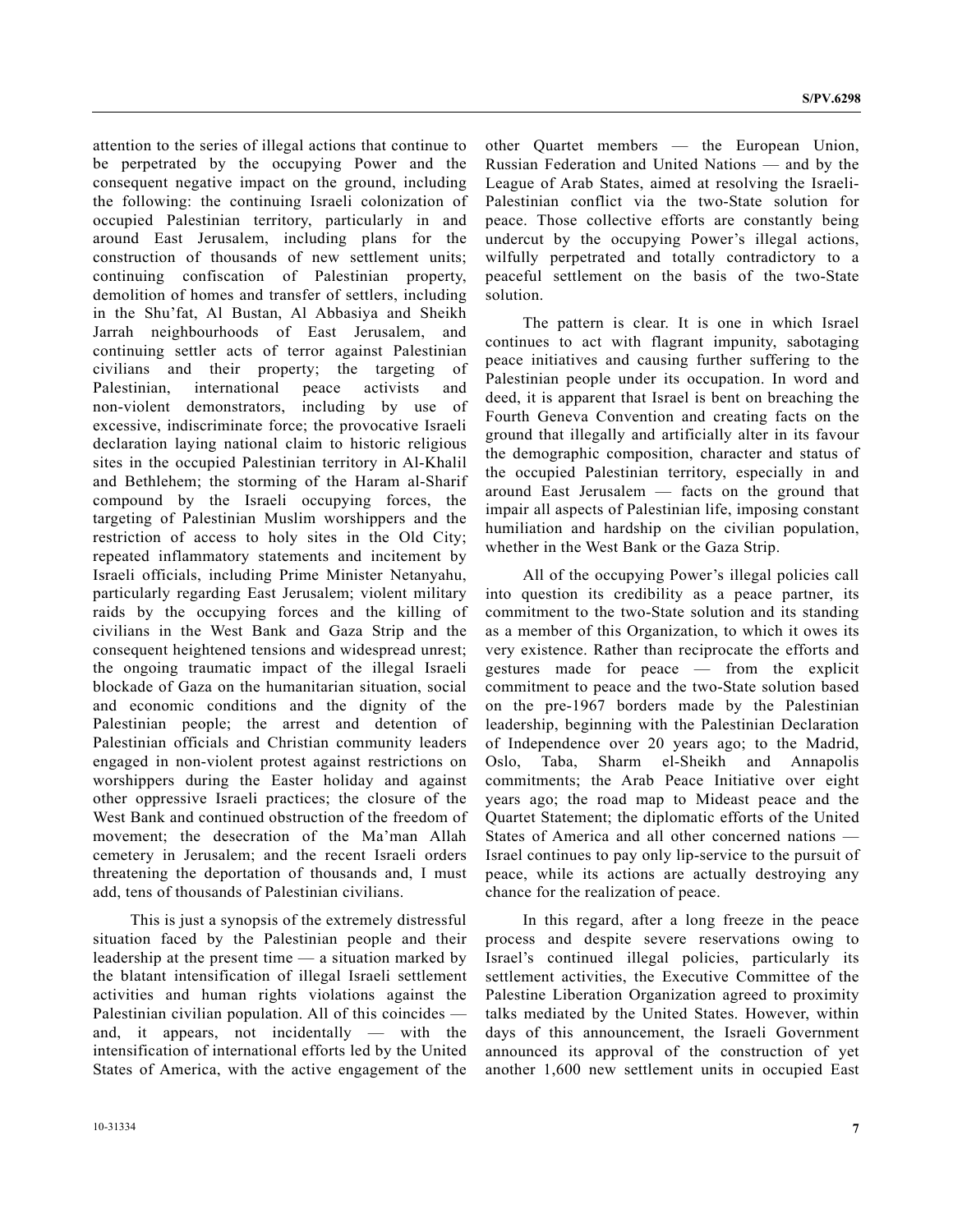attention to the series of illegal actions that continue to be perpetrated by the occupying Power and the consequent negative impact on the ground, including the following: the continuing Israeli colonization of occupied Palestinian territory, particularly in and around East Jerusalem, including plans for the construction of thousands of new settlement units; continuing confiscation of Palestinian property, demolition of homes and transfer of settlers, including in the Shu'fat, Al Bustan, Al Abbasiya and Sheikh Jarrah neighbourhoods of East Jerusalem, and continuing settler acts of terror against Palestinian civilians and their property; the targeting of Palestinian, international peace activists and non-violent demonstrators, including by use of excessive, indiscriminate force; the provocative Israeli declaration laying national claim to historic religious sites in the occupied Palestinian territory in Al-Khalil and Bethlehem; the storming of the Haram al-Sharif compound by the Israeli occupying forces, the targeting of Palestinian Muslim worshippers and the restriction of access to holy sites in the Old City; repeated inflammatory statements and incitement by Israeli officials, including Prime Minister Netanyahu, particularly regarding East Jerusalem; violent military raids by the occupying forces and the killing of civilians in the West Bank and Gaza Strip and the consequent heightened tensions and widespread unrest; the ongoing traumatic impact of the illegal Israeli blockade of Gaza on the humanitarian situation, social and economic conditions and the dignity of the Palestinian people; the arrest and detention of Palestinian officials and Christian community leaders engaged in non-violent protest against restrictions on worshippers during the Easter holiday and against other oppressive Israeli practices; the closure of the West Bank and continued obstruction of the freedom of movement; the desecration of the Ma'man Allah cemetery in Jerusalem; and the recent Israeli orders threatening the deportation of thousands and, I must add, tens of thousands of Palestinian civilians.

This is just a synopsis of the extremely distressful situation faced by the Palestinian people and their leadership at the present time — a situation marked by the blatant intensification of illegal Israeli settlement activities and human rights violations against the Palestinian civilian population. All of this coincides — and, it appears, not incidentally — with the intensification of international efforts led by the United States of America, with the active engagement of the other Quartet members — the European Union, Russian Federation and United Nations — and by the League of Arab States, aimed at resolving the Israeli-Palestinian conflict via the two-State solution for peace. Those collective efforts are constantly being undercut by the occupying Power's illegal actions, wilfully perpetrated and totally contradictory to a peaceful settlement on the basis of the two-State solution.

The pattern is clear. It is one in which Israel continues to act with flagrant impunity, sabotaging peace initiatives and causing further suffering to the Palestinian people under its occupation. In word and deed, it is apparent that Israel is bent on breaching the Fourth Geneva Convention and creating facts on the ground that illegally and artificially alter in its favour the demographic composition, character and status of the occupied Palestinian territory, especially in and around East Jerusalem — facts on the ground that impair all aspects of Palestinian life, imposing constant humiliation and hardship on the civilian population, whether in the West Bank or the Gaza Strip.

All of the occupying Power's illegal policies call into question its credibility as a peace partner, its commitment to the two-State solution and its standing as a member of this Organization, to which it owes its very existence. Rather than reciprocate the efforts and gestures made for peace — from the explicit commitment to peace and the two-State solution based on the pre-1967 borders made by the Palestinian leadership, beginning with the Palestinian Declaration of Independence over 20 years ago; to the Madrid, Oslo, Taba, Sharm el-Sheikh and Annapolis commitments; the Arab Peace Initiative over eight years ago; the road map to Mideast peace and the Quartet Statement; the diplomatic efforts of the United States of America and all other concerned nations — Israel continues to pay only lip-service to the pursuit of peace, while its actions are actually destroying any chance for the realization of peace.

In this regard, after a long freeze in the peace process and despite severe reservations owing to Israel's continued illegal policies, particularly its settlement activities, the Executive Committee of the Palestine Liberation Organization agreed to proximity talks mediated by the United States. However, within days of this announcement, the Israeli Government announced its approval of the construction of yet another 1,600 new settlement units in occupied East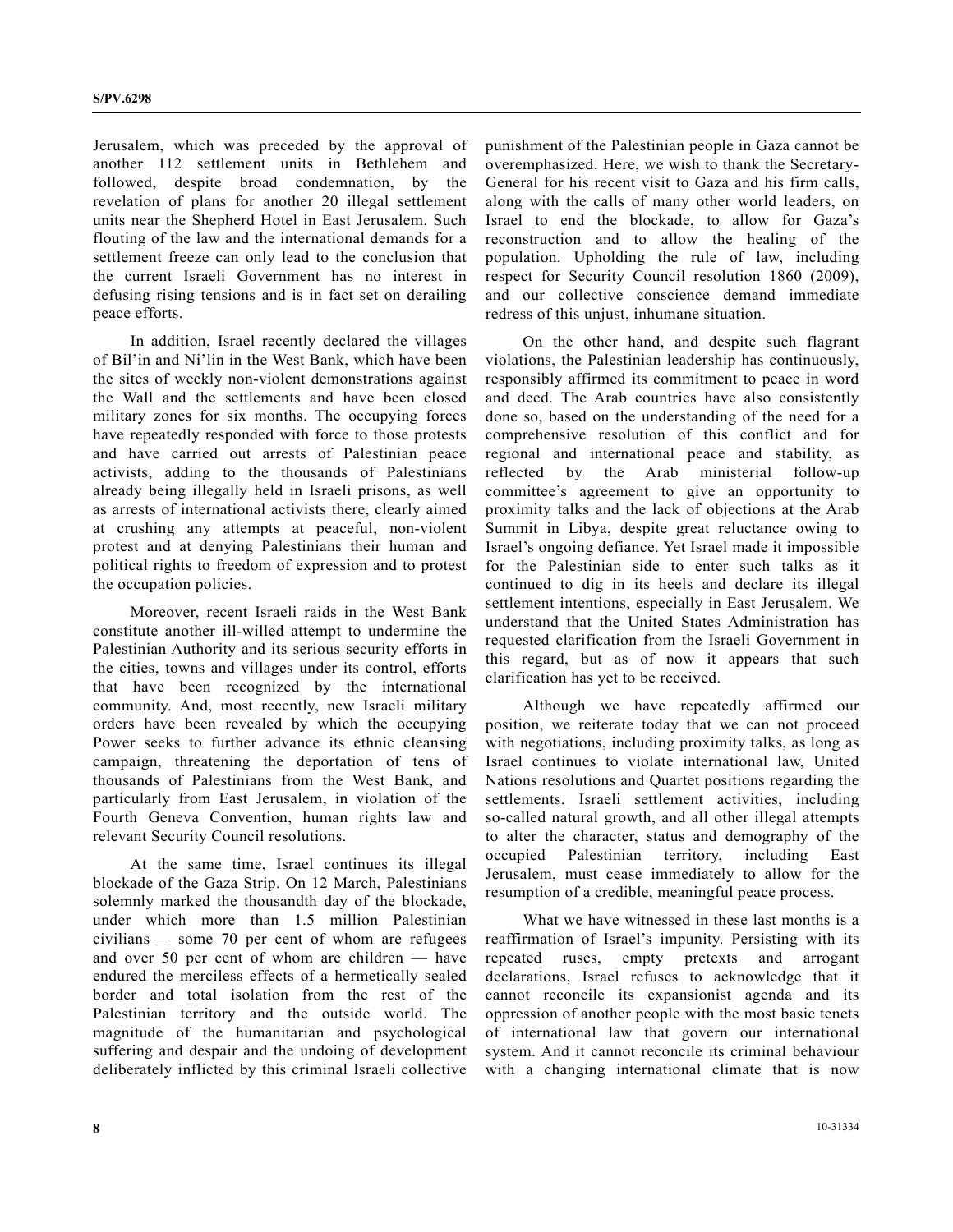Jerusalem, which was preceded by the approval of another 112 settlement units in Bethlehem and followed, despite broad condemnation, by the revelation of plans for another 20 illegal settlement units near the Shepherd Hotel in East Jerusalem. Such flouting of the law and the international demands for a settlement freeze can only lead to the conclusion that the current Israeli Government has no interest in defusing rising tensions and is in fact set on derailing peace efforts.

In addition, Israel recently declared the villages of Bil'in and Ni'lin in the West Bank, which have been the sites of weekly non-violent demonstrations against the Wall and the settlements and have been closed military zones for six months. The occupying forces have repeatedly responded with force to those protests and have carried out arrests of Palestinian peace activists, adding to the thousands of Palestinians already being illegally held in Israeli prisons, as well as arrests of international activists there, clearly aimed at crushing any attempts at peaceful, non-violent protest and at denying Palestinians their human and political rights to freedom of expression and to protest the occupation policies.

Moreover, recent Israeli raids in the West Bank constitute another ill-willed attempt to undermine the Palestinian Authority and its serious security efforts in the cities, towns and villages under its control, efforts that have been recognized by the international community. And, most recently, new Israeli military orders have been revealed by which the occupying Power seeks to further advance its ethnic cleansing campaign, threatening the deportation of tens of thousands of Palestinians from the West Bank, and particularly from East Jerusalem, in violation of the Fourth Geneva Convention, human rights law and relevant Security Council resolutions.

At the same time, Israel continues its illegal blockade of the Gaza Strip. On 12 March, Palestinians solemnly marked the thousandth day of the blockade, under which more than 1.5 million Palestinian civilians — some 70 per cent of whom are refugees and over 50 per cent of whom are children — have endured the merciless effects of a hermetically sealed border and total isolation from the rest of the Palestinian territory and the outside world. The magnitude of the humanitarian and psychological suffering and despair and the undoing of development deliberately inflicted by this criminal Israeli collective punishment of the Palestinian people in Gaza cannot be overemphasized. Here, we wish to thank the Secretary-General for his recent visit to Gaza and his firm calls, along with the calls of many other world leaders, on Israel to end the blockade, to allow for Gaza's reconstruction and to allow the healing of the population. Upholding the rule of law, including respect for Security Council resolution 1860 (2009), and our collective conscience demand immediate redress of this unjust, inhumane situation.

On the other hand, and despite such flagrant violations, the Palestinian leadership has continuously, responsibly affirmed its commitment to peace in word and deed. The Arab countries have also consistently done so, based on the understanding of the need for a comprehensive resolution of this conflict and for regional and international peace and stability, as reflected by the Arab ministerial follow-up committee's agreement to give an opportunity to proximity talks and the lack of objections at the Arab Summit in Libya, despite great reluctance owing to Israel's ongoing defiance. Yet Israel made it impossible for the Palestinian side to enter such talks as it continued to dig in its heels and declare its illegal settlement intentions, especially in East Jerusalem. We understand that the United States Administration has requested clarification from the Israeli Government in this regard, but as of now it appears that such clarification has yet to be received.

Although we have repeatedly affirmed our position, we reiterate today that we can not proceed with negotiations, including proximity talks, as long as Israel continues to violate international law, United Nations resolutions and Quartet positions regarding the settlements. Israeli settlement activities, including so-called natural growth, and all other illegal attempts to alter the character, status and demography of the occupied Palestinian territory, including East Jerusalem, must cease immediately to allow for the resumption of a credible, meaningful peace process.

What we have witnessed in these last months is a reaffirmation of Israel's impunity. Persisting with its repeated ruses, empty pretexts and arrogant declarations, Israel refuses to acknowledge that it cannot reconcile its expansionist agenda and its oppression of another people with the most basic tenets of international law that govern our international system. And it cannot reconcile its criminal behaviour with a changing international climate that is now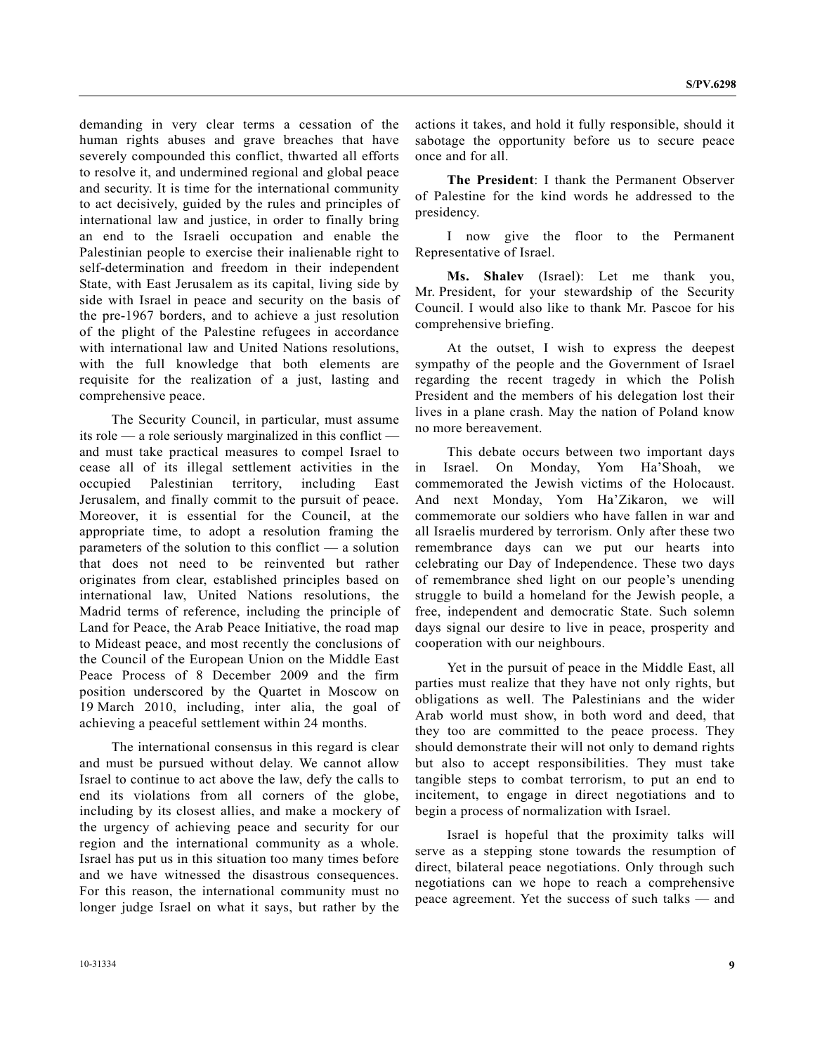demanding in very clear terms a cessation of the human rights abuses and grave breaches that have severely compounded this conflict, thwarted all efforts to resolve it, and undermined regional and global peace and security. It is time for the international community to act decisively, guided by the rules and principles of international law and justice, in order to finally bring an end to the Israeli occupation and enable the Palestinian people to exercise their inalienable right to self-determination and freedom in their independent State, with East Jerusalem as its capital, living side by side with Israel in peace and security on the basis of the pre-1967 borders, and to achieve a just resolution of the plight of the Palestine refugees in accordance with international law and United Nations resolutions, with the full knowledge that both elements are requisite for the realization of a just, lasting and comprehensive peace.

The Security Council, in particular, must assume its role — a role seriously marginalized in this conflict — and must take practical measures to compel Israel to cease all of its illegal settlement activities in the occupied Palestinian territory, including East Jerusalem, and finally commit to the pursuit of peace. Moreover, it is essential for the Council, at the appropriate time, to adopt a resolution framing the parameters of the solution to this conflict — a solution that does not need to be reinvented but rather originates from clear, established principles based on international law, United Nations resolutions, the Madrid terms of reference, including the principle of Land for Peace, the Arab Peace Initiative, the road map to Mideast peace, and most recently the conclusions of the Council of the European Union on the Middle East Peace Process of 8 December 2009 and the firm position underscored by the Quartet in Moscow on 19 March 2010, including, inter alia, the goal of achieving a peaceful settlement within 24 months.

The international consensus in this regard is clear and must be pursued without delay. We cannot allow Israel to continue to act above the law, defy the calls to end its violations from all corners of the globe, including by its closest allies, and make a mockery of the urgency of achieving peace and security for our region and the international community as a whole. Israel has put us in this situation too many times before and we have witnessed the disastrous consequences. For this reason, the international community must no longer judge Israel on what it says, but rather by the actions it takes, and hold it fully responsible, should it sabotage the opportunity before us to secure peace once and for all.

**The President**: I thank the Permanent Observer of Palestine for the kind words he addressed to the presidency.

I now give the floor to the Permanent Representative of Israel.

**Ms. Shalev** (Israel): Let me thank you, Mr. President, for your stewardship of the Security Council. I would also like to thank Mr. Pascoe for his comprehensive briefing.

At the outset, I wish to express the deepest sympathy of the people and the Government of Israel regarding the recent tragedy in which the Polish President and the members of his delegation lost their lives in a plane crash. May the nation of Poland know no more bereavement.

This debate occurs between two important days in Israel. On Monday, Yom Ha'Shoah, we commemorated the Jewish victims of the Holocaust. And next Monday, Yom Ha'Zikaron, we will commemorate our soldiers who have fallen in war and all Israelis murdered by terrorism. Only after these two remembrance days can we put our hearts into celebrating our Day of Independence. These two days of remembrance shed light on our people's unending struggle to build a homeland for the Jewish people, a free, independent and democratic State. Such solemn days signal our desire to live in peace, prosperity and cooperation with our neighbours.

Yet in the pursuit of peace in the Middle East, all parties must realize that they have not only rights, but obligations as well. The Palestinians and the wider Arab world must show, in both word and deed, that they too are committed to the peace process. They should demonstrate their will not only to demand rights but also to accept responsibilities. They must take tangible steps to combat terrorism, to put an end to incitement, to engage in direct negotiations and to begin a process of normalization with Israel.

Israel is hopeful that the proximity talks will serve as a stepping stone towards the resumption of direct, bilateral peace negotiations. Only through such negotiations can we hope to reach a comprehensive peace agreement. Yet the success of such talks — and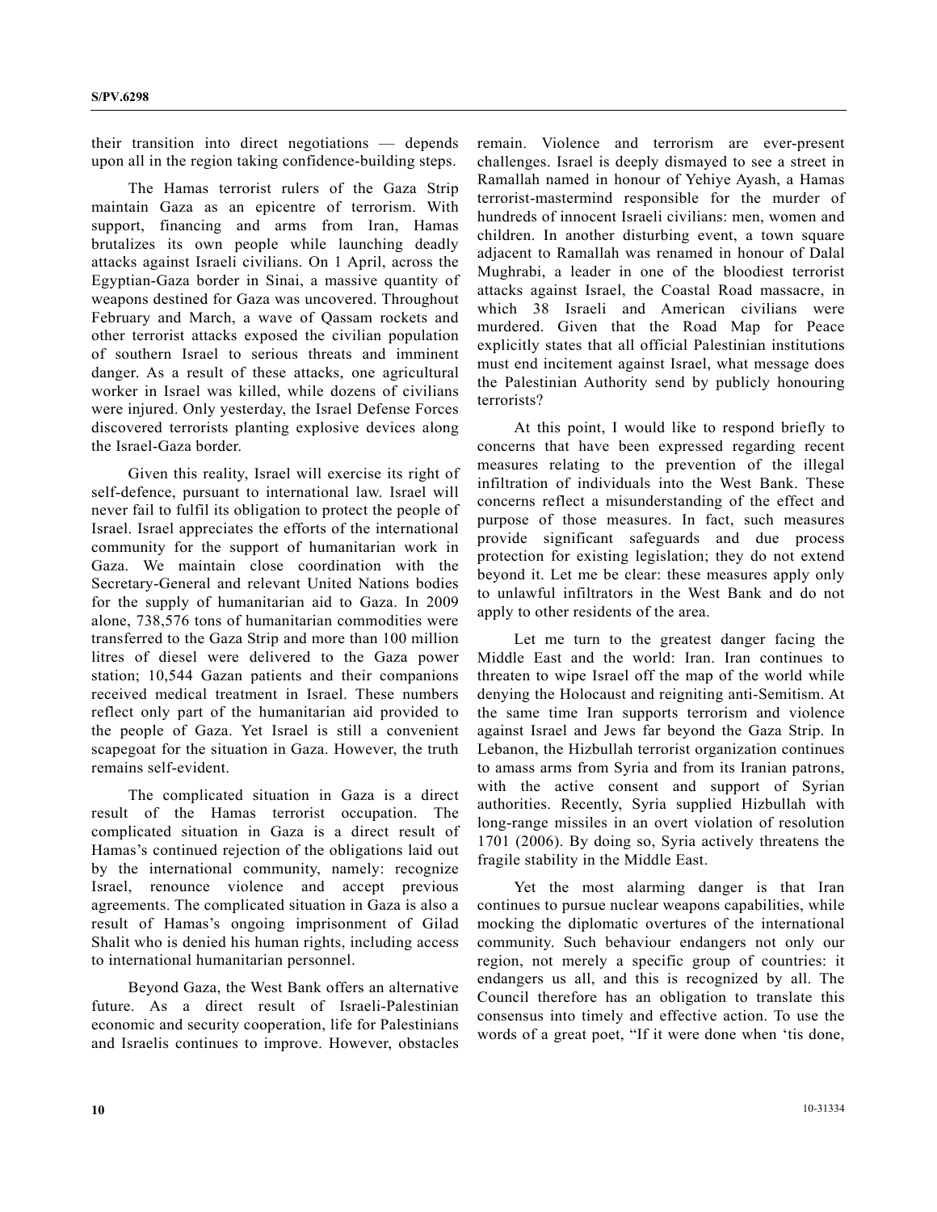their transition into direct negotiations — depends upon all in the region taking confidence-building steps.

The Hamas terrorist rulers of the Gaza Strip maintain Gaza as an epicentre of terrorism. With support, financing and arms from Iran, Hamas brutalizes its own people while launching deadly attacks against Israeli civilians. On 1 April, across the Egyptian-Gaza border in Sinai, a massive quantity of weapons destined for Gaza was uncovered. Throughout February and March, a wave of Qassam rockets and other terrorist attacks exposed the civilian population of southern Israel to serious threats and imminent danger. As a result of these attacks, one agricultural worker in Israel was killed, while dozens of civilians were injured. Only yesterday, the Israel Defense Forces discovered terrorists planting explosive devices along the Israel-Gaza border.

Given this reality, Israel will exercise its right of self-defence, pursuant to international law. Israel will never fail to fulfil its obligation to protect the people of Israel. Israel appreciates the efforts of the international community for the support of humanitarian work in Gaza. We maintain close coordination with the Secretary-General and relevant United Nations bodies for the supply of humanitarian aid to Gaza. In 2009 alone, 738,576 tons of humanitarian commodities were transferred to the Gaza Strip and more than 100 million litres of diesel were delivered to the Gaza power station; 10,544 Gazan patients and their companions received medical treatment in Israel. These numbers reflect only part of the humanitarian aid provided to the people of Gaza. Yet Israel is still a convenient scapegoat for the situation in Gaza. However, the truth remains self-evident.

The complicated situation in Gaza is a direct result of the Hamas terrorist occupation. The complicated situation in Gaza is a direct result of Hamas's continued rejection of the obligations laid out by the international community, namely: recognize Israel, renounce violence and accept previous agreements. The complicated situation in Gaza is also a result of Hamas's ongoing imprisonment of Gilad Shalit who is denied his human rights, including access to international humanitarian personnel.

Beyond Gaza, the West Bank offers an alternative future. As a direct result of Israeli-Palestinian economic and security cooperation, life for Palestinians and Israelis continues to improve. However, obstacles remain. Violence and terrorism are ever-present challenges. Israel is deeply dismayed to see a street in Ramallah named in honour of Yehiye Ayash, a Hamas terrorist-mastermind responsible for the murder of hundreds of innocent Israeli civilians: men, women and children. In another disturbing event, a town square adjacent to Ramallah was renamed in honour of Dalal Mughrabi, a leader in one of the bloodiest terrorist attacks against Israel, the Coastal Road massacre, in which 38 Israeli and American civilians were murdered. Given that the Road Map for Peace explicitly states that all official Palestinian institutions must end incitement against Israel, what message does the Palestinian Authority send by publicly honouring terrorists?

At this point, I would like to respond briefly to concerns that have been expressed regarding recent measures relating to the prevention of the illegal infiltration of individuals into the West Bank. These concerns reflect a misunderstanding of the effect and purpose of those measures. In fact, such measures provide significant safeguards and due process protection for existing legislation; they do not extend beyond it. Let me be clear: these measures apply only to unlawful infiltrators in the West Bank and do not apply to other residents of the area.

Let me turn to the greatest danger facing the Middle East and the world: Iran. Iran continues to threaten to wipe Israel off the map of the world while denying the Holocaust and reigniting anti-Semitism. At the same time Iran supports terrorism and violence against Israel and Jews far beyond the Gaza Strip. In Lebanon, the Hizbullah terrorist organization continues to amass arms from Syria and from its Iranian patrons, with the active consent and support of Syrian authorities. Recently, Syria supplied Hizbullah with long-range missiles in an overt violation of resolution 1701 (2006). By doing so, Syria actively threatens the fragile stability in the Middle East.

Yet the most alarming danger is that Iran continues to pursue nuclear weapons capabilities, while mocking the diplomatic overtures of the international community. Such behaviour endangers not only our region, not merely a specific group of countries: it endangers us all, and this is recognized by all. The Council therefore has an obligation to translate this consensus into timely and effective action. To use the words of a great poet, "If it were done when 'tis done,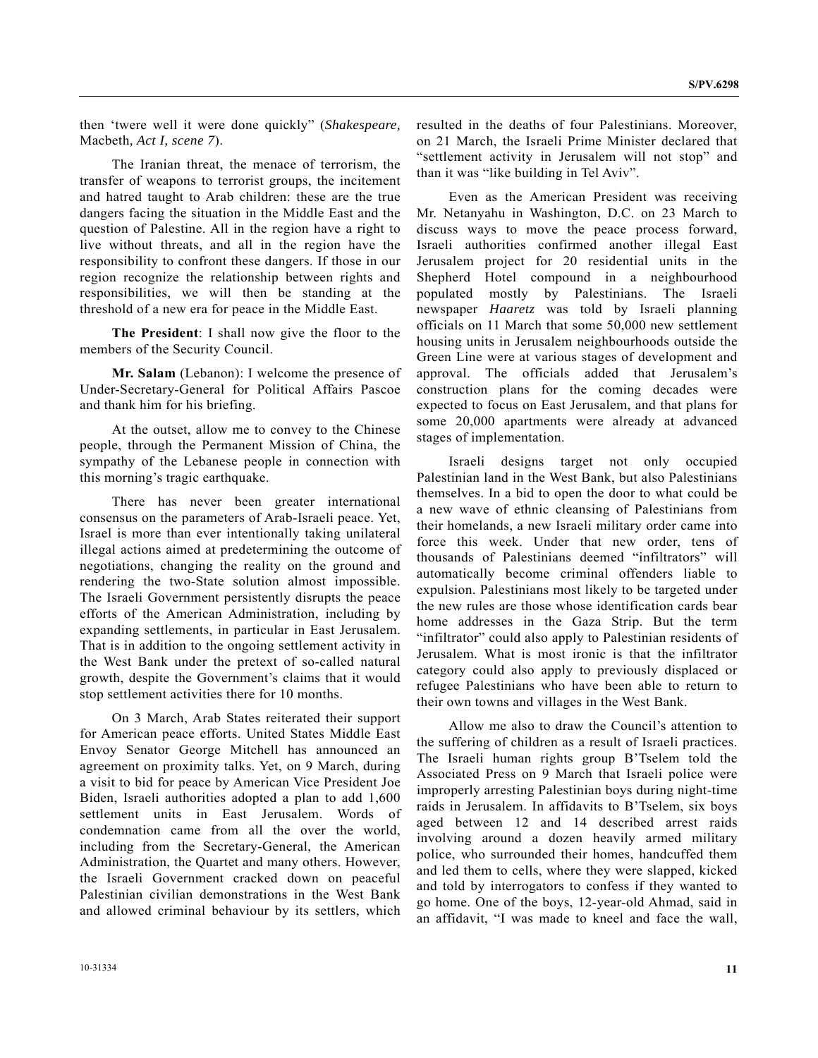then 'twere well it were done quickly" (*Shakespeare,* Macbeth*, Act I, scene 7*).

The Iranian threat, the menace of terrorism, the transfer of weapons to terrorist groups, the incitement and hatred taught to Arab children: these are the true dangers facing the situation in the Middle East and the question of Palestine. All in the region have a right to live without threats, and all in the region have the responsibility to confront these dangers. If those in our region recognize the relationship between rights and responsibilities, we will then be standing at the threshold of a new era for peace in the Middle East.

**The President**: I shall now give the floor to the members of the Security Council.

**Mr. Salam** (Lebanon): I welcome the presence of Under-Secretary-General for Political Affairs Pascoe and thank him for his briefing.

At the outset, allow me to convey to the Chinese people, through the Permanent Mission of China, the sympathy of the Lebanese people in connection with this morning's tragic earthquake.

There has never been greater international consensus on the parameters of Arab-Israeli peace. Yet, Israel is more than ever intentionally taking unilateral illegal actions aimed at predetermining the outcome of negotiations, changing the reality on the ground and rendering the two-State solution almost impossible. The Israeli Government persistently disrupts the peace efforts of the American Administration, including by expanding settlements, in particular in East Jerusalem. That is in addition to the ongoing settlement activity in the West Bank under the pretext of so-called natural growth, despite the Government's claims that it would stop settlement activities there for 10 months.

On 3 March, Arab States reiterated their support for American peace efforts. United States Middle East Envoy Senator George Mitchell has announced an agreement on proximity talks. Yet, on 9 March, during a visit to bid for peace by American Vice President Joe Biden, Israeli authorities adopted a plan to add 1,600 settlement units in East Jerusalem. Words of condemnation came from all the over the world, including from the Secretary-General, the American Administration, the Quartet and many others. However, the Israeli Government cracked down on peaceful Palestinian civilian demonstrations in the West Bank and allowed criminal behaviour by its settlers, which resulted in the deaths of four Palestinians. Moreover, on 21 March, the Israeli Prime Minister declared that "settlement activity in Jerusalem will not stop" and than it was "like building in Tel Aviv".

Even as the American President was receiving Mr. Netanyahu in Washington, D.C. on 23 March to discuss ways to move the peace process forward, Israeli authorities confirmed another illegal East Jerusalem project for 20 residential units in the Shepherd Hotel compound in a neighbourhood populated mostly by Palestinians. The Israeli newspaper *Haaretz* was told by Israeli planning officials on 11 March that some 50,000 new settlement housing units in Jerusalem neighbourhoods outside the Green Line were at various stages of development and approval. The officials added that Jerusalem's construction plans for the coming decades were expected to focus on East Jerusalem, and that plans for some 20,000 apartments were already at advanced stages of implementation.

Israeli designs target not only occupied Palestinian land in the West Bank, but also Palestinians themselves. In a bid to open the door to what could be a new wave of ethnic cleansing of Palestinians from their homelands, a new Israeli military order came into force this week. Under that new order, tens of thousands of Palestinians deemed "infiltrators" will automatically become criminal offenders liable to expulsion. Palestinians most likely to be targeted under the new rules are those whose identification cards bear home addresses in the Gaza Strip. But the term "infiltrator" could also apply to Palestinian residents of Jerusalem. What is most ironic is that the infiltrator category could also apply to previously displaced or refugee Palestinians who have been able to return to their own towns and villages in the West Bank.

Allow me also to draw the Council's attention to the suffering of children as a result of Israeli practices. The Israeli human rights group B'Tselem told the Associated Press on 9 March that Israeli police were improperly arresting Palestinian boys during night-time raids in Jerusalem. In affidavits to B'Tselem, six boys aged between 12 and 14 described arrest raids involving around a dozen heavily armed military police, who surrounded their homes, handcuffed them and led them to cells, where they were slapped, kicked and told by interrogators to confess if they wanted to go home. One of the boys, 12-year-old Ahmad, said in an affidavit, "I was made to kneel and face the wall,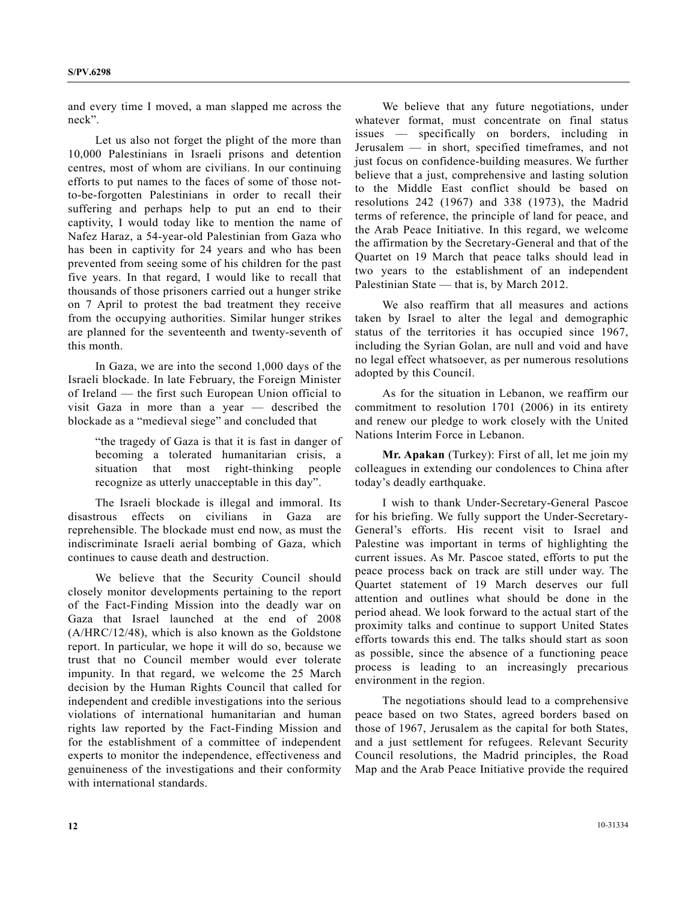and every time I moved, a man slapped me across the neck".

Let us also not forget the plight of the more than 10,000 Palestinians in Israeli prisons and detention centres, most of whom are civilians. In our continuing efforts to put names to the faces of some of those not-to-be-forgotten Palestinians in order to recall their suffering and perhaps help to put an end to their captivity, I would today like to mention the name of Nafez Haraz, a 54-year-old Palestinian from Gaza who has been in captivity for 24 years and who has been prevented from seeing some of his children for the past five years. In that regard, I would like to recall that thousands of those prisoners carried out a hunger strike on 7 April to protest the bad treatment they receive from the occupying authorities. Similar hunger strikes are planned for the seventeenth and twenty-seventh of this month.

In Gaza, we are into the second 1,000 days of the Israeli blockade. In late February, the Foreign Minister of Ireland — the first such European Union official to visit Gaza in more than a year — described the blockade as a "medieval siege" and concluded that

> "the tragedy of Gaza is that it is fast in danger of becoming a tolerated humanitarian crisis, a situation that most right-thinking people recognize as utterly unacceptable in this day".

The Israeli blockade is illegal and immoral. Its disastrous effects on civilians in Gaza are reprehensible. The blockade must end now, as must the indiscriminate Israeli aerial bombing of Gaza, which continues to cause death and destruction.

We believe that the Security Council should closely monitor developments pertaining to the report of the Fact-Finding Mission into the deadly war on Gaza that Israel launched at the end of 2008 (A/HRC/12/48), which is also known as the Goldstone report. In particular, we hope it will do so, because we trust that no Council member would ever tolerate impunity. In that regard, we welcome the 25 March decision by the Human Rights Council that called for independent and credible investigations into the serious violations of international humanitarian and human rights law reported by the Fact-Finding Mission and for the establishment of a committee of independent experts to monitor the independence, effectiveness and genuineness of the investigations and their conformity with international standards.

We believe that any future negotiations, under whatever format, must concentrate on final status issues — specifically on borders, including in Jerusalem — in short, specified timeframes, and not just focus on confidence-building measures. We further believe that a just, comprehensive and lasting solution to the Middle East conflict should be based on resolutions 242 (1967) and 338 (1973), the Madrid terms of reference, the principle of land for peace, and the Arab Peace Initiative. In this regard, we welcome the affirmation by the Secretary-General and that of the Quartet on 19 March that peace talks should lead in two years to the establishment of an independent Palestinian State — that is, by March 2012.

We also reaffirm that all measures and actions taken by Israel to alter the legal and demographic status of the territories it has occupied since 1967, including the Syrian Golan, are null and void and have no legal effect whatsoever, as per numerous resolutions adopted by this Council.

As for the situation in Lebanon, we reaffirm our commitment to resolution 1701 (2006) in its entirety and renew our pledge to work closely with the United Nations Interim Force in Lebanon.

**Mr. Apakan** (Turkey): First of all, let me join my colleagues in extending our condolences to China after today's deadly earthquake.

I wish to thank Under-Secretary-General Pascoe for his briefing. We fully support the Under-Secretary-General's efforts. His recent visit to Israel and Palestine was important in terms of highlighting the current issues. As Mr. Pascoe stated, efforts to put the peace process back on track are still under way. The Quartet statement of 19 March deserves our full attention and outlines what should be done in the period ahead. We look forward to the actual start of the proximity talks and continue to support United States efforts towards this end. The talks should start as soon as possible, since the absence of a functioning peace process is leading to an increasingly precarious environment in the region.

The negotiations should lead to a comprehensive peace based on two States, agreed borders based on those of 1967, Jerusalem as the capital for both States, and a just settlement for refugees. Relevant Security Council resolutions, the Madrid principles, the Road Map and the Arab Peace Initiative provide the required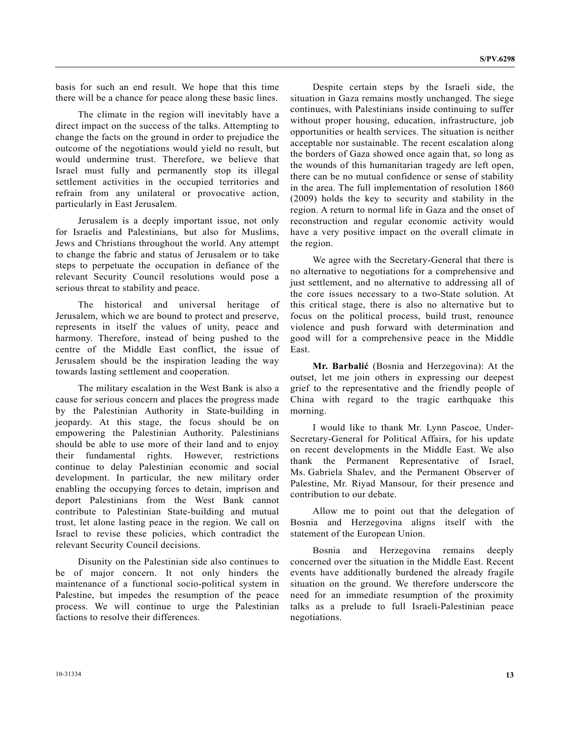basis for such an end result. We hope that this time there will be a chance for peace along these basic lines.

The climate in the region will inevitably have a direct impact on the success of the talks. Attempting to change the facts on the ground in order to prejudice the outcome of the negotiations would yield no result, but would undermine trust. Therefore, we believe that Israel must fully and permanently stop its illegal settlement activities in the occupied territories and refrain from any unilateral or provocative action, particularly in East Jerusalem.

Jerusalem is a deeply important issue, not only for Israelis and Palestinians, but also for Muslims, Jews and Christians throughout the world. Any attempt to change the fabric and status of Jerusalem or to take steps to perpetuate the occupation in defiance of the relevant Security Council resolutions would pose a serious threat to stability and peace.

The historical and universal heritage of Jerusalem, which we are bound to protect and preserve, represents in itself the values of unity, peace and harmony. Therefore, instead of being pushed to the centre of the Middle East conflict, the issue of Jerusalem should be the inspiration leading the way towards lasting settlement and cooperation.

The military escalation in the West Bank is also a cause for serious concern and places the progress made by the Palestinian Authority in State-building in jeopardy. At this stage, the focus should be on empowering the Palestinian Authority. Palestinians should be able to use more of their land and to enjoy their fundamental rights. However, restrictions continue to delay Palestinian economic and social development. In particular, the new military order enabling the occupying forces to detain, imprison and deport Palestinians from the West Bank cannot contribute to Palestinian State-building and mutual trust, let alone lasting peace in the region. We call on Israel to revise these policies, which contradict the relevant Security Council decisions.

Disunity on the Palestinian side also continues to be of major concern. It not only hinders the maintenance of a functional socio-political system in Palestine, but impedes the resumption of the peace process. We will continue to urge the Palestinian factions to resolve their differences.

Despite certain steps by the Israeli side, the situation in Gaza remains mostly unchanged. The siege continues, with Palestinians inside continuing to suffer without proper housing, education, infrastructure, job opportunities or health services. The situation is neither acceptable nor sustainable. The recent escalation along the borders of Gaza showed once again that, so long as the wounds of this humanitarian tragedy are left open, there can be no mutual confidence or sense of stability in the area. The full implementation of resolution 1860 (2009) holds the key to security and stability in the region. A return to normal life in Gaza and the onset of reconstruction and regular economic activity would have a very positive impact on the overall climate in the region.

We agree with the Secretary-General that there is no alternative to negotiations for a comprehensive and just settlement, and no alternative to addressing all of the core issues necessary to a two-State solution. At this critical stage, there is also no alternative but to focus on the political process, build trust, renounce violence and push forward with determination and good will for a comprehensive peace in the Middle East.

**Mr. Barbalić** (Bosnia and Herzegovina): At the outset, let me join others in expressing our deepest grief to the representative and the friendly people of China with regard to the tragic earthquake this morning.

I would like to thank Mr. Lynn Pascoe, Under-Secretary-General for Political Affairs, for his update on recent developments in the Middle East. We also thank the Permanent Representative of Israel, Ms. Gabriela Shalev, and the Permanent Observer of Palestine, Mr. Riyad Mansour, for their presence and contribution to our debate.

Allow me to point out that the delegation of Bosnia and Herzegovina aligns itself with the statement of the European Union.

Bosnia and Herzegovina remains deeply concerned over the situation in the Middle East. Recent events have additionally burdened the already fragile situation on the ground. We therefore underscore the need for an immediate resumption of the proximity talks as a prelude to full Israeli-Palestinian peace negotiations.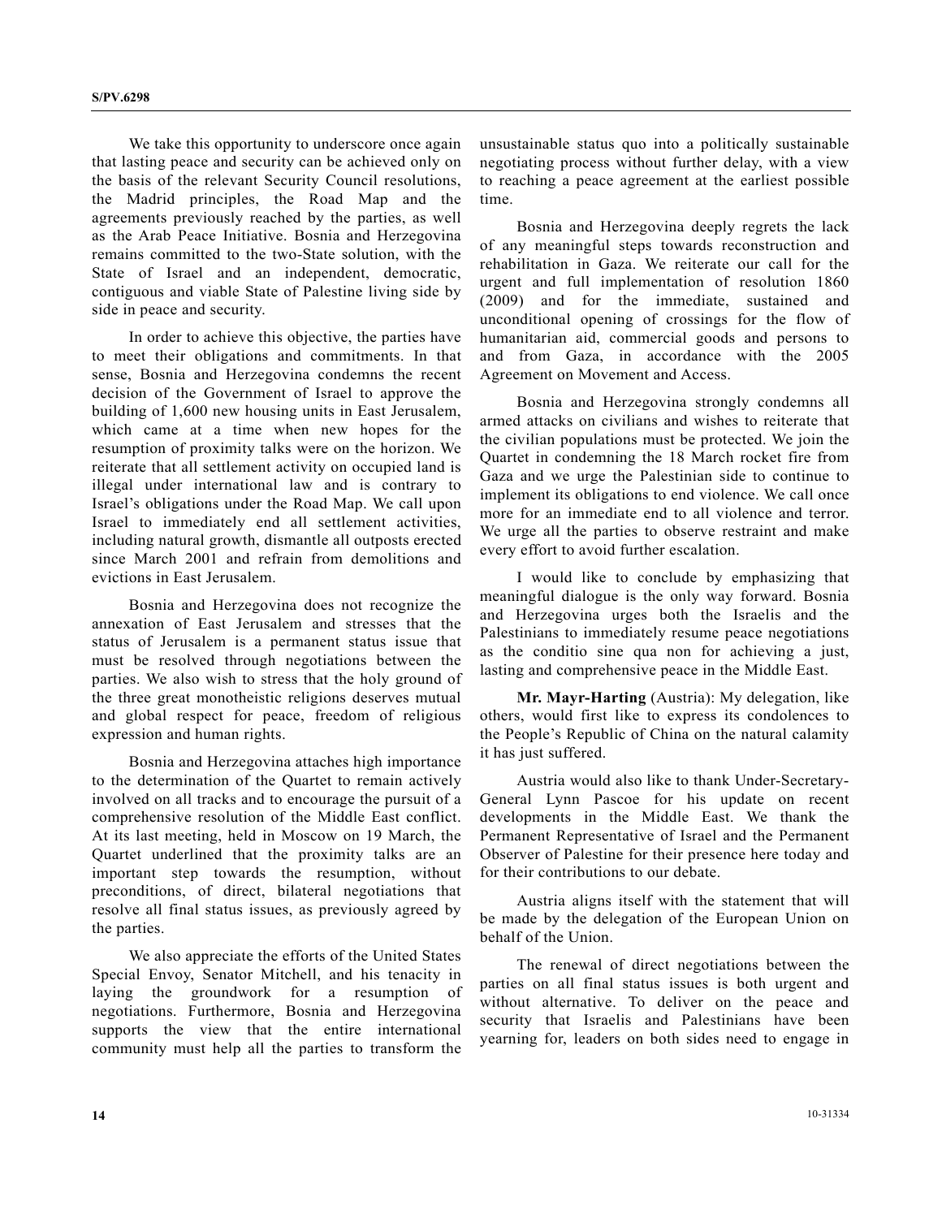We take this opportunity to underscore once again that lasting peace and security can be achieved only on the basis of the relevant Security Council resolutions, the Madrid principles, the Road Map and the agreements previously reached by the parties, as well as the Arab Peace Initiative. Bosnia and Herzegovina remains committed to the two-State solution, with the State of Israel and an independent, democratic, contiguous and viable State of Palestine living side by side in peace and security.

In order to achieve this objective, the parties have to meet their obligations and commitments. In that sense, Bosnia and Herzegovina condemns the recent decision of the Government of Israel to approve the building of 1,600 new housing units in East Jerusalem, which came at a time when new hopes for the resumption of proximity talks were on the horizon. We reiterate that all settlement activity on occupied land is illegal under international law and is contrary to Israel's obligations under the Road Map. We call upon Israel to immediately end all settlement activities, including natural growth, dismantle all outposts erected since March 2001 and refrain from demolitions and evictions in East Jerusalem.

Bosnia and Herzegovina does not recognize the annexation of East Jerusalem and stresses that the status of Jerusalem is a permanent status issue that must be resolved through negotiations between the parties. We also wish to stress that the holy ground of the three great monotheistic religions deserves mutual and global respect for peace, freedom of religious expression and human rights.

Bosnia and Herzegovina attaches high importance to the determination of the Quartet to remain actively involved on all tracks and to encourage the pursuit of a comprehensive resolution of the Middle East conflict. At its last meeting, held in Moscow on 19 March, the Quartet underlined that the proximity talks are an important step towards the resumption, without preconditions, of direct, bilateral negotiations that resolve all final status issues, as previously agreed by the parties.

We also appreciate the efforts of the United States Special Envoy, Senator Mitchell, and his tenacity in laying the groundwork for a resumption of negotiations. Furthermore, Bosnia and Herzegovina supports the view that the entire international community must help all the parties to transform the unsustainable status quo into a politically sustainable negotiating process without further delay, with a view to reaching a peace agreement at the earliest possible time.

Bosnia and Herzegovina deeply regrets the lack of any meaningful steps towards reconstruction and rehabilitation in Gaza. We reiterate our call for the urgent and full implementation of resolution 1860 (2009) and for the immediate, sustained and unconditional opening of crossings for the flow of humanitarian aid, commercial goods and persons to and from Gaza, in accordance with the 2005 Agreement on Movement and Access.

Bosnia and Herzegovina strongly condemns all armed attacks on civilians and wishes to reiterate that the civilian populations must be protected. We join the Quartet in condemning the 18 March rocket fire from Gaza and we urge the Palestinian side to continue to implement its obligations to end violence. We call once more for an immediate end to all violence and terror. We urge all the parties to observe restraint and make every effort to avoid further escalation.

I would like to conclude by emphasizing that meaningful dialogue is the only way forward. Bosnia and Herzegovina urges both the Israelis and the Palestinians to immediately resume peace negotiations as the conditio sine qua non for achieving a just, lasting and comprehensive peace in the Middle East.

**Mr. Mayr-Harting** (Austria): My delegation, like others, would first like to express its condolences to the People's Republic of China on the natural calamity it has just suffered.

Austria would also like to thank Under-Secretary-General Lynn Pascoe for his update on recent developments in the Middle East. We thank the Permanent Representative of Israel and the Permanent Observer of Palestine for their presence here today and for their contributions to our debate.

Austria aligns itself with the statement that will be made by the delegation of the European Union on behalf of the Union.

The renewal of direct negotiations between the parties on all final status issues is both urgent and without alternative. To deliver on the peace and security that Israelis and Palestinians have been yearning for, leaders on both sides need to engage in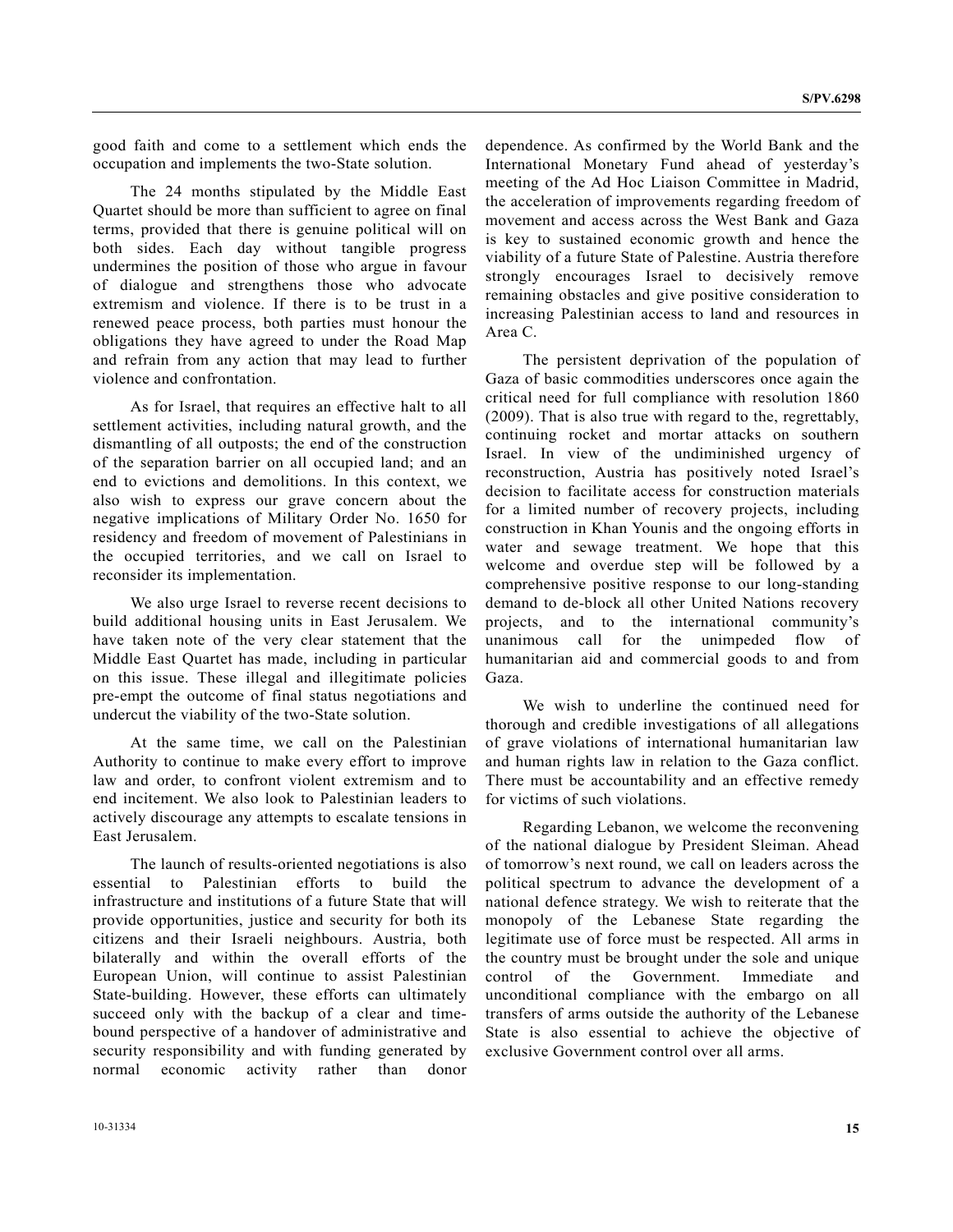good faith and come to a settlement which ends the occupation and implements the two-State solution.

The 24 months stipulated by the Middle East Quartet should be more than sufficient to agree on final terms, provided that there is genuine political will on both sides. Each day without tangible progress undermines the position of those who argue in favour of dialogue and strengthens those who advocate extremism and violence. If there is to be trust in a renewed peace process, both parties must honour the obligations they have agreed to under the Road Map and refrain from any action that may lead to further violence and confrontation.

As for Israel, that requires an effective halt to all settlement activities, including natural growth, and the dismantling of all outposts; the end of the construction of the separation barrier on all occupied land; and an end to evictions and demolitions. In this context, we also wish to express our grave concern about the negative implications of Military Order No. 1650 for residency and freedom of movement of Palestinians in the occupied territories, and we call on Israel to reconsider its implementation.

We also urge Israel to reverse recent decisions to build additional housing units in East Jerusalem. We have taken note of the very clear statement that the Middle East Quartet has made, including in particular on this issue. These illegal and illegitimate policies pre-empt the outcome of final status negotiations and undercut the viability of the two-State solution.

At the same time, we call on the Palestinian Authority to continue to make every effort to improve law and order, to confront violent extremism and to end incitement. We also look to Palestinian leaders to actively discourage any attempts to escalate tensions in East Jerusalem.

The launch of results-oriented negotiations is also essential to Palestinian efforts to build the infrastructure and institutions of a future State that will provide opportunities, justice and security for both its citizens and their Israeli neighbours. Austria, both bilaterally and within the overall efforts of the European Union, will continue to assist Palestinian State-building. However, these efforts can ultimately succeed only with the backup of a clear and time-bound perspective of a handover of administrative and security responsibility and with funding generated by normal economic activity rather than donor dependence. As confirmed by the World Bank and the International Monetary Fund ahead of yesterday's meeting of the Ad Hoc Liaison Committee in Madrid, the acceleration of improvements regarding freedom of movement and access across the West Bank and Gaza is key to sustained economic growth and hence the viability of a future State of Palestine. Austria therefore strongly encourages Israel to decisively remove remaining obstacles and give positive consideration to increasing Palestinian access to land and resources in Area C.

The persistent deprivation of the population of Gaza of basic commodities underscores once again the critical need for full compliance with resolution 1860 (2009). That is also true with regard to the, regrettably, continuing rocket and mortar attacks on southern Israel. In view of the undiminished urgency of reconstruction, Austria has positively noted Israel's decision to facilitate access for construction materials for a limited number of recovery projects, including construction in Khan Younis and the ongoing efforts in water and sewage treatment. We hope that this welcome and overdue step will be followed by a comprehensive positive response to our long-standing demand to de-block all other United Nations recovery projects, and to the international community's unanimous call for the unimpeded flow of humanitarian aid and commercial goods to and from Gaza.

We wish to underline the continued need for thorough and credible investigations of all allegations of grave violations of international humanitarian law and human rights law in relation to the Gaza conflict. There must be accountability and an effective remedy for victims of such violations.

Regarding Lebanon, we welcome the reconvening of the national dialogue by President Sleiman. Ahead of tomorrow's next round, we call on leaders across the political spectrum to advance the development of a national defence strategy. We wish to reiterate that the monopoly of the Lebanese State regarding the legitimate use of force must be respected. All arms in the country must be brought under the sole and unique control of the Government. Immediate and unconditional compliance with the embargo on all transfers of arms outside the authority of the Lebanese State is also essential to achieve the objective of exclusive Government control over all arms.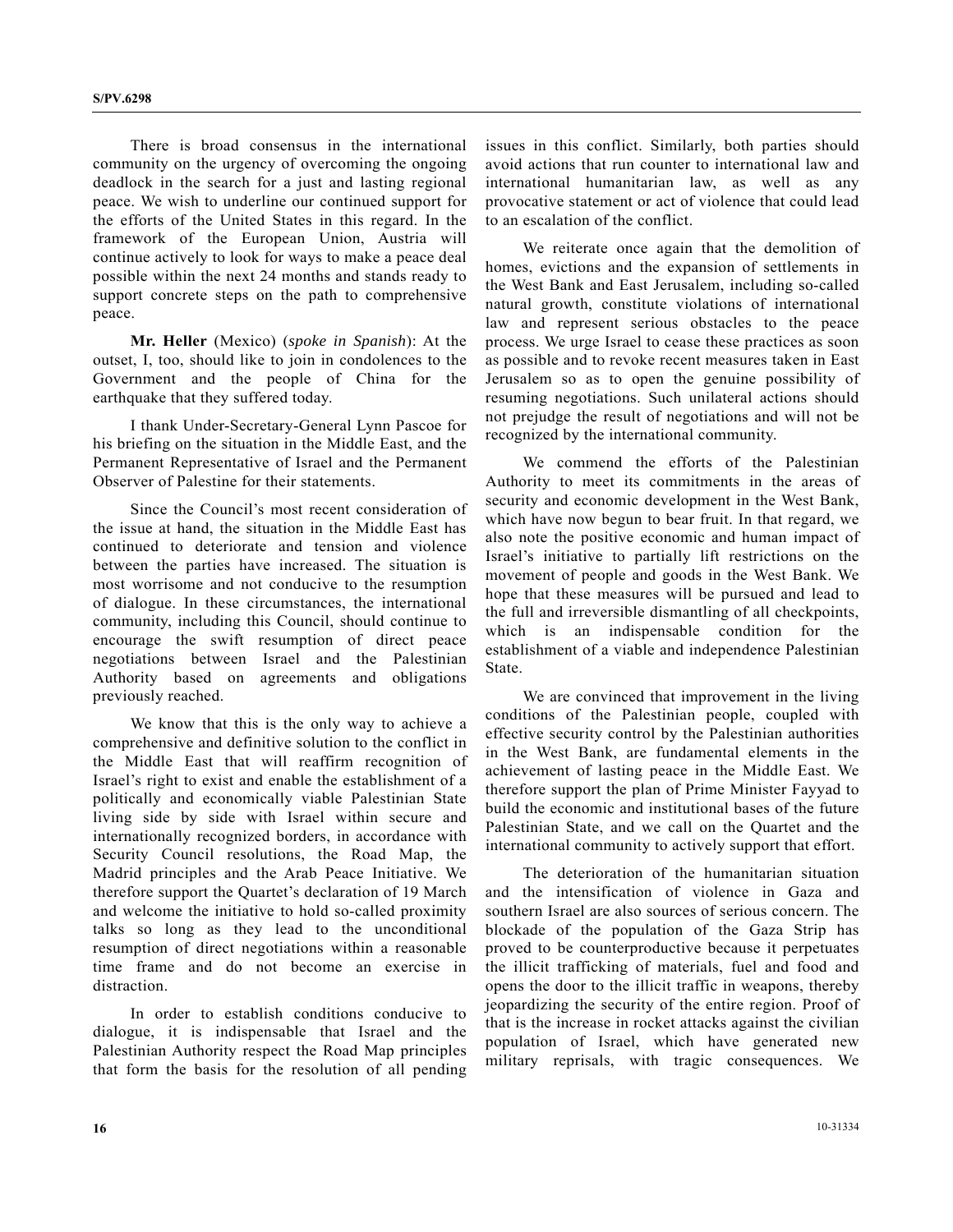There is broad consensus in the international community on the urgency of overcoming the ongoing deadlock in the search for a just and lasting regional peace. We wish to underline our continued support for the efforts of the United States in this regard. In the framework of the European Union, Austria will continue actively to look for ways to make a peace deal possible within the next 24 months and stands ready to support concrete steps on the path to comprehensive peace.

**Mr. Heller** (Mexico) (*spoke in Spanish*): At the outset, I, too, should like to join in condolences to the Government and the people of China for the earthquake that they suffered today.

I thank Under-Secretary-General Lynn Pascoe for his briefing on the situation in the Middle East, and the Permanent Representative of Israel and the Permanent Observer of Palestine for their statements.

Since the Council's most recent consideration of the issue at hand, the situation in the Middle East has continued to deteriorate and tension and violence between the parties have increased. The situation is most worrisome and not conducive to the resumption of dialogue. In these circumstances, the international community, including this Council, should continue to encourage the swift resumption of direct peace negotiations between Israel and the Palestinian Authority based on agreements and obligations previously reached.

We know that this is the only way to achieve a comprehensive and definitive solution to the conflict in the Middle East that will reaffirm recognition of Israel's right to exist and enable the establishment of a politically and economically viable Palestinian State living side by side with Israel within secure and internationally recognized borders, in accordance with Security Council resolutions, the Road Map, the Madrid principles and the Arab Peace Initiative. We therefore support the Quartet's declaration of 19 March and welcome the initiative to hold so-called proximity talks so long as they lead to the unconditional resumption of direct negotiations within a reasonable time frame and do not become an exercise in distraction.

In order to establish conditions conducive to dialogue, it is indispensable that Israel and the Palestinian Authority respect the Road Map principles that form the basis for the resolution of all pending issues in this conflict. Similarly, both parties should avoid actions that run counter to international law and international humanitarian law, as well as any provocative statement or act of violence that could lead to an escalation of the conflict.

We reiterate once again that the demolition of homes, evictions and the expansion of settlements in the West Bank and East Jerusalem, including so-called natural growth, constitute violations of international law and represent serious obstacles to the peace process. We urge Israel to cease these practices as soon as possible and to revoke recent measures taken in East Jerusalem so as to open the genuine possibility of resuming negotiations. Such unilateral actions should not prejudge the result of negotiations and will not be recognized by the international community.

We commend the efforts of the Palestinian Authority to meet its commitments in the areas of security and economic development in the West Bank, which have now begun to bear fruit. In that regard, we also note the positive economic and human impact of Israel's initiative to partially lift restrictions on the movement of people and goods in the West Bank. We hope that these measures will be pursued and lead to the full and irreversible dismantling of all checkpoints, which is an indispensable condition for the establishment of a viable and independence Palestinian State.

We are convinced that improvement in the living conditions of the Palestinian people, coupled with effective security control by the Palestinian authorities in the West Bank, are fundamental elements in the achievement of lasting peace in the Middle East. We therefore support the plan of Prime Minister Fayyad to build the economic and institutional bases of the future Palestinian State, and we call on the Quartet and the international community to actively support that effort.

The deterioration of the humanitarian situation and the intensification of violence in Gaza and southern Israel are also sources of serious concern. The blockade of the population of the Gaza Strip has proved to be counterproductive because it perpetuates the illicit trafficking of materials, fuel and food and opens the door to the illicit traffic in weapons, thereby jeopardizing the security of the entire region. Proof of that is the increase in rocket attacks against the civilian population of Israel, which have generated new military reprisals, with tragic consequences. We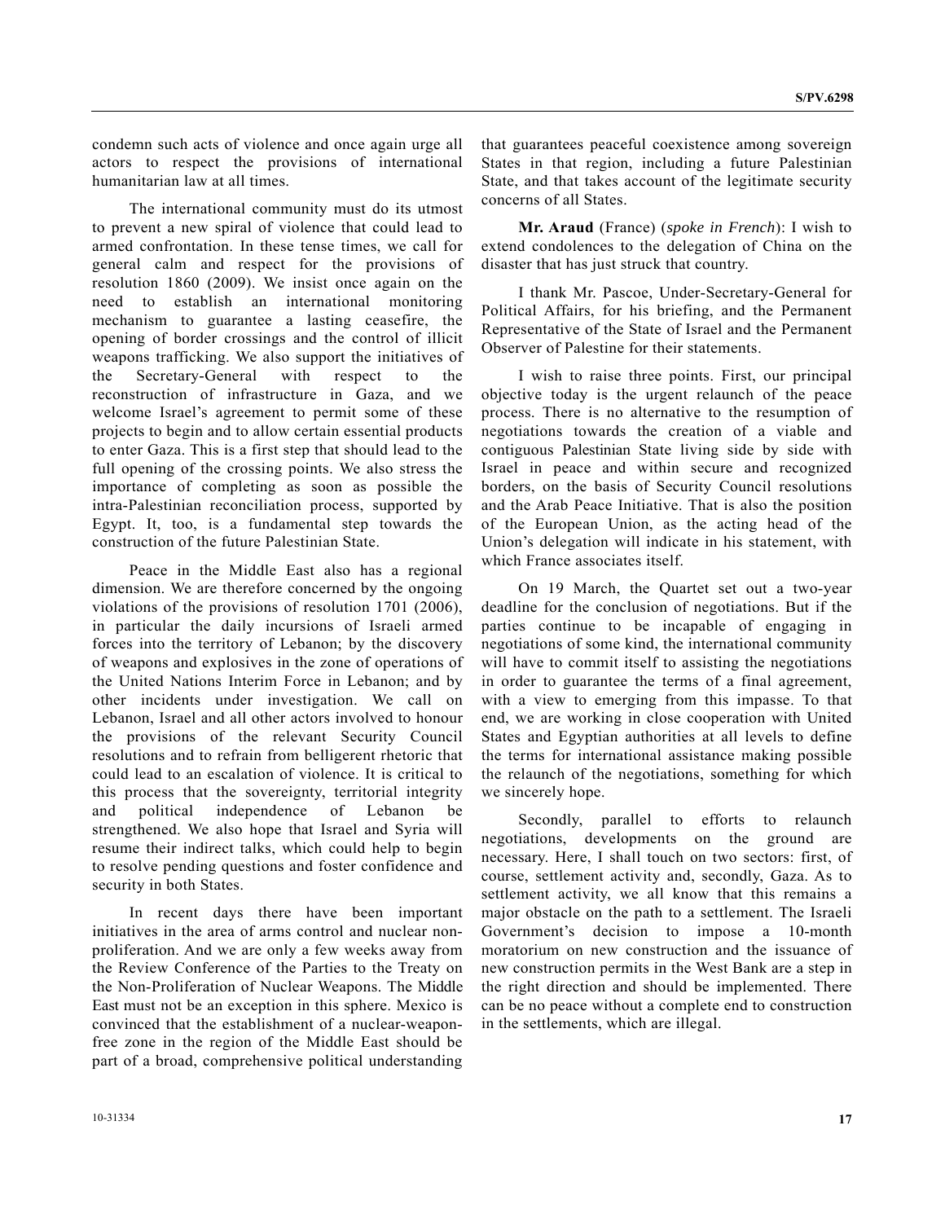condemn such acts of violence and once again urge all actors to respect the provisions of international humanitarian law at all times.

The international community must do its utmost to prevent a new spiral of violence that could lead to armed confrontation. In these tense times, we call for general calm and respect for the provisions of resolution 1860 (2009). We insist once again on the need to establish an international monitoring mechanism to guarantee a lasting ceasefire, the opening of border crossings and the control of illicit weapons trafficking. We also support the initiatives of the Secretary-General with respect to the reconstruction of infrastructure in Gaza, and we welcome Israel's agreement to permit some of these projects to begin and to allow certain essential products to enter Gaza. This is a first step that should lead to the full opening of the crossing points. We also stress the importance of completing as soon as possible the intra-Palestinian reconciliation process, supported by Egypt. It, too, is a fundamental step towards the construction of the future Palestinian State.

Peace in the Middle East also has a regional dimension. We are therefore concerned by the ongoing violations of the provisions of resolution 1701 (2006), in particular the daily incursions of Israeli armed forces into the territory of Lebanon; by the discovery of weapons and explosives in the zone of operations of the United Nations Interim Force in Lebanon; and by other incidents under investigation. We call on Lebanon, Israel and all other actors involved to honour the provisions of the relevant Security Council resolutions and to refrain from belligerent rhetoric that could lead to an escalation of violence. It is critical to this process that the sovereignty, territorial integrity and political independence of Lebanon be strengthened. We also hope that Israel and Syria will resume their indirect talks, which could help to begin to resolve pending questions and foster confidence and security in both States.

In recent days there have been important initiatives in the area of arms control and nuclear non-proliferation. And we are only a few weeks away from the Review Conference of the Parties to the Treaty on the Non-Proliferation of Nuclear Weapons. The Middle East must not be an exception in this sphere. Mexico is convinced that the establishment of a nuclear-weapon-free zone in the region of the Middle East should be part of a broad, comprehensive political understanding that guarantees peaceful coexistence among sovereign States in that region, including a future Palestinian State, and that takes account of the legitimate security concerns of all States.

**Mr. Araud** (France) (*spoke in French*): I wish to extend condolences to the delegation of China on the disaster that has just struck that country.

I thank Mr. Pascoe, Under-Secretary-General for Political Affairs, for his briefing, and the Permanent Representative of the State of Israel and the Permanent Observer of Palestine for their statements.

I wish to raise three points. First, our principal objective today is the urgent relaunch of the peace process. There is no alternative to the resumption of negotiations towards the creation of a viable and contiguous Palestinian State living side by side with Israel in peace and within secure and recognized borders, on the basis of Security Council resolutions and the Arab Peace Initiative. That is also the position of the European Union, as the acting head of the Union's delegation will indicate in his statement, with which France associates itself.

On 19 March, the Quartet set out a two-year deadline for the conclusion of negotiations. But if the parties continue to be incapable of engaging in negotiations of some kind, the international community will have to commit itself to assisting the negotiations in order to guarantee the terms of a final agreement, with a view to emerging from this impasse. To that end, we are working in close cooperation with United States and Egyptian authorities at all levels to define the terms for international assistance making possible the relaunch of the negotiations, something for which we sincerely hope.

Secondly, parallel to efforts to relaunch negotiations, developments on the ground are necessary. Here, I shall touch on two sectors: first, of course, settlement activity and, secondly, Gaza. As to settlement activity, we all know that this remains a major obstacle on the path to a settlement. The Israeli Government's decision to impose a 10-month moratorium on new construction and the issuance of new construction permits in the West Bank are a step in the right direction and should be implemented. There can be no peace without a complete end to construction in the settlements, which are illegal.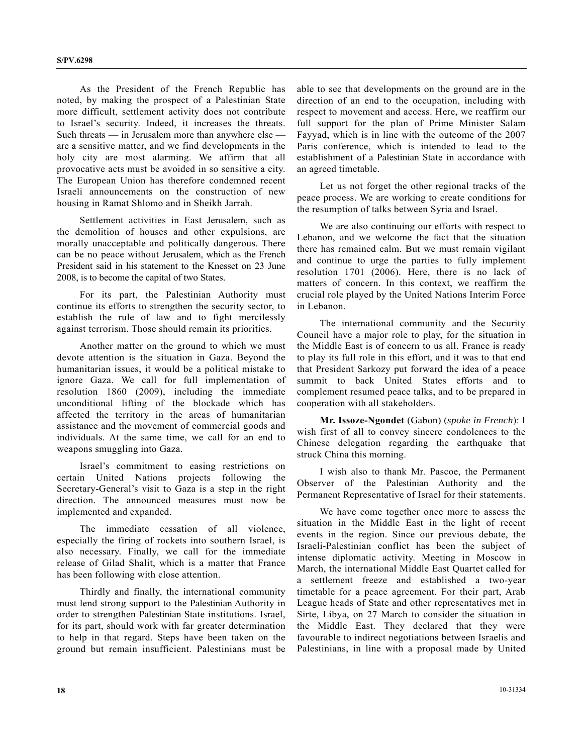As the President of the French Republic has noted, by making the prospect of a Palestinian State more difficult, settlement activity does not contribute to Israel's security. Indeed, it increases the threats. Such threats — in Jerusalem more than anywhere else — are a sensitive matter, and we find developments in the holy city are most alarming. We affirm that all provocative acts must be avoided in so sensitive a city. The European Union has therefore condemned recent Israeli announcements on the construction of new housing in Ramat Shlomo and in Sheikh Jarrah.

Settlement activities in East Jerusalem, such as the demolition of houses and other expulsions, are morally unacceptable and politically dangerous. There can be no peace without Jerusalem, which as the French President said in his statement to the Knesset on 23 June 2008, is to become the capital of two States.

For its part, the Palestinian Authority must continue its efforts to strengthen the security sector, to establish the rule of law and to fight mercilessly against terrorism. Those should remain its priorities.

Another matter on the ground to which we must devote attention is the situation in Gaza. Beyond the humanitarian issues, it would be a political mistake to ignore Gaza. We call for full implementation of resolution 1860 (2009), including the immediate unconditional lifting of the blockade which has affected the territory in the areas of humanitarian assistance and the movement of commercial goods and individuals. At the same time, we call for an end to weapons smuggling into Gaza.

Israel's commitment to easing restrictions on certain United Nations projects following the Secretary-General's visit to Gaza is a step in the right direction. The announced measures must now be implemented and expanded.

The immediate cessation of all violence, especially the firing of rockets into southern Israel, is also necessary. Finally, we call for the immediate release of Gilad Shalit, which is a matter that France has been following with close attention.

Thirdly and finally, the international community must lend strong support to the Palestinian Authority in order to strengthen Palestinian State institutions. Israel, for its part, should work with far greater determination to help in that regard. Steps have been taken on the ground but remain insufficient. Palestinians must be able to see that developments on the ground are in the direction of an end to the occupation, including with respect to movement and access. Here, we reaffirm our full support for the plan of Prime Minister Salam Fayyad, which is in line with the outcome of the 2007 Paris conference, which is intended to lead to the establishment of a Palestinian State in accordance with an agreed timetable.

Let us not forget the other regional tracks of the peace process. We are working to create conditions for the resumption of talks between Syria and Israel.

We are also continuing our efforts with respect to Lebanon, and we welcome the fact that the situation there has remained calm. But we must remain vigilant and continue to urge the parties to fully implement resolution 1701 (2006). Here, there is no lack of matters of concern. In this context, we reaffirm the crucial role played by the United Nations Interim Force in Lebanon.

The international community and the Security Council have a major role to play, for the situation in the Middle East is of concern to us all. France is ready to play its full role in this effort, and it was to that end that President Sarkozy put forward the idea of a peace summit to back United States efforts and to complement resumed peace talks, and to be prepared in cooperation with all stakeholders.

**Mr. Issoze-Ngondet** (Gabon) (*spoke in French*): I wish first of all to convey sincere condolences to the Chinese delegation regarding the earthquake that struck China this morning.

I wish also to thank Mr. Pascoe, the Permanent Observer of the Palestinian Authority and the Permanent Representative of Israel for their statements.

We have come together once more to assess the situation in the Middle East in the light of recent events in the region. Since our previous debate, the Israeli-Palestinian conflict has been the subject of intense diplomatic activity. Meeting in Moscow in March, the international Middle East Quartet called for a settlement freeze and established a two-year timetable for a peace agreement. For their part, Arab League heads of State and other representatives met in Sirte, Libya, on 27 March to consider the situation in the Middle East. They declared that they were favourable to indirect negotiations between Israelis and Palestinians, in line with a proposal made by United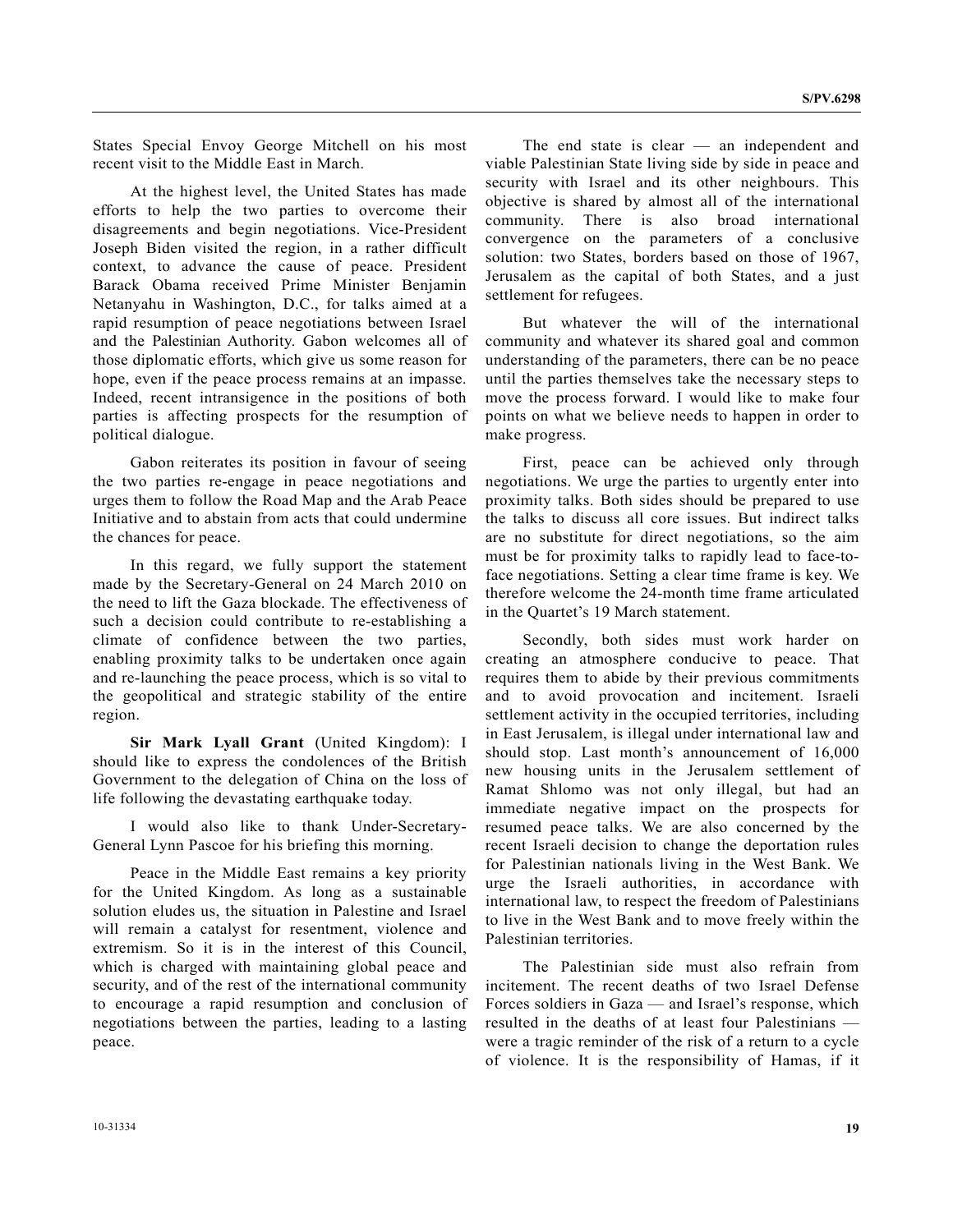States Special Envoy George Mitchell on his most recent visit to the Middle East in March.

At the highest level, the United States has made efforts to help the two parties to overcome their disagreements and begin negotiations. Vice-President Joseph Biden visited the region, in a rather difficult context, to advance the cause of peace. President Barack Obama received Prime Minister Benjamin Netanyahu in Washington, D.C., for talks aimed at a rapid resumption of peace negotiations between Israel and the Palestinian Authority. Gabon welcomes all of those diplomatic efforts, which give us some reason for hope, even if the peace process remains at an impasse. Indeed, recent intransigence in the positions of both parties is affecting prospects for the resumption of political dialogue.

Gabon reiterates its position in favour of seeing the two parties re-engage in peace negotiations and urges them to follow the Road Map and the Arab Peace Initiative and to abstain from acts that could undermine the chances for peace.

In this regard, we fully support the statement made by the Secretary-General on 24 March 2010 on the need to lift the Gaza blockade. The effectiveness of such a decision could contribute to re-establishing a climate of confidence between the two parties, enabling proximity talks to be undertaken once again and re-launching the peace process, which is so vital to the geopolitical and strategic stability of the entire region.

**Sir Mark Lyall Grant** (United Kingdom): I should like to express the condolences of the British Government to the delegation of China on the loss of life following the devastating earthquake today.

I would also like to thank Under-Secretary-General Lynn Pascoe for his briefing this morning.

Peace in the Middle East remains a key priority for the United Kingdom. As long as a sustainable solution eludes us, the situation in Palestine and Israel will remain a catalyst for resentment, violence and extremism. So it is in the interest of this Council, which is charged with maintaining global peace and security, and of the rest of the international community to encourage a rapid resumption and conclusion of negotiations between the parties, leading to a lasting peace.

The end state is clear — an independent and viable Palestinian State living side by side in peace and security with Israel and its other neighbours. This objective is shared by almost all of the international community. There is also broad international convergence on the parameters of a conclusive solution: two States, borders based on those of 1967, Jerusalem as the capital of both States, and a just settlement for refugees.

But whatever the will of the international community and whatever its shared goal and common understanding of the parameters, there can be no peace until the parties themselves take the necessary steps to move the process forward. I would like to make four points on what we believe needs to happen in order to make progress.

First, peace can be achieved only through negotiations. We urge the parties to urgently enter into proximity talks. Both sides should be prepared to use the talks to discuss all core issues. But indirect talks are no substitute for direct negotiations, so the aim must be for proximity talks to rapidly lead to face-to-face negotiations. Setting a clear time frame is key. We therefore welcome the 24-month time frame articulated in the Quartet's 19 March statement.

Secondly, both sides must work harder on creating an atmosphere conducive to peace. That requires them to abide by their previous commitments and to avoid provocation and incitement. Israeli settlement activity in the occupied territories, including in East Jerusalem, is illegal under international law and should stop. Last month's announcement of 16,000 new housing units in the Jerusalem settlement of Ramat Shlomo was not only illegal, but had an immediate negative impact on the prospects for resumed peace talks. We are also concerned by the recent Israeli decision to change the deportation rules for Palestinian nationals living in the West Bank. We urge the Israeli authorities, in accordance with international law, to respect the freedom of Palestinians to live in the West Bank and to move freely within the Palestinian territories.

The Palestinian side must also refrain from incitement. The recent deaths of two Israel Defense Forces soldiers in Gaza — and Israel's response, which resulted in the deaths of at least four Palestinians — were a tragic reminder of the risk of a return to a cycle of violence. It is the responsibility of Hamas, if it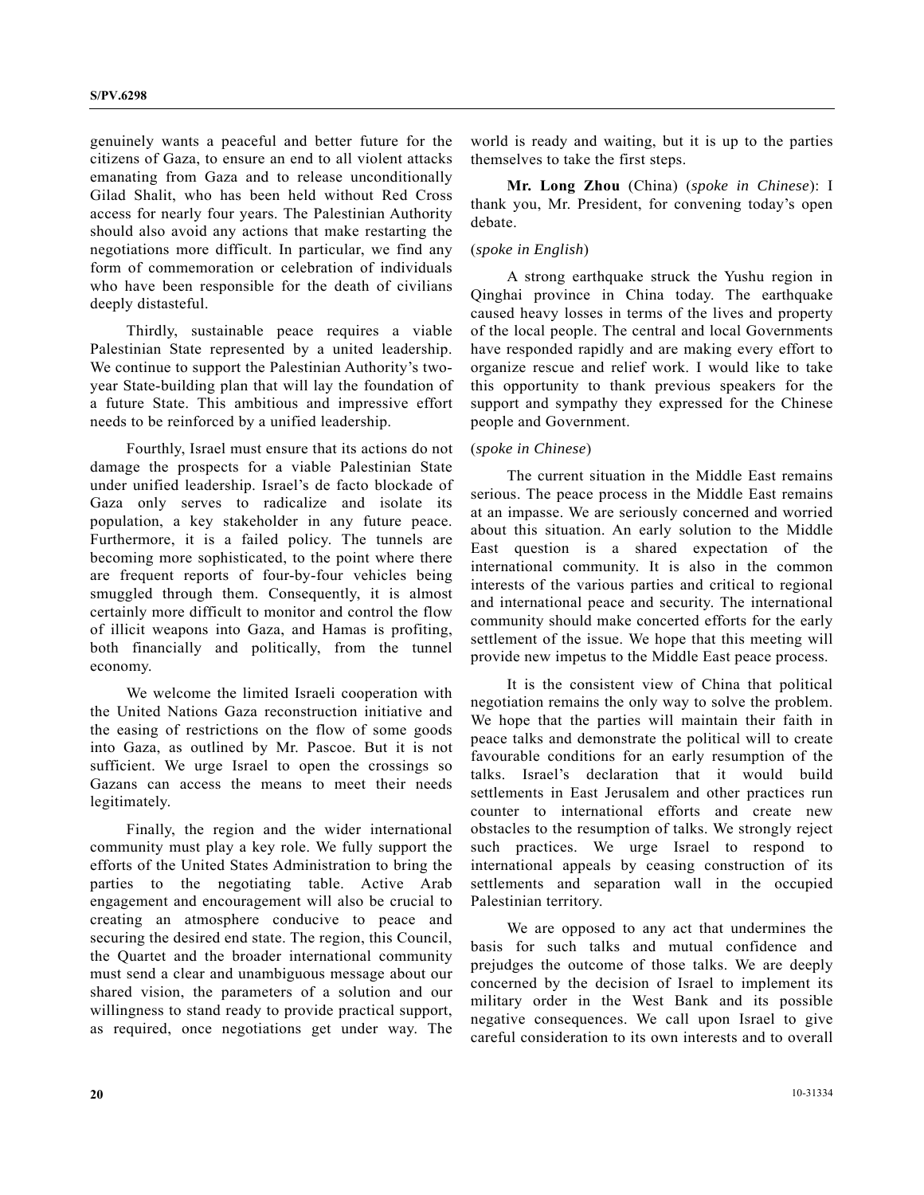genuinely wants a peaceful and better future for the citizens of Gaza, to ensure an end to all violent attacks emanating from Gaza and to release unconditionally Gilad Shalit, who has been held without Red Cross access for nearly four years. The Palestinian Authority should also avoid any actions that make restarting the negotiations more difficult. In particular, we find any form of commemoration or celebration of individuals who have been responsible for the death of civilians deeply distasteful.

Thirdly, sustainable peace requires a viable Palestinian State represented by a united leadership. We continue to support the Palestinian Authority's two-year State-building plan that will lay the foundation of a future State. This ambitious and impressive effort needs to be reinforced by a unified leadership.

Fourthly, Israel must ensure that its actions do not damage the prospects for a viable Palestinian State under unified leadership. Israel's de facto blockade of Gaza only serves to radicalize and isolate its population, a key stakeholder in any future peace. Furthermore, it is a failed policy. The tunnels are becoming more sophisticated, to the point where there are frequent reports of four-by-four vehicles being smuggled through them. Consequently, it is almost certainly more difficult to monitor and control the flow of illicit weapons into Gaza, and Hamas is profiting, both financially and politically, from the tunnel economy.

We welcome the limited Israeli cooperation with the United Nations Gaza reconstruction initiative and the easing of restrictions on the flow of some goods into Gaza, as outlined by Mr. Pascoe. But it is not sufficient. We urge Israel to open the crossings so Gazans can access the means to meet their needs legitimately.

Finally, the region and the wider international community must play a key role. We fully support the efforts of the United States Administration to bring the parties to the negotiating table. Active Arab engagement and encouragement will also be crucial to creating an atmosphere conducive to peace and securing the desired end state. The region, this Council, the Quartet and the broader international community must send a clear and unambiguous message about our shared vision, the parameters of a solution and our willingness to stand ready to provide practical support, as required, once negotiations get under way. The world is ready and waiting, but it is up to the parties themselves to take the first steps.

**Mr. Long Zhou** (China) (*spoke in Chinese*): I thank you, Mr. President, for convening today's open debate.

(*spoke in English*)

A strong earthquake struck the Yushu region in Qinghai province in China today. The earthquake caused heavy losses in terms of the lives and property of the local people. The central and local Governments have responded rapidly and are making every effort to organize rescue and relief work. I would like to take this opportunity to thank previous speakers for the support and sympathy they expressed for the Chinese people and Government.

(*spoke in Chinese*)

The current situation in the Middle East remains serious. The peace process in the Middle East remains at an impasse. We are seriously concerned and worried about this situation. An early solution to the Middle East question is a shared expectation of the international community. It is also in the common interests of the various parties and critical to regional and international peace and security. The international community should make concerted efforts for the early settlement of the issue. We hope that this meeting will provide new impetus to the Middle East peace process.

It is the consistent view of China that political negotiation remains the only way to solve the problem. We hope that the parties will maintain their faith in peace talks and demonstrate the political will to create favourable conditions for an early resumption of the talks. Israel's declaration that it would build settlements in East Jerusalem and other practices run counter to international efforts and create new obstacles to the resumption of talks. We strongly reject such practices. We urge Israel to respond to international appeals by ceasing construction of its settlements and separation wall in the occupied Palestinian territory.

We are opposed to any act that undermines the basis for such talks and mutual confidence and prejudges the outcome of those talks. We are deeply concerned by the decision of Israel to implement its military order in the West Bank and its possible negative consequences. We call upon Israel to give careful consideration to its own interests and to overall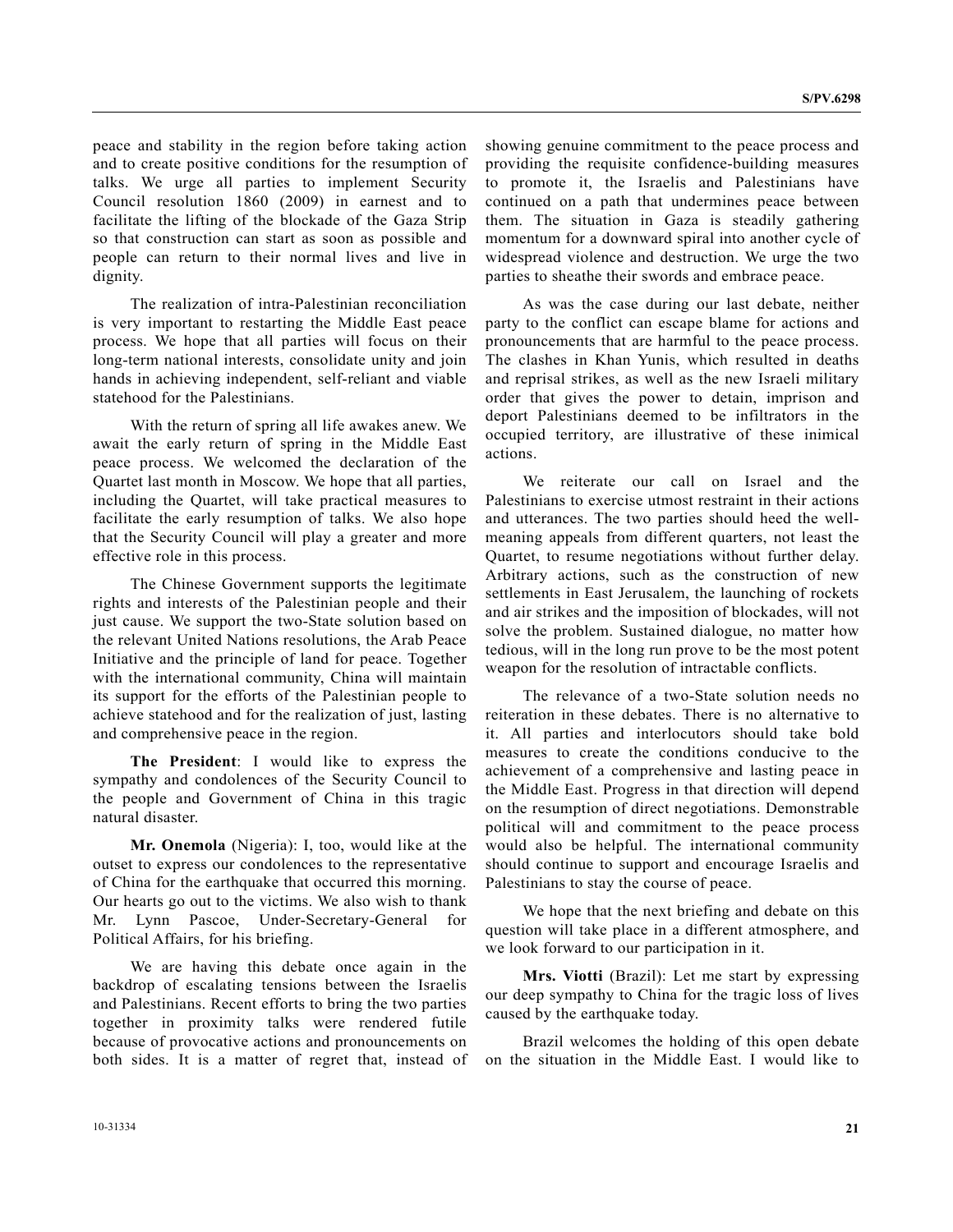peace and stability in the region before taking action and to create positive conditions for the resumption of talks. We urge all parties to implement Security Council resolution 1860 (2009) in earnest and to facilitate the lifting of the blockade of the Gaza Strip so that construction can start as soon as possible and people can return to their normal lives and live in dignity.

The realization of intra-Palestinian reconciliation is very important to restarting the Middle East peace process. We hope that all parties will focus on their long-term national interests, consolidate unity and join hands in achieving independent, self-reliant and viable statehood for the Palestinians.

With the return of spring all life awakes anew. We await the early return of spring in the Middle East peace process. We welcomed the declaration of the Quartet last month in Moscow. We hope that all parties, including the Quartet, will take practical measures to facilitate the early resumption of talks. We also hope that the Security Council will play a greater and more effective role in this process.

The Chinese Government supports the legitimate rights and interests of the Palestinian people and their just cause. We support the two-State solution based on the relevant United Nations resolutions, the Arab Peace Initiative and the principle of land for peace. Together with the international community, China will maintain its support for the efforts of the Palestinian people to achieve statehood and for the realization of just, lasting and comprehensive peace in the region.

**The President**: I would like to express the sympathy and condolences of the Security Council to the people and Government of China in this tragic natural disaster.

**Mr. Onemola** (Nigeria): I, too, would like at the outset to express our condolences to the representative of China for the earthquake that occurred this morning. Our hearts go out to the victims. We also wish to thank Mr. Lynn Pascoe, Under-Secretary-General for Political Affairs, for his briefing.

We are having this debate once again in the backdrop of escalating tensions between the Israelis and Palestinians. Recent efforts to bring the two parties together in proximity talks were rendered futile because of provocative actions and pronouncements on both sides. It is a matter of regret that, instead of showing genuine commitment to the peace process and providing the requisite confidence-building measures to promote it, the Israelis and Palestinians have continued on a path that undermines peace between them. The situation in Gaza is steadily gathering momentum for a downward spiral into another cycle of widespread violence and destruction. We urge the two parties to sheathe their swords and embrace peace.

As was the case during our last debate, neither party to the conflict can escape blame for actions and pronouncements that are harmful to the peace process. The clashes in Khan Yunis, which resulted in deaths and reprisal strikes, as well as the new Israeli military order that gives the power to detain, imprison and deport Palestinians deemed to be infiltrators in the occupied territory, are illustrative of these inimical actions.

We reiterate our call on Israel and the Palestinians to exercise utmost restraint in their actions and utterances. The two parties should heed the well-meaning appeals from different quarters, not least the Quartet, to resume negotiations without further delay. Arbitrary actions, such as the construction of new settlements in East Jerusalem, the launching of rockets and air strikes and the imposition of blockades, will not solve the problem. Sustained dialogue, no matter how tedious, will in the long run prove to be the most potent weapon for the resolution of intractable conflicts.

The relevance of a two-State solution needs no reiteration in these debates. There is no alternative to it. All parties and interlocutors should take bold measures to create the conditions conducive to the achievement of a comprehensive and lasting peace in the Middle East. Progress in that direction will depend on the resumption of direct negotiations. Demonstrable political will and commitment to the peace process would also be helpful. The international community should continue to support and encourage Israelis and Palestinians to stay the course of peace.

We hope that the next briefing and debate on this question will take place in a different atmosphere, and we look forward to our participation in it.

**Mrs. Viotti** (Brazil): Let me start by expressing our deep sympathy to China for the tragic loss of lives caused by the earthquake today.

Brazil welcomes the holding of this open debate on the situation in the Middle East. I would like to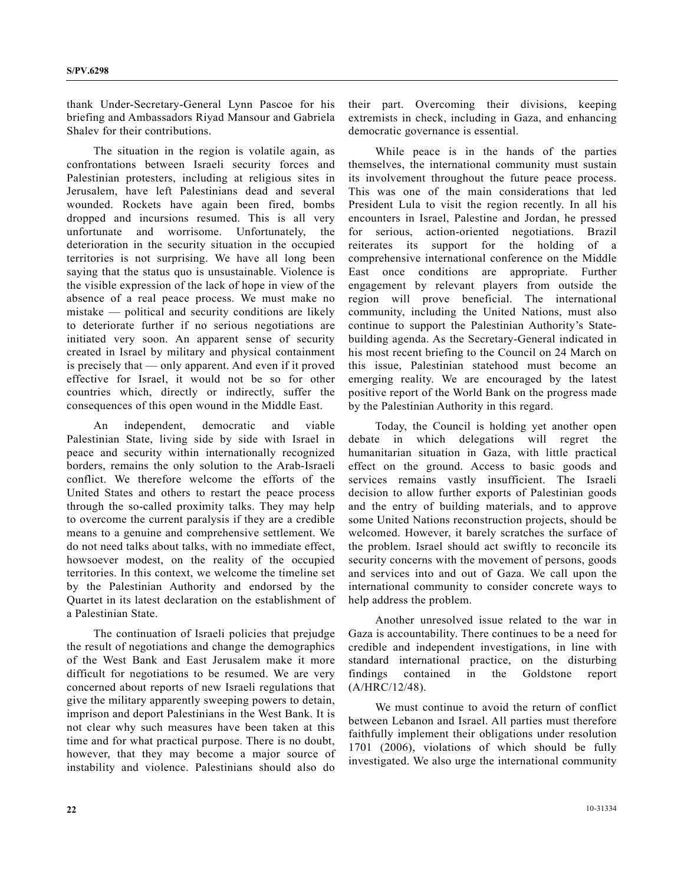thank Under-Secretary-General Lynn Pascoe for his briefing and Ambassadors Riyad Mansour and Gabriela Shalev for their contributions.

The situation in the region is volatile again, as confrontations between Israeli security forces and Palestinian protesters, including at religious sites in Jerusalem, have left Palestinians dead and several wounded. Rockets have again been fired, bombs dropped and incursions resumed. This is all very unfortunate and worrisome. Unfortunately, the deterioration in the security situation in the occupied territories is not surprising. We have all long been saying that the status quo is unsustainable. Violence is the visible expression of the lack of hope in view of the absence of a real peace process. We must make no mistake — political and security conditions are likely to deteriorate further if no serious negotiations are initiated very soon. An apparent sense of security created in Israel by military and physical containment is precisely that — only apparent. And even if it proved effective for Israel, it would not be so for other countries which, directly or indirectly, suffer the consequences of this open wound in the Middle East.

An independent, democratic and viable Palestinian State, living side by side with Israel in peace and security within internationally recognized borders, remains the only solution to the Arab-Israeli conflict. We therefore welcome the efforts of the United States and others to restart the peace process through the so-called proximity talks. They may help to overcome the current paralysis if they are a credible means to a genuine and comprehensive settlement. We do not need talks about talks, with no immediate effect, howsoever modest, on the reality of the occupied territories. In this context, we welcome the timeline set by the Palestinian Authority and endorsed by the Quartet in its latest declaration on the establishment of a Palestinian State.

The continuation of Israeli policies that prejudge the result of negotiations and change the demographics of the West Bank and East Jerusalem make it more difficult for negotiations to be resumed. We are very concerned about reports of new Israeli regulations that give the military apparently sweeping powers to detain, imprison and deport Palestinians in the West Bank. It is not clear why such measures have been taken at this time and for what practical purpose. There is no doubt, however, that they may become a major source of instability and violence. Palestinians should also do their part. Overcoming their divisions, keeping extremists in check, including in Gaza, and enhancing democratic governance is essential.

While peace is in the hands of the parties themselves, the international community must sustain its involvement throughout the future peace process. This was one of the main considerations that led President Lula to visit the region recently. In all his encounters in Israel, Palestine and Jordan, he pressed for serious, action-oriented negotiations. Brazil reiterates its support for the holding of a comprehensive international conference on the Middle East once conditions are appropriate. Further engagement by relevant players from outside the region will prove beneficial. The international community, including the United Nations, must also continue to support the Palestinian Authority's State-building agenda. As the Secretary-General indicated in his most recent briefing to the Council on 24 March on this issue, Palestinian statehood must become an emerging reality. We are encouraged by the latest positive report of the World Bank on the progress made by the Palestinian Authority in this regard.

Today, the Council is holding yet another open debate in which delegations will regret the humanitarian situation in Gaza, with little practical effect on the ground. Access to basic goods and services remains vastly insufficient. The Israeli decision to allow further exports of Palestinian goods and the entry of building materials, and to approve some United Nations reconstruction projects, should be welcomed. However, it barely scratches the surface of the problem. Israel should act swiftly to reconcile its security concerns with the movement of persons, goods and services into and out of Gaza. We call upon the international community to consider concrete ways to help address the problem.

Another unresolved issue related to the war in Gaza is accountability. There continues to be a need for credible and independent investigations, in line with standard international practice, on the disturbing findings contained in the Goldstone report (A/HRC/12/48).

We must continue to avoid the return of conflict between Lebanon and Israel. All parties must therefore faithfully implement their obligations under resolution 1701 (2006), violations of which should be fully investigated. We also urge the international community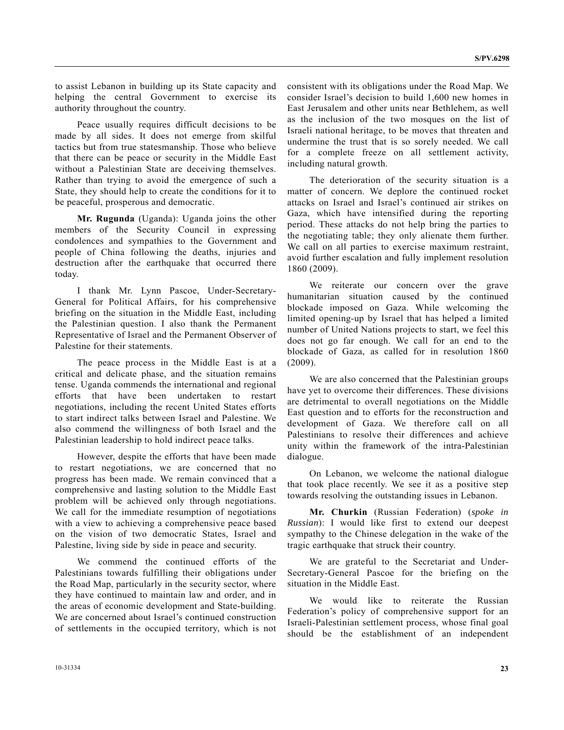to assist Lebanon in building up its State capacity and helping the central Government to exercise its authority throughout the country.

Peace usually requires difficult decisions to be made by all sides. It does not emerge from skilful tactics but from true statesmanship. Those who believe that there can be peace or security in the Middle East without a Palestinian State are deceiving themselves. Rather than trying to avoid the emergence of such a State, they should help to create the conditions for it to be peaceful, prosperous and democratic.

**Mr. Rugunda** (Uganda): Uganda joins the other members of the Security Council in expressing condolences and sympathies to the Government and people of China following the deaths, injuries and destruction after the earthquake that occurred there today.

I thank Mr. Lynn Pascoe, Under-Secretary-General for Political Affairs, for his comprehensive briefing on the situation in the Middle East, including the Palestinian question. I also thank the Permanent Representative of Israel and the Permanent Observer of Palestine for their statements.

The peace process in the Middle East is at a critical and delicate phase, and the situation remains tense. Uganda commends the international and regional efforts that have been undertaken to restart negotiations, including the recent United States efforts to start indirect talks between Israel and Palestine. We also commend the willingness of both Israel and the Palestinian leadership to hold indirect peace talks.

However, despite the efforts that have been made to restart negotiations, we are concerned that no progress has been made. We remain convinced that a comprehensive and lasting solution to the Middle East problem will be achieved only through negotiations. We call for the immediate resumption of negotiations with a view to achieving a comprehensive peace based on the vision of two democratic States, Israel and Palestine, living side by side in peace and security.

We commend the continued efforts of the Palestinians towards fulfilling their obligations under the Road Map, particularly in the security sector, where they have continued to maintain law and order, and in the areas of economic development and State-building. We are concerned about Israel's continued construction of settlements in the occupied territory, which is not consistent with its obligations under the Road Map. We consider Israel's decision to build 1,600 new homes in East Jerusalem and other units near Bethlehem, as well as the inclusion of the two mosques on the list of Israeli national heritage, to be moves that threaten and undermine the trust that is so sorely needed. We call for a complete freeze on all settlement activity, including natural growth.

The deterioration of the security situation is a matter of concern. We deplore the continued rocket attacks on Israel and Israel's continued air strikes on Gaza, which have intensified during the reporting period. These attacks do not help bring the parties to the negotiating table; they only alienate them further. We call on all parties to exercise maximum restraint, avoid further escalation and fully implement resolution 1860 (2009).

We reiterate our concern over the grave humanitarian situation caused by the continued blockade imposed on Gaza. While welcoming the limited opening-up by Israel that has helped a limited number of United Nations projects to start, we feel this does not go far enough. We call for an end to the blockade of Gaza, as called for in resolution 1860 (2009).

We are also concerned that the Palestinian groups have yet to overcome their differences. These divisions are detrimental to overall negotiations on the Middle East question and to efforts for the reconstruction and development of Gaza. We therefore call on all Palestinians to resolve their differences and achieve unity within the framework of the intra-Palestinian dialogue.

On Lebanon, we welcome the national dialogue that took place recently. We see it as a positive step towards resolving the outstanding issues in Lebanon.

**Mr. Churkin** (Russian Federation) (*spoke in Russian*): I would like first to extend our deepest sympathy to the Chinese delegation in the wake of the tragic earthquake that struck their country.

We are grateful to the Secretariat and Under-Secretary-General Pascoe for the briefing on the situation in the Middle East.

We would like to reiterate the Russian Federation's policy of comprehensive support for an Israeli-Palestinian settlement process, whose final goal should be the establishment of an independent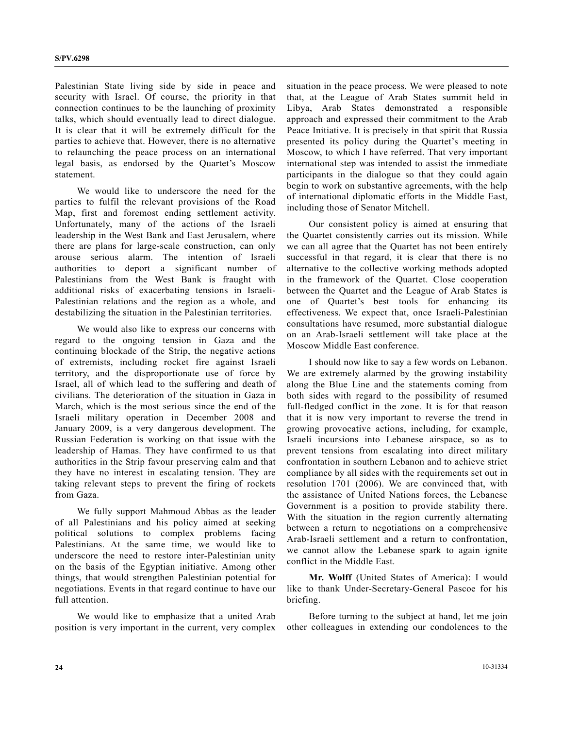Palestinian State living side by side in peace and security with Israel. Of course, the priority in that connection continues to be the launching of proximity talks, which should eventually lead to direct dialogue. It is clear that it will be extremely difficult for the parties to achieve that. However, there is no alternative to relaunching the peace process on an international legal basis, as endorsed by the Quartet's Moscow statement.

We would like to underscore the need for the parties to fulfil the relevant provisions of the Road Map, first and foremost ending settlement activity. Unfortunately, many of the actions of the Israeli leadership in the West Bank and East Jerusalem, where there are plans for large-scale construction, can only arouse serious alarm. The intention of Israeli authorities to deport a significant number of Palestinians from the West Bank is fraught with additional risks of exacerbating tensions in Israeli-Palestinian relations and the region as a whole, and destabilizing the situation in the Palestinian territories.

We would also like to express our concerns with regard to the ongoing tension in Gaza and the continuing blockade of the Strip, the negative actions of extremists, including rocket fire against Israeli territory, and the disproportionate use of force by Israel, all of which lead to the suffering and death of civilians. The deterioration of the situation in Gaza in March, which is the most serious since the end of the Israeli military operation in December 2008 and January 2009, is a very dangerous development. The Russian Federation is working on that issue with the leadership of Hamas. They have confirmed to us that authorities in the Strip favour preserving calm and that they have no interest in escalating tension. They are taking relevant steps to prevent the firing of rockets from Gaza.

We fully support Mahmoud Abbas as the leader of all Palestinians and his policy aimed at seeking political solutions to complex problems facing Palestinians. At the same time, we would like to underscore the need to restore inter-Palestinian unity on the basis of the Egyptian initiative. Among other things, that would strengthen Palestinian potential for negotiations. Events in that regard continue to have our full attention.

We would like to emphasize that a united Arab position is very important in the current, very complex situation in the peace process. We were pleased to note that, at the League of Arab States summit held in Libya, Arab States demonstrated a responsible approach and expressed their commitment to the Arab Peace Initiative. It is precisely in that spirit that Russia presented its policy during the Quartet's meeting in Moscow, to which I have referred. That very important international step was intended to assist the immediate participants in the dialogue so that they could again begin to work on substantive agreements, with the help of international diplomatic efforts in the Middle East, including those of Senator Mitchell.

Our consistent policy is aimed at ensuring that the Quartet consistently carries out its mission. While we can all agree that the Quartet has not been entirely successful in that regard, it is clear that there is no alternative to the collective working methods adopted in the framework of the Quartet. Close cooperation between the Quartet and the League of Arab States is one of Quartet's best tools for enhancing its effectiveness. We expect that, once Israeli-Palestinian consultations have resumed, more substantial dialogue on an Arab-Israeli settlement will take place at the Moscow Middle East conference.

I should now like to say a few words on Lebanon. We are extremely alarmed by the growing instability along the Blue Line and the statements coming from both sides with regard to the possibility of resumed full-fledged conflict in the zone. It is for that reason that it is now very important to reverse the trend in growing provocative actions, including, for example, Israeli incursions into Lebanese airspace, so as to prevent tensions from escalating into direct military confrontation in southern Lebanon and to achieve strict compliance by all sides with the requirements set out in resolution 1701 (2006). We are convinced that, with the assistance of United Nations forces, the Lebanese Government is a position to provide stability there. With the situation in the region currently alternating between a return to negotiations on a comprehensive Arab-Israeli settlement and a return to confrontation, we cannot allow the Lebanese spark to again ignite conflict in the Middle East.

**Mr. Wolff** (United States of America): I would like to thank Under-Secretary-General Pascoe for his briefing.

Before turning to the subject at hand, let me join other colleagues in extending our condolences to the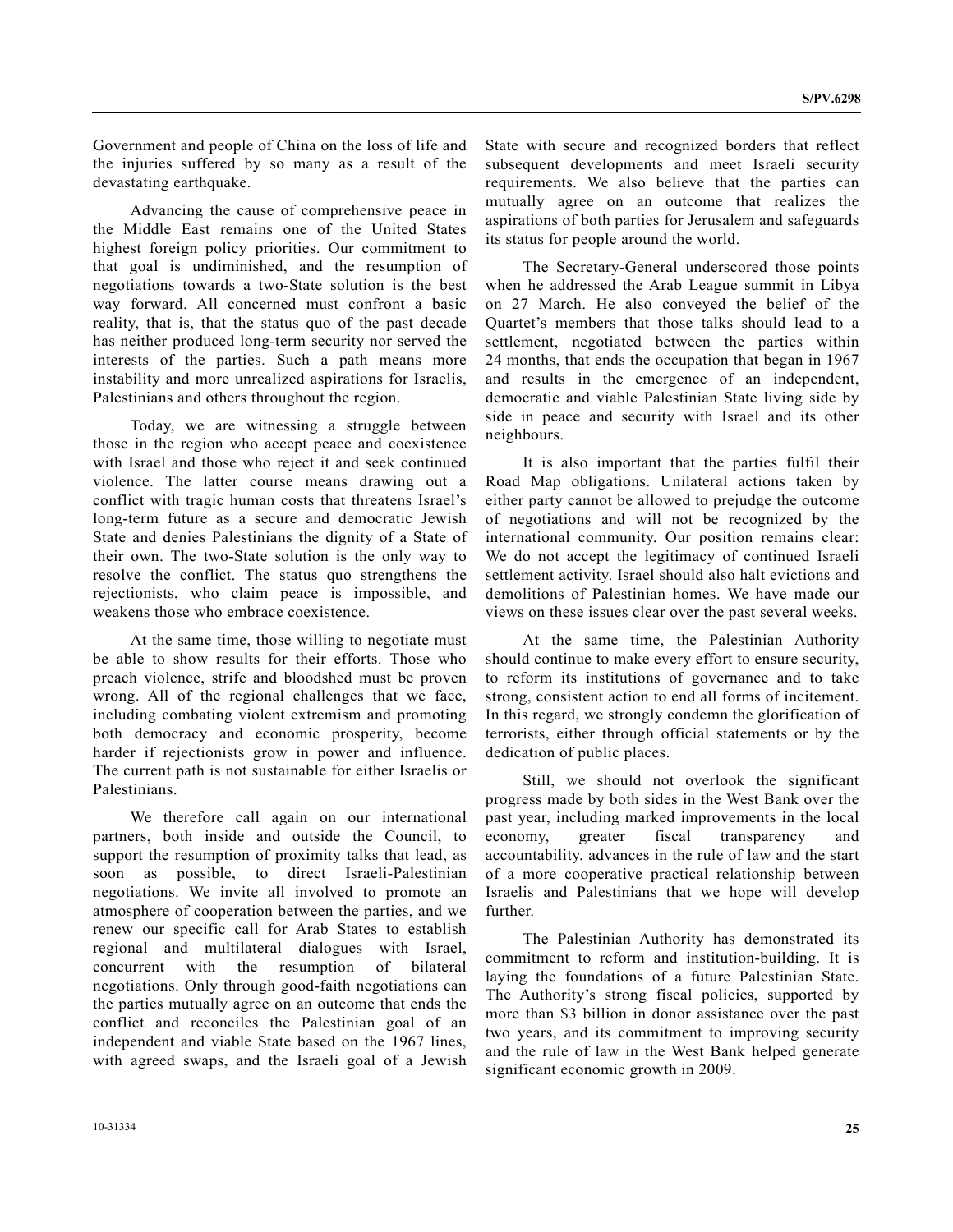Government and people of China on the loss of life and the injuries suffered by so many as a result of the devastating earthquake.

Advancing the cause of comprehensive peace in the Middle East remains one of the United States highest foreign policy priorities. Our commitment to that goal is undiminished, and the resumption of negotiations towards a two-State solution is the best way forward. All concerned must confront a basic reality, that is, that the status quo of the past decade has neither produced long-term security nor served the interests of the parties. Such a path means more instability and more unrealized aspirations for Israelis, Palestinians and others throughout the region.

Today, we are witnessing a struggle between those in the region who accept peace and coexistence with Israel and those who reject it and seek continued violence. The latter course means drawing out a conflict with tragic human costs that threatens Israel's long-term future as a secure and democratic Jewish State and denies Palestinians the dignity of a State of their own. The two-State solution is the only way to resolve the conflict. The status quo strengthens the rejectionists, who claim peace is impossible, and weakens those who embrace coexistence.

At the same time, those willing to negotiate must be able to show results for their efforts. Those who preach violence, strife and bloodshed must be proven wrong. All of the regional challenges that we face, including combating violent extremism and promoting both democracy and economic prosperity, become harder if rejectionists grow in power and influence. The current path is not sustainable for either Israelis or Palestinians.

We therefore call again on our international partners, both inside and outside the Council, to support the resumption of proximity talks that lead, as soon as possible, to direct Israeli-Palestinian negotiations. We invite all involved to promote an atmosphere of cooperation between the parties, and we renew our specific call for Arab States to establish regional and multilateral dialogues with Israel, concurrent with the resumption of bilateral negotiations. Only through good-faith negotiations can the parties mutually agree on an outcome that ends the conflict and reconciles the Palestinian goal of an independent and viable State based on the 1967 lines, with agreed swaps, and the Israeli goal of a Jewish State with secure and recognized borders that reflect subsequent developments and meet Israeli security requirements. We also believe that the parties can mutually agree on an outcome that realizes the aspirations of both parties for Jerusalem and safeguards its status for people around the world.

The Secretary-General underscored those points when he addressed the Arab League summit in Libya on 27 March. He also conveyed the belief of the Quartet's members that those talks should lead to a settlement, negotiated between the parties within 24 months, that ends the occupation that began in 1967 and results in the emergence of an independent, democratic and viable Palestinian State living side by side in peace and security with Israel and its other neighbours.

It is also important that the parties fulfil their Road Map obligations. Unilateral actions taken by either party cannot be allowed to prejudge the outcome of negotiations and will not be recognized by the international community. Our position remains clear: We do not accept the legitimacy of continued Israeli settlement activity. Israel should also halt evictions and demolitions of Palestinian homes. We have made our views on these issues clear over the past several weeks.

At the same time, the Palestinian Authority should continue to make every effort to ensure security, to reform its institutions of governance and to take strong, consistent action to end all forms of incitement. In this regard, we strongly condemn the glorification of terrorists, either through official statements or by the dedication of public places.

Still, we should not overlook the significant progress made by both sides in the West Bank over the past year, including marked improvements in the local economy, greater fiscal transparency and accountability, advances in the rule of law and the start of a more cooperative practical relationship between Israelis and Palestinians that we hope will develop further.

The Palestinian Authority has demonstrated its commitment to reform and institution-building. It is laying the foundations of a future Palestinian State. The Authority's strong fiscal policies, supported by more than $3 billion in donor assistance over the past two years, and its commitment to improving security and the rule of law in the West Bank helped generate significant economic growth in 2009.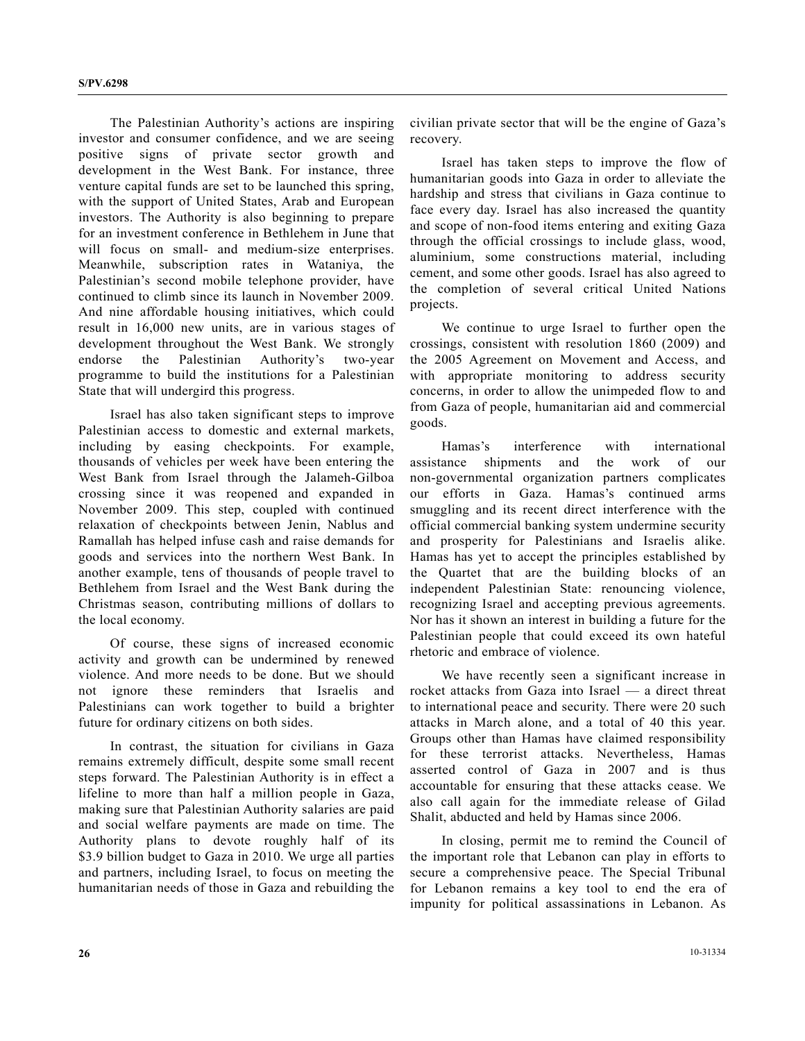The Palestinian Authority's actions are inspiring investor and consumer confidence, and we are seeing positive signs of private sector growth and development in the West Bank. For instance, three venture capital funds are set to be launched this spring, with the support of United States, Arab and European investors. The Authority is also beginning to prepare for an investment conference in Bethlehem in June that will focus on small- and medium-size enterprises. Meanwhile, subscription rates in Wataniya, the Palestinian's second mobile telephone provider, have continued to climb since its launch in November 2009. And nine affordable housing initiatives, which could result in 16,000 new units, are in various stages of development throughout the West Bank. We strongly endorse the Palestinian Authority's two-year programme to build the institutions for a Palestinian State that will undergird this progress.

Israel has also taken significant steps to improve Palestinian access to domestic and external markets, including by easing checkpoints. For example, thousands of vehicles per week have been entering the West Bank from Israel through the Jalameh-Gilboa crossing since it was reopened and expanded in November 2009. This step, coupled with continued relaxation of checkpoints between Jenin, Nablus and Ramallah has helped infuse cash and raise demands for goods and services into the northern West Bank. In another example, tens of thousands of people travel to Bethlehem from Israel and the West Bank during the Christmas season, contributing millions of dollars to the local economy.

Of course, these signs of increased economic activity and growth can be undermined by renewed violence. And more needs to be done. But we should not ignore these reminders that Israelis and Palestinians can work together to build a brighter future for ordinary citizens on both sides.

In contrast, the situation for civilians in Gaza remains extremely difficult, despite some small recent steps forward. The Palestinian Authority is in effect a lifeline to more than half a million people in Gaza, making sure that Palestinian Authority salaries are paid and social welfare payments are made on time. The Authority plans to devote roughly half of its $3.9 billion budget to Gaza in 2010. We urge all parties and partners, including Israel, to focus on meeting the humanitarian needs of those in Gaza and rebuilding the civilian private sector that will be the engine of Gaza's recovery.

Israel has taken steps to improve the flow of humanitarian goods into Gaza in order to alleviate the hardship and stress that civilians in Gaza continue to face every day. Israel has also increased the quantity and scope of non-food items entering and exiting Gaza through the official crossings to include glass, wood, aluminium, some constructions material, including cement, and some other goods. Israel has also agreed to the completion of several critical United Nations projects.

We continue to urge Israel to further open the crossings, consistent with resolution 1860 (2009) and the 2005 Agreement on Movement and Access, and with appropriate monitoring to address security concerns, in order to allow the unimpeded flow to and from Gaza of people, humanitarian aid and commercial goods.

Hamas's interference with international assistance shipments and the work of our non-governmental organization partners complicates our efforts in Gaza. Hamas's continued arms smuggling and its recent direct interference with the official commercial banking system undermine security and prosperity for Palestinians and Israelis alike. Hamas has yet to accept the principles established by the Quartet that are the building blocks of an independent Palestinian State: renouncing violence, recognizing Israel and accepting previous agreements. Nor has it shown an interest in building a future for the Palestinian people that could exceed its own hateful rhetoric and embrace of violence.

We have recently seen a significant increase in rocket attacks from Gaza into Israel — a direct threat to international peace and security. There were 20 such attacks in March alone, and a total of 40 this year. Groups other than Hamas have claimed responsibility for these terrorist attacks. Nevertheless, Hamas asserted control of Gaza in 2007 and is thus accountable for ensuring that these attacks cease. We also call again for the immediate release of Gilad Shalit, abducted and held by Hamas since 2006.

In closing, permit me to remind the Council of the important role that Lebanon can play in efforts to secure a comprehensive peace. The Special Tribunal for Lebanon remains a key tool to end the era of impunity for political assassinations in Lebanon. As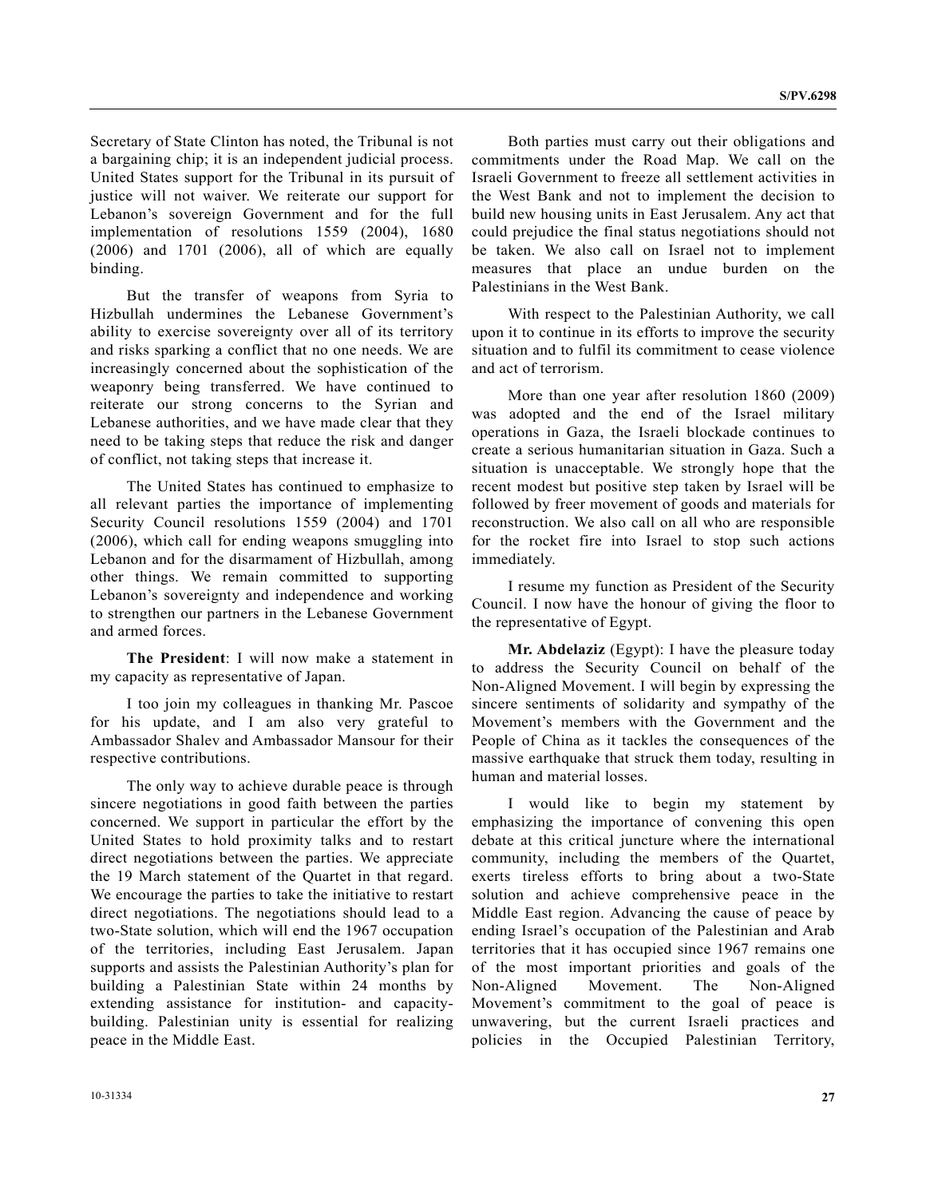Secretary of State Clinton has noted, the Tribunal is not a bargaining chip; it is an independent judicial process. United States support for the Tribunal in its pursuit of justice will not waiver. We reiterate our support for Lebanon's sovereign Government and for the full implementation of resolutions 1559 (2004), 1680 (2006) and 1701 (2006), all of which are equally binding.

But the transfer of weapons from Syria to Hizbullah undermines the Lebanese Government's ability to exercise sovereignty over all of its territory and risks sparking a conflict that no one needs. We are increasingly concerned about the sophistication of the weaponry being transferred. We have continued to reiterate our strong concerns to the Syrian and Lebanese authorities, and we have made clear that they need to be taking steps that reduce the risk and danger of conflict, not taking steps that increase it.

The United States has continued to emphasize to all relevant parties the importance of implementing Security Council resolutions 1559 (2004) and 1701 (2006), which call for ending weapons smuggling into Lebanon and for the disarmament of Hizbullah, among other things. We remain committed to supporting Lebanon's sovereignty and independence and working to strengthen our partners in the Lebanese Government and armed forces.

**The President**: I will now make a statement in my capacity as representative of Japan.

I too join my colleagues in thanking Mr. Pascoe for his update, and I am also very grateful to Ambassador Shalev and Ambassador Mansour for their respective contributions.

The only way to achieve durable peace is through sincere negotiations in good faith between the parties concerned. We support in particular the effort by the United States to hold proximity talks and to restart direct negotiations between the parties. We appreciate the 19 March statement of the Quartet in that regard. We encourage the parties to take the initiative to restart direct negotiations. The negotiations should lead to a two-State solution, which will end the 1967 occupation of the territories, including East Jerusalem. Japan supports and assists the Palestinian Authority's plan for building a Palestinian State within 24 months by extending assistance for institution- and capacity-building. Palestinian unity is essential for realizing peace in the Middle East.

Both parties must carry out their obligations and commitments under the Road Map. We call on the Israeli Government to freeze all settlement activities in the West Bank and not to implement the decision to build new housing units in East Jerusalem. Any act that could prejudice the final status negotiations should not be taken. We also call on Israel not to implement measures that place an undue burden on the Palestinians in the West Bank.

With respect to the Palestinian Authority, we call upon it to continue in its efforts to improve the security situation and to fulfil its commitment to cease violence and act of terrorism.

More than one year after resolution 1860 (2009) was adopted and the end of the Israel military operations in Gaza, the Israeli blockade continues to create a serious humanitarian situation in Gaza. Such a situation is unacceptable. We strongly hope that the recent modest but positive step taken by Israel will be followed by freer movement of goods and materials for reconstruction. We also call on all who are responsible for the rocket fire into Israel to stop such actions immediately.

I resume my function as President of the Security Council. I now have the honour of giving the floor to the representative of Egypt.

**Mr. Abdelaziz** (Egypt): I have the pleasure today to address the Security Council on behalf of the Non-Aligned Movement. I will begin by expressing the sincere sentiments of solidarity and sympathy of the Movement's members with the Government and the People of China as it tackles the consequences of the massive earthquake that struck them today, resulting in human and material losses.

I would like to begin my statement by emphasizing the importance of convening this open debate at this critical juncture where the international community, including the members of the Quartet, exerts tireless efforts to bring about a two-State solution and achieve comprehensive peace in the Middle East region. Advancing the cause of peace by ending Israel's occupation of the Palestinian and Arab territories that it has occupied since 1967 remains one of the most important priorities and goals of the Non-Aligned Movement. The Non-Aligned Movement's commitment to the goal of peace is unwavering, but the current Israeli practices and policies in the Occupied Palestinian Territory,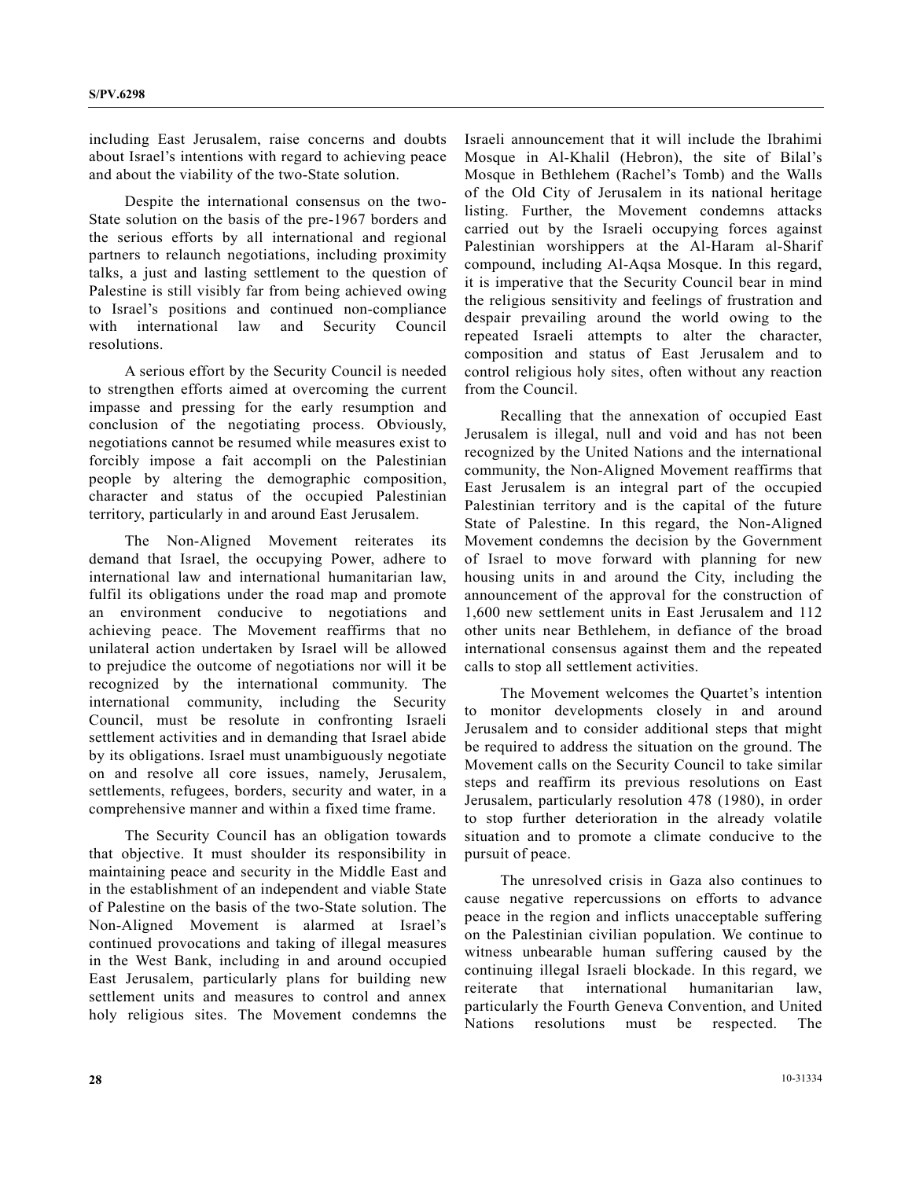including East Jerusalem, raise concerns and doubts about Israel's intentions with regard to achieving peace and about the viability of the two-State solution.

Despite the international consensus on the two-State solution on the basis of the pre-1967 borders and the serious efforts by all international and regional partners to relaunch negotiations, including proximity talks, a just and lasting settlement to the question of Palestine is still visibly far from being achieved owing to Israel's positions and continued non-compliance with international law and Security Council resolutions.

A serious effort by the Security Council is needed to strengthen efforts aimed at overcoming the current impasse and pressing for the early resumption and conclusion of the negotiating process. Obviously, negotiations cannot be resumed while measures exist to forcibly impose a fait accompli on the Palestinian people by altering the demographic composition, character and status of the occupied Palestinian territory, particularly in and around East Jerusalem.

The Non-Aligned Movement reiterates its demand that Israel, the occupying Power, adhere to international law and international humanitarian law, fulfil its obligations under the road map and promote an environment conducive to negotiations and achieving peace. The Movement reaffirms that no unilateral action undertaken by Israel will be allowed to prejudice the outcome of negotiations nor will it be recognized by the international community. The international community, including the Security Council, must be resolute in confronting Israeli settlement activities and in demanding that Israel abide by its obligations. Israel must unambiguously negotiate on and resolve all core issues, namely, Jerusalem, settlements, refugees, borders, security and water, in a comprehensive manner and within a fixed time frame.

The Security Council has an obligation towards that objective. It must shoulder its responsibility in maintaining peace and security in the Middle East and in the establishment of an independent and viable State of Palestine on the basis of the two-State solution. The Non-Aligned Movement is alarmed at Israel's continued provocations and taking of illegal measures in the West Bank, including in and around occupied East Jerusalem, particularly plans for building new settlement units and measures to control and annex holy religious sites. The Movement condemns the Israeli announcement that it will include the Ibrahimi Mosque in Al-Khalil (Hebron), the site of Bilal's Mosque in Bethlehem (Rachel's Tomb) and the Walls of the Old City of Jerusalem in its national heritage listing. Further, the Movement condemns attacks carried out by the Israeli occupying forces against Palestinian worshippers at the Al-Haram al-Sharif compound, including Al-Aqsa Mosque. In this regard, it is imperative that the Security Council bear in mind the religious sensitivity and feelings of frustration and despair prevailing around the world owing to the repeated Israeli attempts to alter the character, composition and status of East Jerusalem and to control religious holy sites, often without any reaction from the Council.

Recalling that the annexation of occupied East Jerusalem is illegal, null and void and has not been recognized by the United Nations and the international community, the Non-Aligned Movement reaffirms that East Jerusalem is an integral part of the occupied Palestinian territory and is the capital of the future State of Palestine. In this regard, the Non-Aligned Movement condemns the decision by the Government of Israel to move forward with planning for new housing units in and around the City, including the announcement of the approval for the construction of 1,600 new settlement units in East Jerusalem and 112 other units near Bethlehem, in defiance of the broad international consensus against them and the repeated calls to stop all settlement activities.

The Movement welcomes the Quartet's intention to monitor developments closely in and around Jerusalem and to consider additional steps that might be required to address the situation on the ground. The Movement calls on the Security Council to take similar steps and reaffirm its previous resolutions on East Jerusalem, particularly resolution 478 (1980), in order to stop further deterioration in the already volatile situation and to promote a climate conducive to the pursuit of peace.

The unresolved crisis in Gaza also continues to cause negative repercussions on efforts to advance peace in the region and inflicts unacceptable suffering on the Palestinian civilian population. We continue to witness unbearable human suffering caused by the continuing illegal Israeli blockade. In this regard, we reiterate that international humanitarian law, particularly the Fourth Geneva Convention, and United Nations resolutions must be respected. The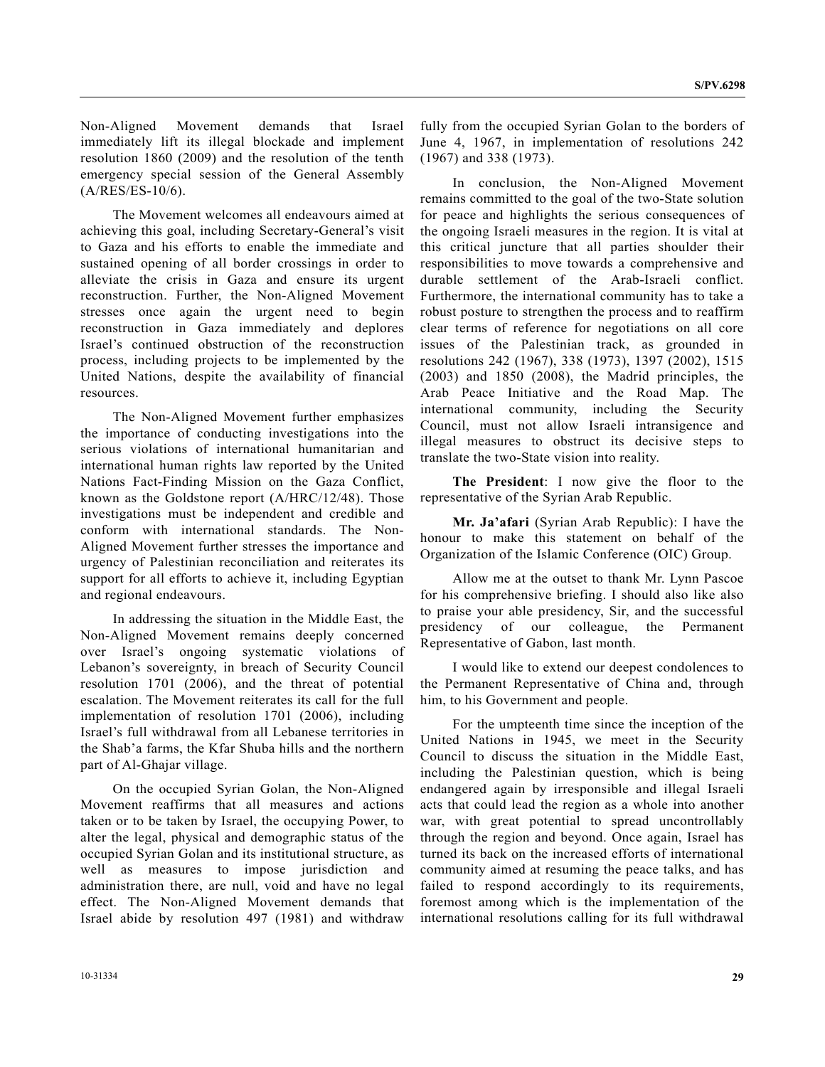Non-Aligned Movement demands that Israel immediately lift its illegal blockade and implement resolution 1860 (2009) and the resolution of the tenth emergency special session of the General Assembly (A/RES/ES-10/6).

The Movement welcomes all endeavours aimed at achieving this goal, including Secretary-General's visit to Gaza and his efforts to enable the immediate and sustained opening of all border crossings in order to alleviate the crisis in Gaza and ensure its urgent reconstruction. Further, the Non-Aligned Movement stresses once again the urgent need to begin reconstruction in Gaza immediately and deplores Israel's continued obstruction of the reconstruction process, including projects to be implemented by the United Nations, despite the availability of financial resources.

The Non-Aligned Movement further emphasizes the importance of conducting investigations into the serious violations of international humanitarian and international human rights law reported by the United Nations Fact-Finding Mission on the Gaza Conflict, known as the Goldstone report (A/HRC/12/48). Those investigations must be independent and credible and conform with international standards. The Non-Aligned Movement further stresses the importance and urgency of Palestinian reconciliation and reiterates its support for all efforts to achieve it, including Egyptian and regional endeavours.

In addressing the situation in the Middle East, the Non-Aligned Movement remains deeply concerned over Israel's ongoing systematic violations of Lebanon's sovereignty, in breach of Security Council resolution 1701 (2006), and the threat of potential escalation. The Movement reiterates its call for the full implementation of resolution 1701 (2006), including Israel's full withdrawal from all Lebanese territories in the Shab'a farms, the Kfar Shuba hills and the northern part of Al-Ghajar village.

On the occupied Syrian Golan, the Non-Aligned Movement reaffirms that all measures and actions taken or to be taken by Israel, the occupying Power, to alter the legal, physical and demographic status of the occupied Syrian Golan and its institutional structure, as well as measures to impose jurisdiction and administration there, are null, void and have no legal effect. The Non-Aligned Movement demands that Israel abide by resolution 497 (1981) and withdraw fully from the occupied Syrian Golan to the borders of June 4, 1967, in implementation of resolutions 242 (1967) and 338 (1973).

In conclusion, the Non-Aligned Movement remains committed to the goal of the two-State solution for peace and highlights the serious consequences of the ongoing Israeli measures in the region. It is vital at this critical juncture that all parties shoulder their responsibilities to move towards a comprehensive and durable settlement of the Arab-Israeli conflict. Furthermore, the international community has to take a robust posture to strengthen the process and to reaffirm clear terms of reference for negotiations on all core issues of the Palestinian track, as grounded in resolutions 242 (1967), 338 (1973), 1397 (2002), 1515 (2003) and 1850 (2008), the Madrid principles, the Arab Peace Initiative and the Road Map. The international community, including the Security Council, must not allow Israeli intransigence and illegal measures to obstruct its decisive steps to translate the two-State vision into reality.

**The President**: I now give the floor to the representative of the Syrian Arab Republic.

**Mr. Ja'afari** (Syrian Arab Republic): I have the honour to make this statement on behalf of the Organization of the Islamic Conference (OIC) Group.

Allow me at the outset to thank Mr. Lynn Pascoe for his comprehensive briefing. I should also like also to praise your able presidency, Sir, and the successful presidency of our colleague, the Permanent Representative of Gabon, last month.

I would like to extend our deepest condolences to the Permanent Representative of China and, through him, to his Government and people.

For the umpteenth time since the inception of the United Nations in 1945, we meet in the Security Council to discuss the situation in the Middle East, including the Palestinian question, which is being endangered again by irresponsible and illegal Israeli acts that could lead the region as a whole into another war, with great potential to spread uncontrollably through the region and beyond. Once again, Israel has turned its back on the increased efforts of international community aimed at resuming the peace talks, and has failed to respond accordingly to its requirements, foremost among which is the implementation of the international resolutions calling for its full withdrawal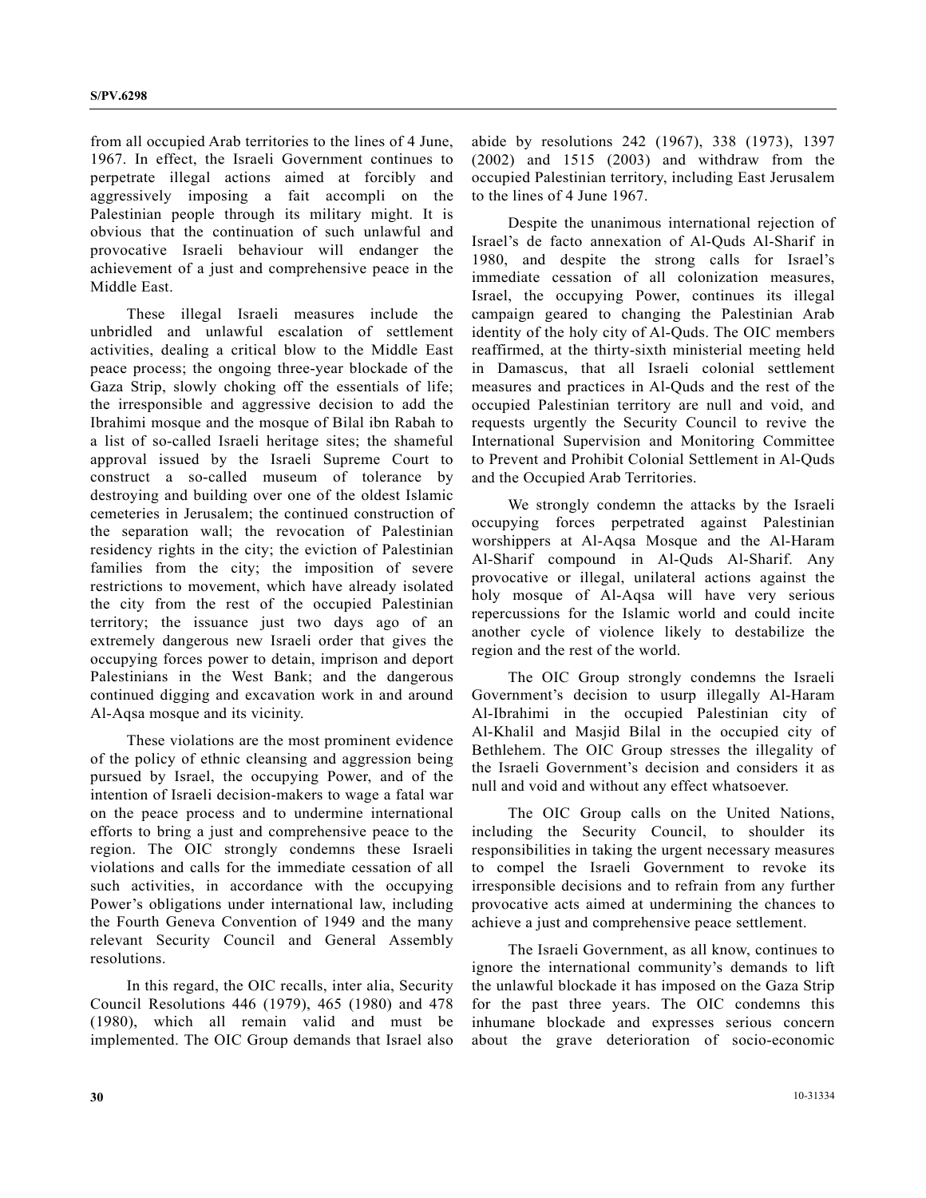from all occupied Arab territories to the lines of 4 June, 1967. In effect, the Israeli Government continues to perpetrate illegal actions aimed at forcibly and aggressively imposing a fait accompli on the Palestinian people through its military might. It is obvious that the continuation of such unlawful and provocative Israeli behaviour will endanger the achievement of a just and comprehensive peace in the Middle East.

These illegal Israeli measures include the unbridled and unlawful escalation of settlement activities, dealing a critical blow to the Middle East peace process; the ongoing three-year blockade of the Gaza Strip, slowly choking off the essentials of life; the irresponsible and aggressive decision to add the Ibrahimi mosque and the mosque of Bilal ibn Rabah to a list of so-called Israeli heritage sites; the shameful approval issued by the Israeli Supreme Court to construct a so-called museum of tolerance by destroying and building over one of the oldest Islamic cemeteries in Jerusalem; the continued construction of the separation wall; the revocation of Palestinian residency rights in the city; the eviction of Palestinian families from the city; the imposition of severe restrictions to movement, which have already isolated the city from the rest of the occupied Palestinian territory; the issuance just two days ago of an extremely dangerous new Israeli order that gives the occupying forces power to detain, imprison and deport Palestinians in the West Bank; and the dangerous continued digging and excavation work in and around Al-Aqsa mosque and its vicinity.

These violations are the most prominent evidence of the policy of ethnic cleansing and aggression being pursued by Israel, the occupying Power, and of the intention of Israeli decision-makers to wage a fatal war on the peace process and to undermine international efforts to bring a just and comprehensive peace to the region. The OIC strongly condemns these Israeli violations and calls for the immediate cessation of all such activities, in accordance with the occupying Power's obligations under international law, including the Fourth Geneva Convention of 1949 and the many relevant Security Council and General Assembly resolutions.

In this regard, the OIC recalls, inter alia, Security Council Resolutions 446 (1979), 465 (1980) and 478 (1980), which all remain valid and must be implemented. The OIC Group demands that Israel also abide by resolutions 242 (1967), 338 (1973), 1397 (2002) and 1515 (2003) and withdraw from the occupied Palestinian territory, including East Jerusalem to the lines of 4 June 1967.

Despite the unanimous international rejection of Israel's de facto annexation of Al-Quds Al-Sharif in 1980, and despite the strong calls for Israel's immediate cessation of all colonization measures, Israel, the occupying Power, continues its illegal campaign geared to changing the Palestinian Arab identity of the holy city of Al-Quds. The OIC members reaffirmed, at the thirty-sixth ministerial meeting held in Damascus, that all Israeli colonial settlement measures and practices in Al-Quds and the rest of the occupied Palestinian territory are null and void, and requests urgently the Security Council to revive the International Supervision and Monitoring Committee to Prevent and Prohibit Colonial Settlement in Al-Quds and the Occupied Arab Territories.

We strongly condemn the attacks by the Israeli occupying forces perpetrated against Palestinian worshippers at Al-Aqsa Mosque and the Al-Haram Al-Sharif compound in Al-Quds Al-Sharif. Any provocative or illegal, unilateral actions against the holy mosque of Al-Aqsa will have very serious repercussions for the Islamic world and could incite another cycle of violence likely to destabilize the region and the rest of the world.

The OIC Group strongly condemns the Israeli Government's decision to usurp illegally Al-Haram Al-Ibrahimi in the occupied Palestinian city of Al-Khalil and Masjid Bilal in the occupied city of Bethlehem. The OIC Group stresses the illegality of the Israeli Government's decision and considers it as null and void and without any effect whatsoever.

The OIC Group calls on the United Nations, including the Security Council, to shoulder its responsibilities in taking the urgent necessary measures to compel the Israeli Government to revoke its irresponsible decisions and to refrain from any further provocative acts aimed at undermining the chances to achieve a just and comprehensive peace settlement.

The Israeli Government, as all know, continues to ignore the international community's demands to lift the unlawful blockade it has imposed on the Gaza Strip for the past three years. The OIC condemns this inhumane blockade and expresses serious concern about the grave deterioration of socio-economic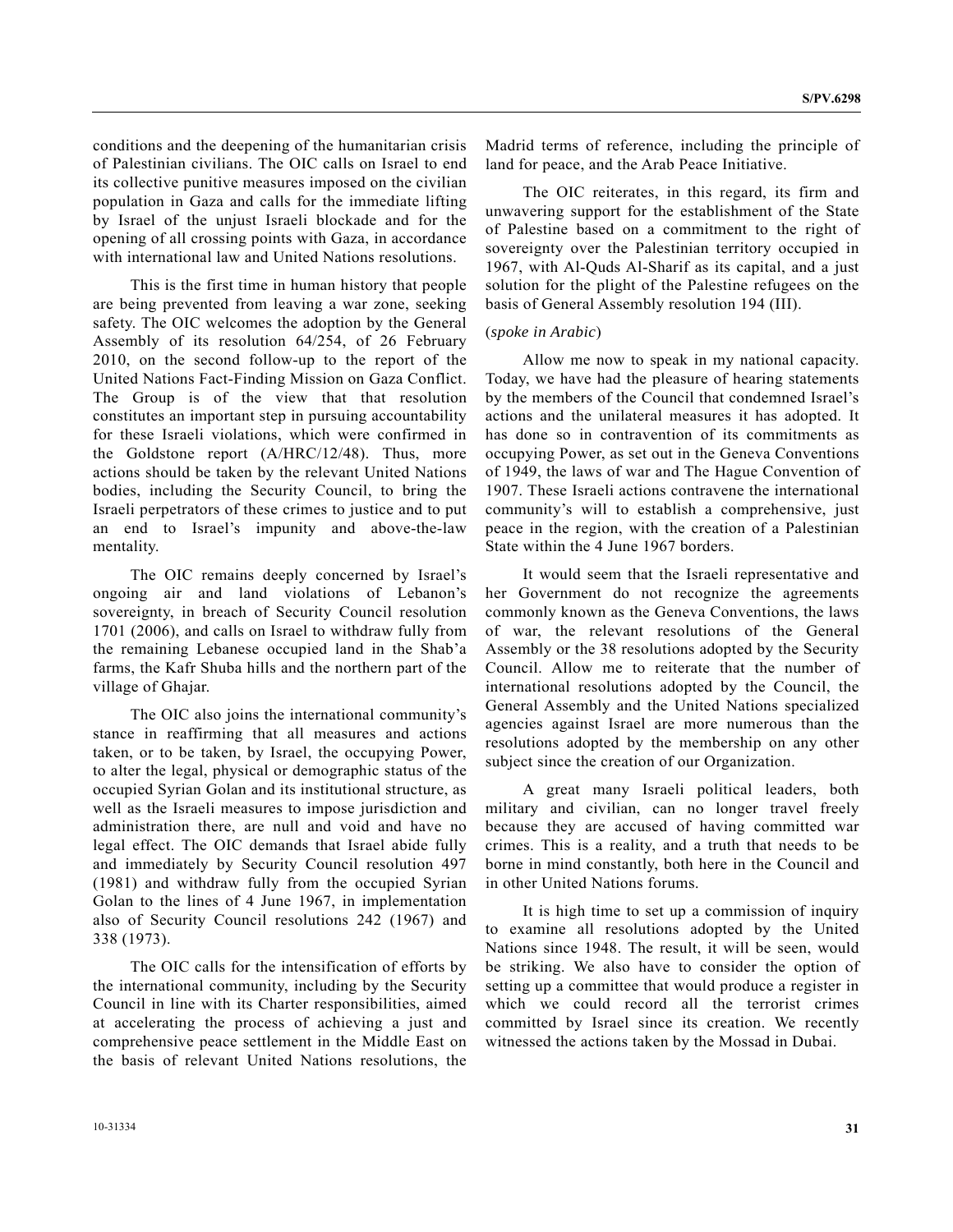conditions and the deepening of the humanitarian crisis of Palestinian civilians. The OIC calls on Israel to end its collective punitive measures imposed on the civilian population in Gaza and calls for the immediate lifting by Israel of the unjust Israeli blockade and for the opening of all crossing points with Gaza, in accordance with international law and United Nations resolutions.

This is the first time in human history that people are being prevented from leaving a war zone, seeking safety. The OIC welcomes the adoption by the General Assembly of its resolution 64/254, of 26 February 2010, on the second follow-up to the report of the United Nations Fact-Finding Mission on Gaza Conflict. The Group is of the view that that resolution constitutes an important step in pursuing accountability for these Israeli violations, which were confirmed in the Goldstone report (A/HRC/12/48). Thus, more actions should be taken by the relevant United Nations bodies, including the Security Council, to bring the Israeli perpetrators of these crimes to justice and to put an end to Israel's impunity and above-the-law mentality.

The OIC remains deeply concerned by Israel's ongoing air and land violations of Lebanon's sovereignty, in breach of Security Council resolution 1701 (2006), and calls on Israel to withdraw fully from the remaining Lebanese occupied land in the Shab'a farms, the Kafr Shuba hills and the northern part of the village of Ghajar.

The OIC also joins the international community's stance in reaffirming that all measures and actions taken, or to be taken, by Israel, the occupying Power, to alter the legal, physical or demographic status of the occupied Syrian Golan and its institutional structure, as well as the Israeli measures to impose jurisdiction and administration there, are null and void and have no legal effect. The OIC demands that Israel abide fully and immediately by Security Council resolution 497 (1981) and withdraw fully from the occupied Syrian Golan to the lines of 4 June 1967, in implementation also of Security Council resolutions 242 (1967) and 338 (1973).

The OIC calls for the intensification of efforts by the international community, including by the Security Council in line with its Charter responsibilities, aimed at accelerating the process of achieving a just and comprehensive peace settlement in the Middle East on the basis of relevant United Nations resolutions, the Madrid terms of reference, including the principle of land for peace, and the Arab Peace Initiative.

The OIC reiterates, in this regard, its firm and unwavering support for the establishment of the State of Palestine based on a commitment to the right of sovereignty over the Palestinian territory occupied in 1967, with Al-Quds Al-Sharif as its capital, and a just solution for the plight of the Palestine refugees on the basis of General Assembly resolution 194 (III).

(*spoke in Arabic*)

Allow me now to speak in my national capacity. Today, we have had the pleasure of hearing statements by the members of the Council that condemned Israel's actions and the unilateral measures it has adopted. It has done so in contravention of its commitments as occupying Power, as set out in the Geneva Conventions of 1949, the laws of war and The Hague Convention of 1907. These Israeli actions contravene the international community's will to establish a comprehensive, just peace in the region, with the creation of a Palestinian State within the 4 June 1967 borders.

It would seem that the Israeli representative and her Government do not recognize the agreements commonly known as the Geneva Conventions, the laws of war, the relevant resolutions of the General Assembly or the 38 resolutions adopted by the Security Council. Allow me to reiterate that the number of international resolutions adopted by the Council, the General Assembly and the United Nations specialized agencies against Israel are more numerous than the resolutions adopted by the membership on any other subject since the creation of our Organization.

A great many Israeli political leaders, both military and civilian, can no longer travel freely because they are accused of having committed war crimes. This is a reality, and a truth that needs to be borne in mind constantly, both here in the Council and in other United Nations forums.

It is high time to set up a commission of inquiry to examine all resolutions adopted by the United Nations since 1948. The result, it will be seen, would be striking. We also have to consider the option of setting up a committee that would produce a register in which we could record all the terrorist crimes committed by Israel since its creation. We recently witnessed the actions taken by the Mossad in Dubai.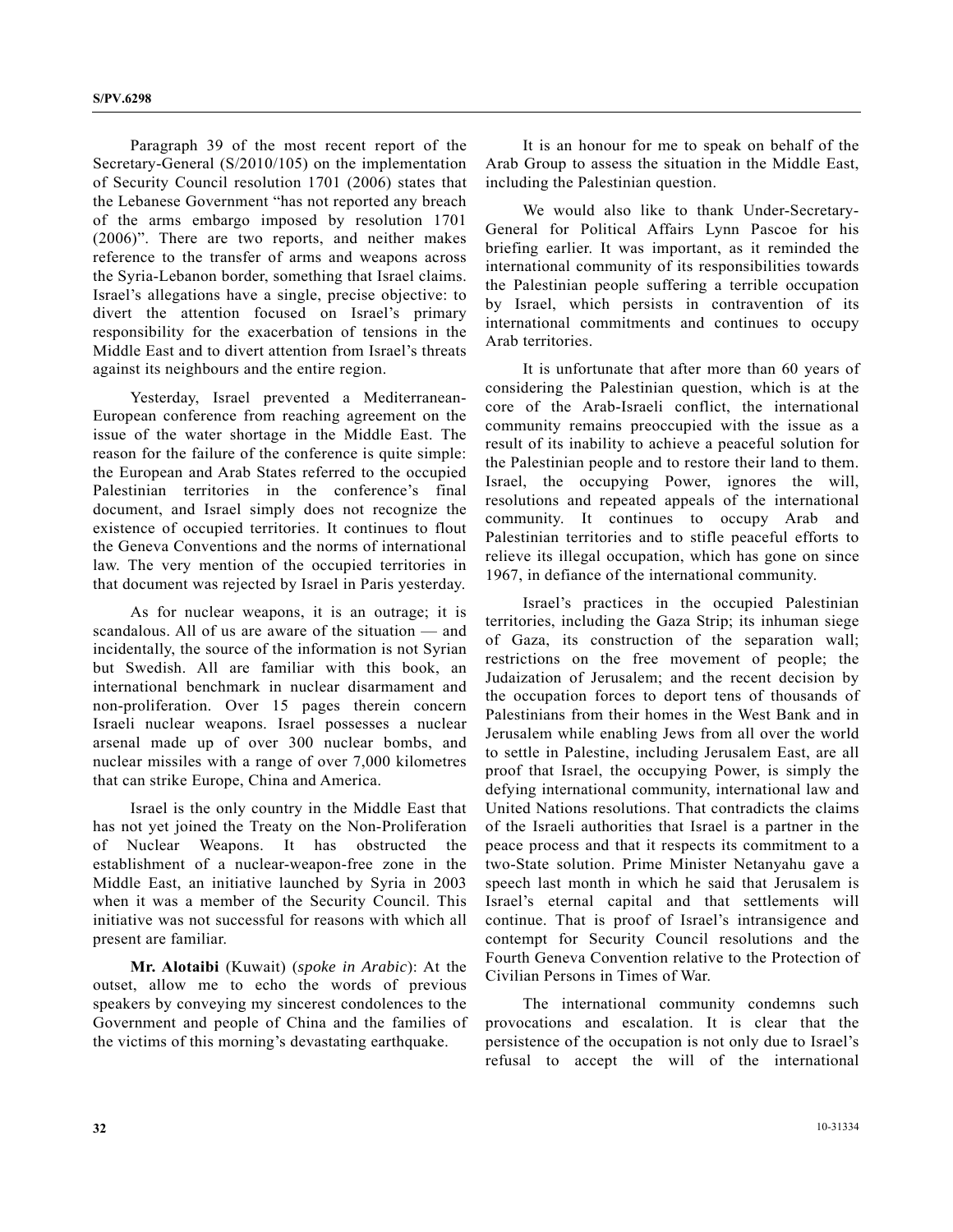Paragraph 39 of the most recent report of the Secretary-General (S/2010/105) on the implementation of Security Council resolution 1701 (2006) states that the Lebanese Government "has not reported any breach of the arms embargo imposed by resolution 1701 (2006)". There are two reports, and neither makes reference to the transfer of arms and weapons across the Syria-Lebanon border, something that Israel claims. Israel's allegations have a single, precise objective: to divert the attention focused on Israel's primary responsibility for the exacerbation of tensions in the Middle East and to divert attention from Israel's threats against its neighbours and the entire region.

Yesterday, Israel prevented a Mediterranean-European conference from reaching agreement on the issue of the water shortage in the Middle East. The reason for the failure of the conference is quite simple: the European and Arab States referred to the occupied Palestinian territories in the conference's final document, and Israel simply does not recognize the existence of occupied territories. It continues to flout the Geneva Conventions and the norms of international law. The very mention of the occupied territories in that document was rejected by Israel in Paris yesterday.

As for nuclear weapons, it is an outrage; it is scandalous. All of us are aware of the situation — and incidentally, the source of the information is not Syrian but Swedish. All are familiar with this book, an international benchmark in nuclear disarmament and non-proliferation. Over 15 pages therein concern Israeli nuclear weapons. Israel possesses a nuclear arsenal made up of over 300 nuclear bombs, and nuclear missiles with a range of over 7,000 kilometres that can strike Europe, China and America.

Israel is the only country in the Middle East that has not yet joined the Treaty on the Non-Proliferation of Nuclear Weapons. It has obstructed the establishment of a nuclear-weapon-free zone in the Middle East, an initiative launched by Syria in 2003 when it was a member of the Security Council. This initiative was not successful for reasons with which all present are familiar.

**Mr. Alotaibi** (Kuwait) (*spoke in Arabic*): At the outset, allow me to echo the words of previous speakers by conveying my sincerest condolences to the Government and people of China and the families of the victims of this morning's devastating earthquake.

It is an honour for me to speak on behalf of the Arab Group to assess the situation in the Middle East, including the Palestinian question.

We would also like to thank Under-Secretary-General for Political Affairs Lynn Pascoe for his briefing earlier. It was important, as it reminded the international community of its responsibilities towards the Palestinian people suffering a terrible occupation by Israel, which persists in contravention of its international commitments and continues to occupy Arab territories.

It is unfortunate that after more than 60 years of considering the Palestinian question, which is at the core of the Arab-Israeli conflict, the international community remains preoccupied with the issue as a result of its inability to achieve a peaceful solution for the Palestinian people and to restore their land to them. Israel, the occupying Power, ignores the will, resolutions and repeated appeals of the international community. It continues to occupy Arab and Palestinian territories and to stifle peaceful efforts to relieve its illegal occupation, which has gone on since 1967, in defiance of the international community.

Israel's practices in the occupied Palestinian territories, including the Gaza Strip; its inhuman siege of Gaza, its construction of the separation wall; restrictions on the free movement of people; the Judaization of Jerusalem; and the recent decision by the occupation forces to deport tens of thousands of Palestinians from their homes in the West Bank and in Jerusalem while enabling Jews from all over the world to settle in Palestine, including Jerusalem East, are all proof that Israel, the occupying Power, is simply the defying international community, international law and United Nations resolutions. That contradicts the claims of the Israeli authorities that Israel is a partner in the peace process and that it respects its commitment to a two-State solution. Prime Minister Netanyahu gave a speech last month in which he said that Jerusalem is Israel's eternal capital and that settlements will continue. That is proof of Israel's intransigence and contempt for Security Council resolutions and the Fourth Geneva Convention relative to the Protection of Civilian Persons in Times of War.

The international community condemns such provocations and escalation. It is clear that the persistence of the occupation is not only due to Israel's refusal to accept the will of the international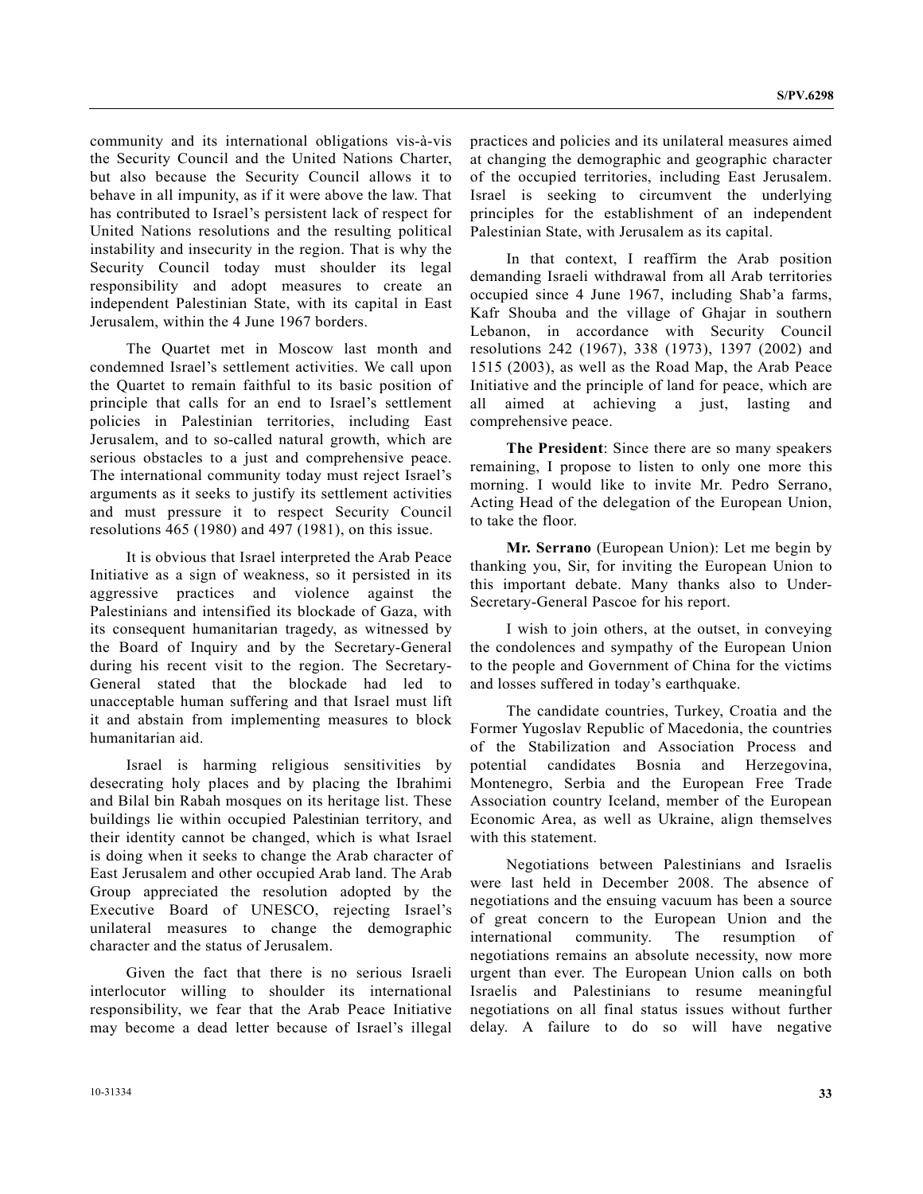community and its international obligations vis-à-vis the Security Council and the United Nations Charter, but also because the Security Council allows it to behave in all impunity, as if it were above the law. That has contributed to Israel's persistent lack of respect for United Nations resolutions and the resulting political instability and insecurity in the region. That is why the Security Council today must shoulder its legal responsibility and adopt measures to create an independent Palestinian State, with its capital in East Jerusalem, within the 4 June 1967 borders.

The Quartet met in Moscow last month and condemned Israel's settlement activities. We call upon the Quartet to remain faithful to its basic position of principle that calls for an end to Israel's settlement policies in Palestinian territories, including East Jerusalem, and to so-called natural growth, which are serious obstacles to a just and comprehensive peace. The international community today must reject Israel's arguments as it seeks to justify its settlement activities and must pressure it to respect Security Council resolutions 465 (1980) and 497 (1981), on this issue.

It is obvious that Israel interpreted the Arab Peace Initiative as a sign of weakness, so it persisted in its aggressive practices and violence against the Palestinians and intensified its blockade of Gaza, with its consequent humanitarian tragedy, as witnessed by the Board of Inquiry and by the Secretary-General during his recent visit to the region. The Secretary-General stated that the blockade had led to unacceptable human suffering and that Israel must lift it and abstain from implementing measures to block humanitarian aid.

Israel is harming religious sensitivities by desecrating holy places and by placing the Ibrahimi and Bilal bin Rabah mosques on its heritage list. These buildings lie within occupied Palestinian territory, and their identity cannot be changed, which is what Israel is doing when it seeks to change the Arab character of East Jerusalem and other occupied Arab land. The Arab Group appreciated the resolution adopted by the Executive Board of UNESCO, rejecting Israel's unilateral measures to change the demographic character and the status of Jerusalem.

Given the fact that there is no serious Israeli interlocutor willing to shoulder its international responsibility, we fear that the Arab Peace Initiative may become a dead letter because of Israel's illegal practices and policies and its unilateral measures aimed at changing the demographic and geographic character of the occupied territories, including East Jerusalem. Israel is seeking to circumvent the underlying principles for the establishment of an independent Palestinian State, with Jerusalem as its capital.

In that context, I reaffirm the Arab position demanding Israeli withdrawal from all Arab territories occupied since 4 June 1967, including Shab'a farms, Kafr Shouba and the village of Ghajar in southern Lebanon, in accordance with Security Council resolutions 242 (1967), 338 (1973), 1397 (2002) and 1515 (2003), as well as the Road Map, the Arab Peace Initiative and the principle of land for peace, which are all aimed at achieving a just, lasting and comprehensive peace.

**The President**: Since there are so many speakers remaining, I propose to listen to only one more this morning. I would like to invite Mr. Pedro Serrano, Acting Head of the delegation of the European Union, to take the floor.

**Mr. Serrano** (European Union): Let me begin by thanking you, Sir, for inviting the European Union to this important debate. Many thanks also to Under-Secretary-General Pascoe for his report.

I wish to join others, at the outset, in conveying the condolences and sympathy of the European Union to the people and Government of China for the victims and losses suffered in today's earthquake.

The candidate countries, Turkey, Croatia and the Former Yugoslav Republic of Macedonia, the countries of the Stabilization and Association Process and potential candidates Bosnia and Herzegovina, Montenegro, Serbia and the European Free Trade Association country Iceland, member of the European Economic Area, as well as Ukraine, align themselves with this statement.

Negotiations between Palestinians and Israelis were last held in December 2008. The absence of negotiations and the ensuing vacuum has been a source of great concern to the European Union and the international community. The resumption of negotiations remains an absolute necessity, now more urgent than ever. The European Union calls on both Israelis and Palestinians to resume meaningful negotiations on all final status issues without further delay. A failure to do so will have negative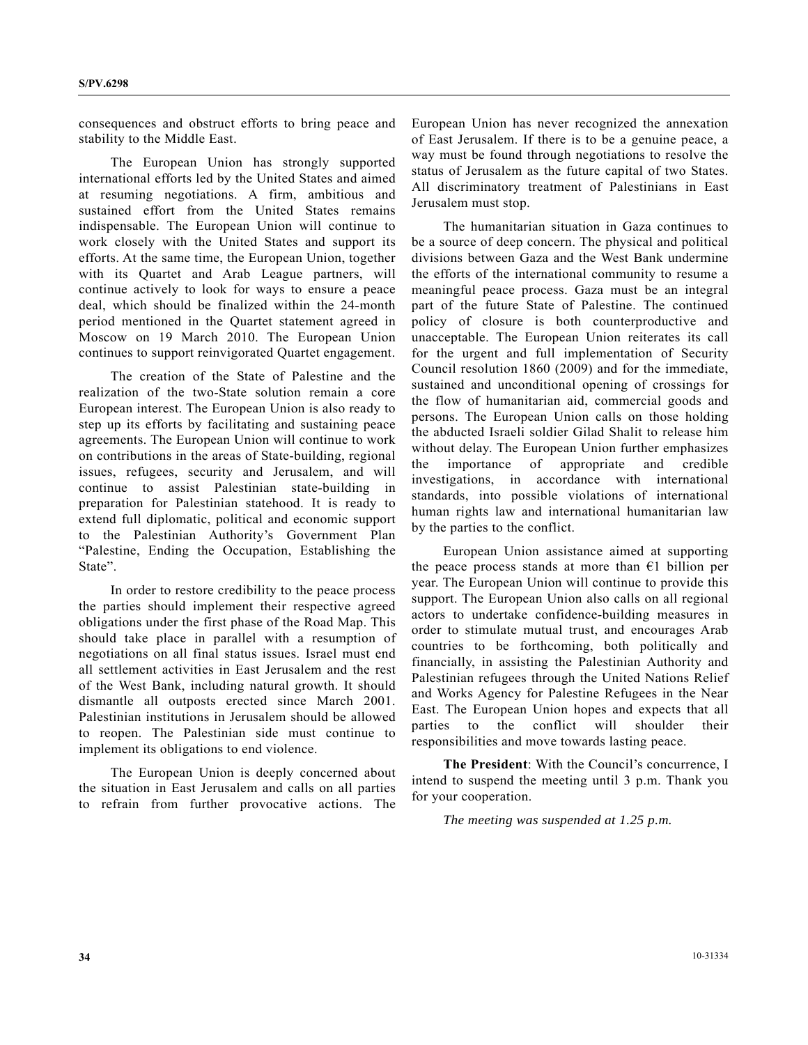consequences and obstruct efforts to bring peace and stability to the Middle East.

The European Union has strongly supported international efforts led by the United States and aimed at resuming negotiations. A firm, ambitious and sustained effort from the United States remains indispensable. The European Union will continue to work closely with the United States and support its efforts. At the same time, the European Union, together with its Quartet and Arab League partners, will continue actively to look for ways to ensure a peace deal, which should be finalized within the 24-month period mentioned in the Quartet statement agreed in Moscow on 19 March 2010. The European Union continues to support reinvigorated Quartet engagement.

The creation of the State of Palestine and the realization of the two-State solution remain a core European interest. The European Union is also ready to step up its efforts by facilitating and sustaining peace agreements. The European Union will continue to work on contributions in the areas of State-building, regional issues, refugees, security and Jerusalem, and will continue to assist Palestinian state-building in preparation for Palestinian statehood. It is ready to extend full diplomatic, political and economic support to the Palestinian Authority's Government Plan "Palestine, Ending the Occupation, Establishing the State".

In order to restore credibility to the peace process the parties should implement their respective agreed obligations under the first phase of the Road Map. This should take place in parallel with a resumption of negotiations on all final status issues. Israel must end all settlement activities in East Jerusalem and the rest of the West Bank, including natural growth. It should dismantle all outposts erected since March 2001. Palestinian institutions in Jerusalem should be allowed to reopen. The Palestinian side must continue to implement its obligations to end violence.

The European Union is deeply concerned about the situation in East Jerusalem and calls on all parties to refrain from further provocative actions. The European Union has never recognized the annexation of East Jerusalem. If there is to be a genuine peace, a way must be found through negotiations to resolve the status of Jerusalem as the future capital of two States. All discriminatory treatment of Palestinians in East Jerusalem must stop.

The humanitarian situation in Gaza continues to be a source of deep concern. The physical and political divisions between Gaza and the West Bank undermine the efforts of the international community to resume a meaningful peace process. Gaza must be an integral part of the future State of Palestine. The continued policy of closure is both counterproductive and unacceptable. The European Union reiterates its call for the urgent and full implementation of Security Council resolution 1860 (2009) and for the immediate, sustained and unconditional opening of crossings for the flow of humanitarian aid, commercial goods and persons. The European Union calls on those holding the abducted Israeli soldier Gilad Shalit to release him without delay. The European Union further emphasizes the importance of appropriate and credible investigations, in accordance with international standards, into possible violations of international human rights law and international humanitarian law by the parties to the conflict.

European Union assistance aimed at supporting the peace process stands at more than €1 billion per year. The European Union will continue to provide this support. The European Union also calls on all regional actors to undertake confidence-building measures in order to stimulate mutual trust, and encourages Arab countries to be forthcoming, both politically and financially, in assisting the Palestinian Authority and Palestinian refugees through the United Nations Relief and Works Agency for Palestine Refugees in the Near East. The European Union hopes and expects that all parties to the conflict will shoulder their responsibilities and move towards lasting peace.

**The President**: With the Council's concurrence, I intend to suspend the meeting until 3 p.m. Thank you for your cooperation.

*The meeting was suspended at 1.25 p.m.*